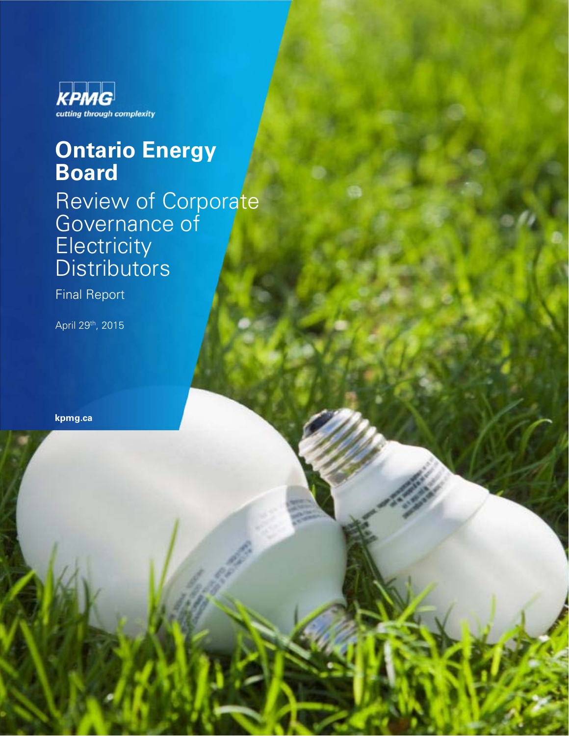KPMG

cutting through complexity

# Ontario Energy Board

## Review of Corporate Governance of Electricity Distributors

Final Report

April 29th, 2015

kpmg.ca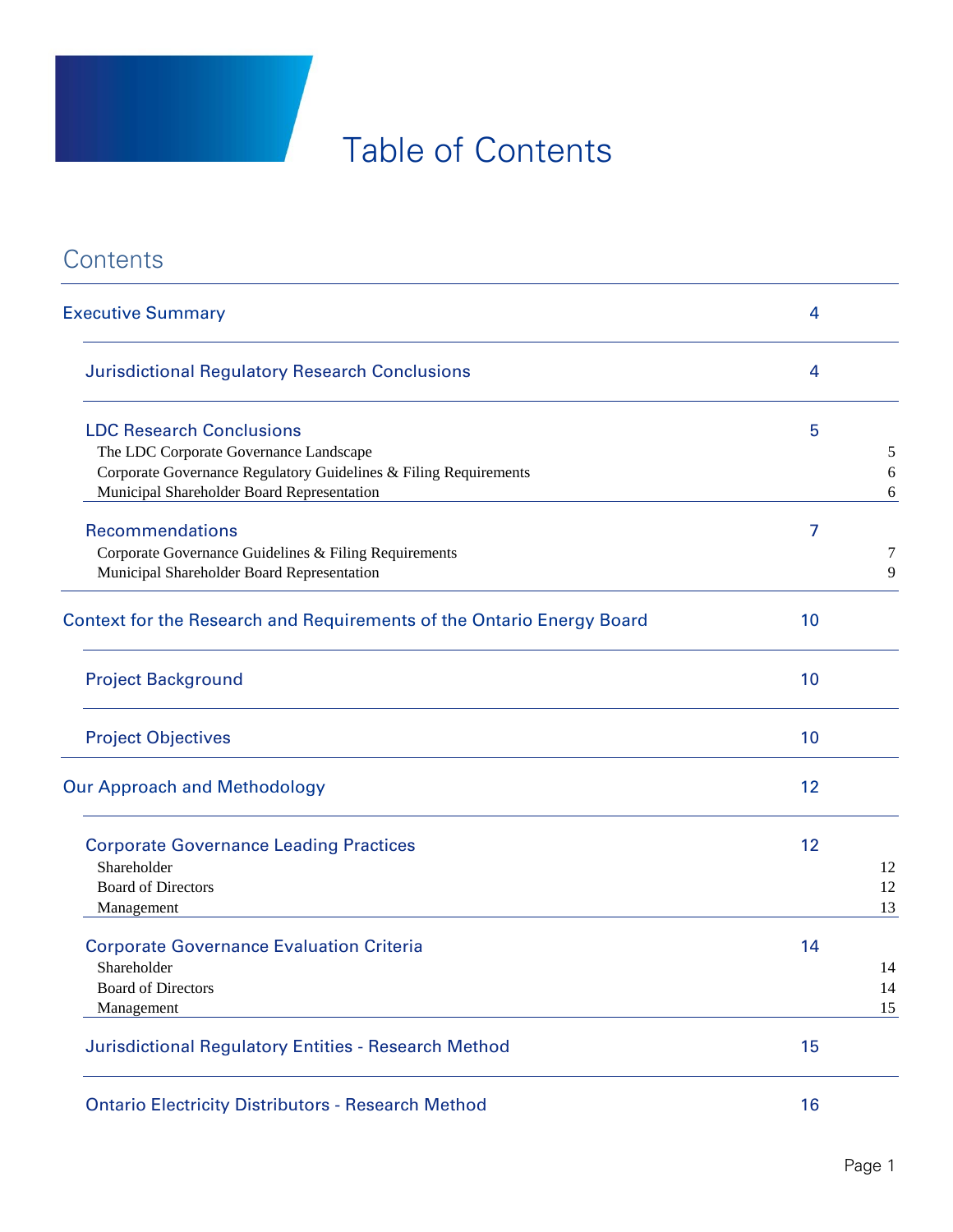# Table of Contents

## Contents

| | |
|---|---|
| Executive Summary | 4 |
| Jurisdictional Regulatory Research Conclusions | 4 |
| LDC Research Conclusions | 5 |
| The LDC Corporate Governance Landscape | 5 |
| Corporate Governance Regulatory Guidelines & Filing Requirements | 6 |
| Municipal Shareholder Board Representation | 6 |
| Recommendations | 7 |
| Corporate Governance Guidelines & Filing Requirements | 7 |
| Municipal Shareholder Board Representation | 9 |
| Context for the Research and Requirements of the Ontario Energy Board | 10 |
| Project Background | 10 |
| Project Objectives | 10 |
| Our Approach and Methodology | 12 |
| Corporate Governance Leading Practices | 12 |
| Shareholder | 12 |
| Board of Directors | 12 |
| Management | 13 |
| Corporate Governance Evaluation Criteria | 14 |
| Shareholder | 14 |
| Board of Directors | 14 |
| Management | 15 |
| Jurisdictional Regulatory Entities - Research Method | 15 |
| Ontario Electricity Distributors - Research Method | 16 |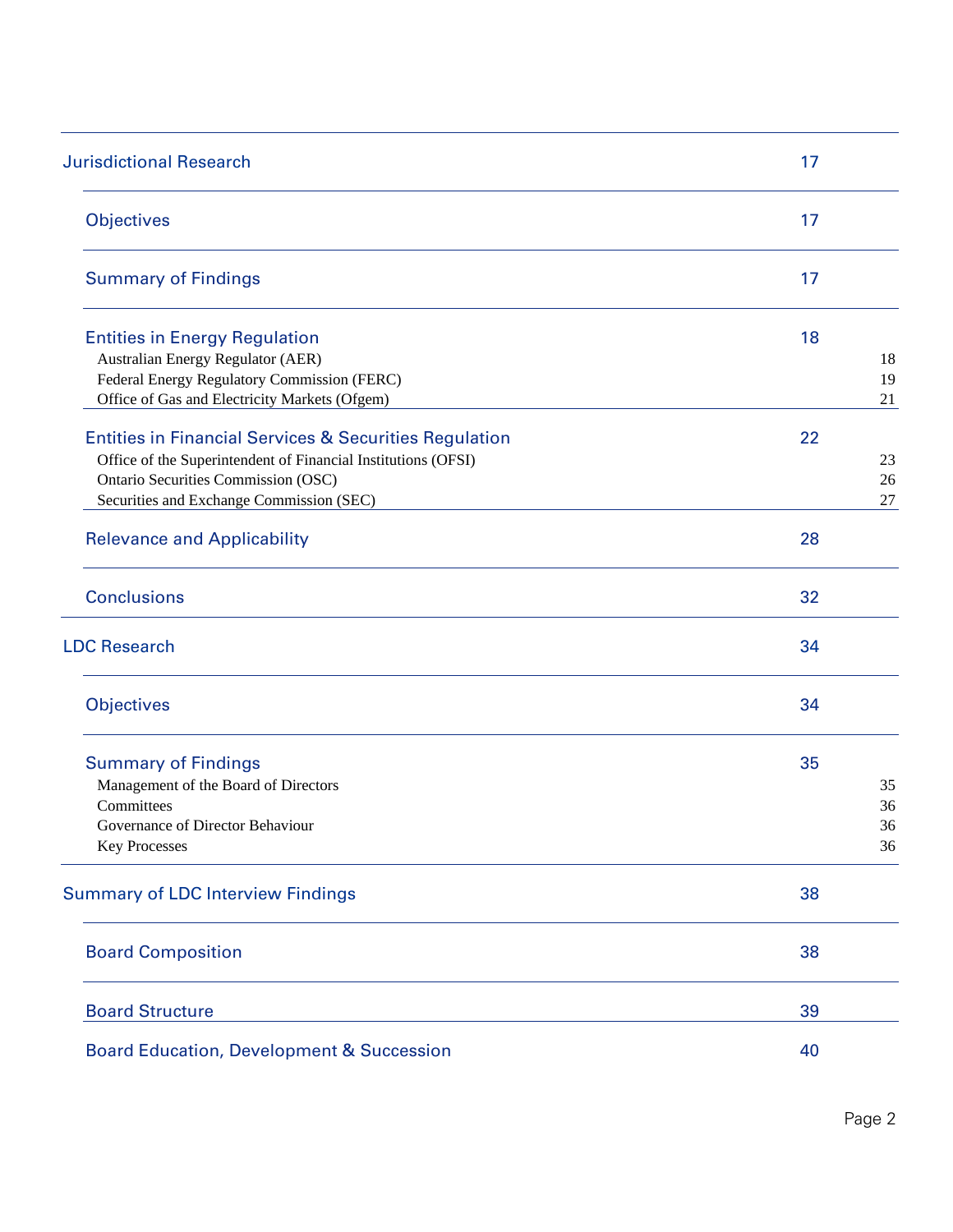| | |
|---|---|
| Jurisdictional Research | 17 |
| Objectives | 17 |
| Summary of Findings | 17 |
| Entities in Energy Regulation | 18 |
| Australian Energy Regulator (AER) | 18 |
| Federal Energy Regulatory Commission (FERC) | 19 |
| Office of Gas and Electricity Markets (Ofgem) | 21 |
| Entities in Financial Services & Securities Regulation | 22 |
| Office of the Superintendent of Financial Institutions (OFSI) | 23 |
| Ontario Securities Commission (OSC) | 26 |
| Securities and Exchange Commission (SEC) | 27 |
| Relevance and Applicability | 28 |
| Conclusions | 32 |
| LDC Research | 34 |
| Objectives | 34 |
| Summary of Findings | 35 |
| Management of the Board of Directors | 35 |
| Committees | 36 |
| Governance of Director Behaviour | 36 |
| Key Processes | 36 |
| Summary of LDC Interview Findings | 38 |
| Board Composition | 38 |
| Board Structure | 39 |
| Board Education, Development & Succession | 40 |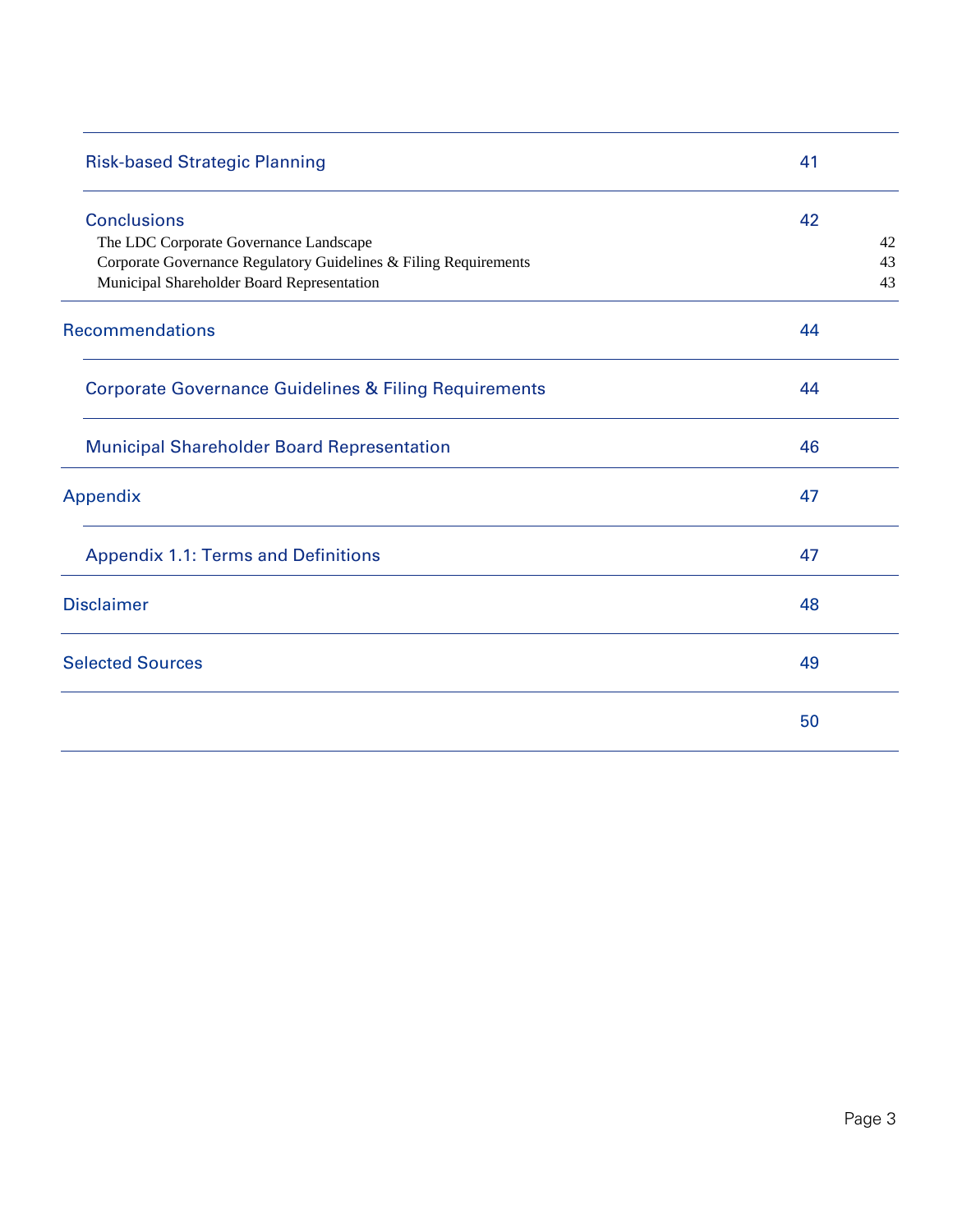| | |
|---|---|
| Risk-based Strategic Planning | 41 |
| Conclusions | 42 |
| The LDC Corporate Governance Landscape | 42 |
| Corporate Governance Regulatory Guidelines & Filing Requirements | 43 |
| Municipal Shareholder Board Representation | 43 |
| Recommendations | 44 |
| Corporate Governance Guidelines & Filing Requirements | 44 |
| Municipal Shareholder Board Representation | 46 |
| Appendix | 47 |
| Appendix 1.1: Terms and Definitions | 47 |
| Disclaimer | 48 |
| Selected Sources | 49 |
| | 50 |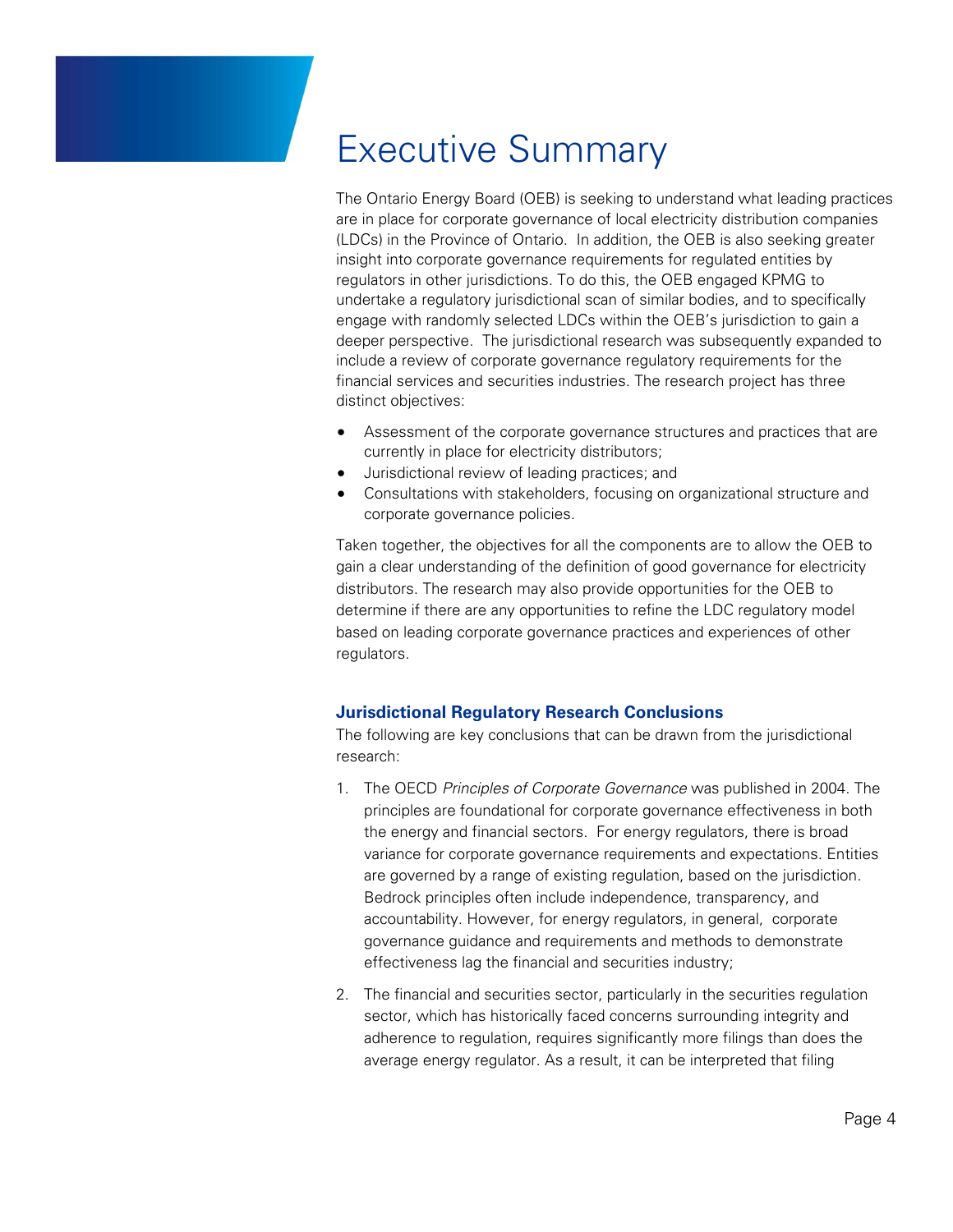# Executive Summary

The Ontario Energy Board (OEB) is seeking to understand what leading practices are in place for corporate governance of local electricity distribution companies (LDCs) in the Province of Ontario. In addition, the OEB is also seeking greater insight into corporate governance requirements for regulated entities by regulators in other jurisdictions. To do this, the OEB engaged KPMG to undertake a regulatory jurisdictional scan of similar bodies, and to specifically engage with randomly selected LDCs within the OEB's jurisdiction to gain a deeper perspective. The jurisdictional research was subsequently expanded to include a review of corporate governance regulatory requirements for the financial services and securities industries. The research project has three distinct objectives:

- Assessment of the corporate governance structures and practices that are currently in place for electricity distributors;
- Jurisdictional review of leading practices; and
- Consultations with stakeholders, focusing on organizational structure and corporate governance policies.

Taken together, the objectives for all the components are to allow the OEB to gain a clear understanding of the definition of good governance for electricity distributors. The research may also provide opportunities for the OEB to determine if there are any opportunities to refine the LDC regulatory model based on leading corporate governance practices and experiences of other regulators.

### Jurisdictional Regulatory Research Conclusions

The following are key conclusions that can be drawn from the jurisdictional research:

1. The OECD *Principles of Corporate Governance* was published in 2004. The principles are foundational for corporate governance effectiveness in both the energy and financial sectors. For energy regulators, there is broad variance for corporate governance requirements and expectations. Entities are governed by a range of existing regulation, based on the jurisdiction. Bedrock principles often include independence, transparency, and accountability. However, for energy regulators, in general, corporate governance guidance and requirements and methods to demonstrate effectiveness lag the financial and securities industry;

2. The financial and securities sector, particularly in the securities regulation sector, which has historically faced concerns surrounding integrity and adherence to regulation, requires significantly more filings than does the average energy regulator. As a result, it can be interpreted that filing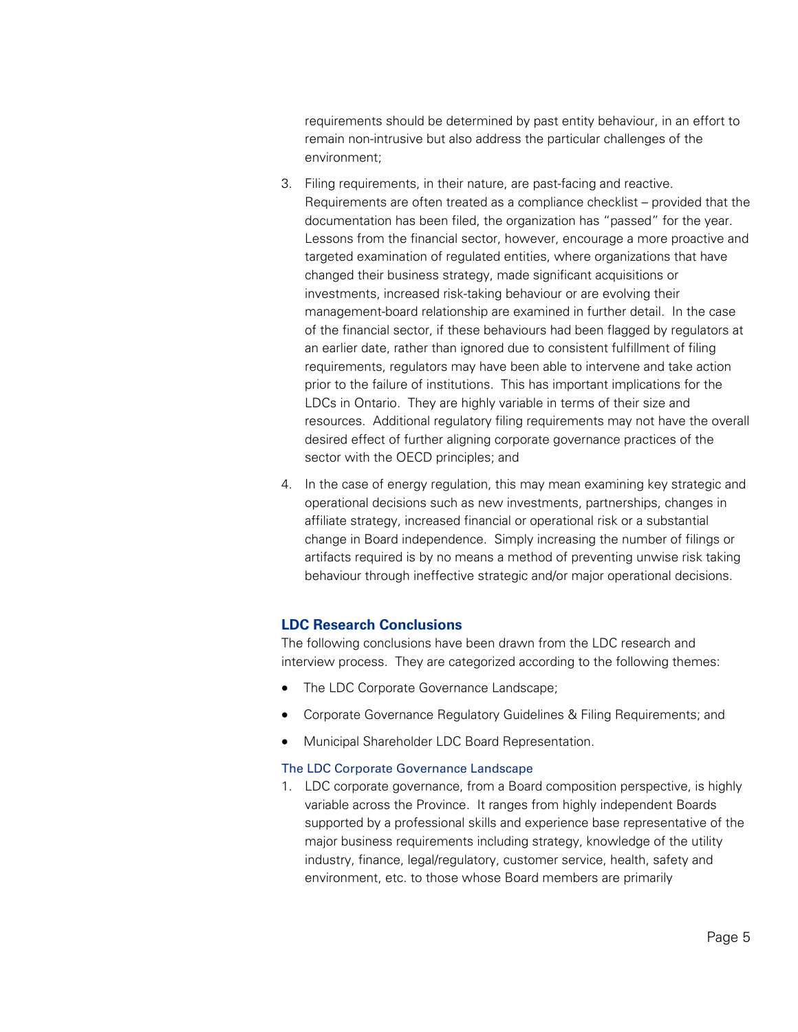requirements should be determined by past entity behaviour, in an effort to remain non-intrusive but also address the particular challenges of the environment;

3. Filing requirements, in their nature, are past-facing and reactive. Requirements are often treated as a compliance checklist – provided that the documentation has been filed, the organization has "passed" for the year. Lessons from the financial sector, however, encourage a more proactive and targeted examination of regulated entities, where organizations that have changed their business strategy, made significant acquisitions or investments, increased risk-taking behaviour or are evolving their management-board relationship are examined in further detail. In the case of the financial sector, if these behaviours had been flagged by regulators at an earlier date, rather than ignored due to consistent fulfillment of filing requirements, regulators may have been able to intervene and take action prior to the failure of institutions. This has important implications for the LDCs in Ontario. They are highly variable in terms of their size and resources. Additional regulatory filing requirements may not have the overall desired effect of further aligning corporate governance practices of the sector with the OECD principles; and

4. In the case of energy regulation, this may mean examining key strategic and operational decisions such as new investments, partnerships, changes in affiliate strategy, increased financial or operational risk or a substantial change in Board independence. Simply increasing the number of filings or artifacts required is by no means a method of preventing unwise risk taking behaviour through ineffective strategic and/or major operational decisions.

### LDC Research Conclusions

The following conclusions have been drawn from the LDC research and interview process. They are categorized according to the following themes:

- The LDC Corporate Governance Landscape;
- Corporate Governance Regulatory Guidelines & Filing Requirements; and
- Municipal Shareholder LDC Board Representation.

#### The LDC Corporate Governance Landscape

1. LDC corporate governance, from a Board composition perspective, is highly variable across the Province. It ranges from highly independent Boards supported by a professional skills and experience base representative of the major business requirements including strategy, knowledge of the utility industry, finance, legal/regulatory, customer service, health, safety and environment, etc. to those whose Board members are primarily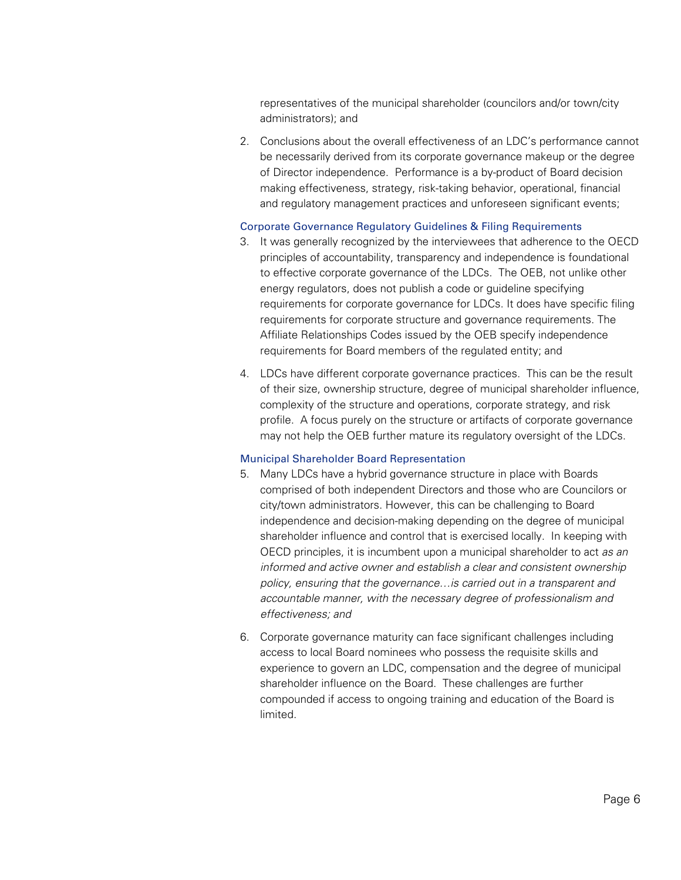representatives of the municipal shareholder (councilors and/or town/city administrators); and

2. Conclusions about the overall effectiveness of an LDC's performance cannot be necessarily derived from its corporate governance makeup or the degree of Director independence. Performance is a by-product of Board decision making effectiveness, strategy, risk-taking behavior, operational, financial and regulatory management practices and unforeseen significant events;

### Corporate Governance Regulatory Guidelines & Filing Requirements

3. It was generally recognized by the interviewees that adherence to the OECD principles of accountability, transparency and independence is foundational to effective corporate governance of the LDCs. The OEB, not unlike other energy regulators, does not publish a code or guideline specifying requirements for corporate governance for LDCs. It does have specific filing requirements for corporate structure and governance requirements. The Affiliate Relationships Codes issued by the OEB specify independence requirements for Board members of the regulated entity; and

4. LDCs have different corporate governance practices. This can be the result of their size, ownership structure, degree of municipal shareholder influence, complexity of the structure and operations, corporate strategy, and risk profile. A focus purely on the structure or artifacts of corporate governance may not help the OEB further mature its regulatory oversight of the LDCs.

### Municipal Shareholder Board Representation

5. Many LDCs have a hybrid governance structure in place with Boards comprised of both independent Directors and those who are Councilors or city/town administrators. However, this can be challenging to Board independence and decision-making depending on the degree of municipal shareholder influence and control that is exercised locally. In keeping with OECD principles, it is incumbent upon a municipal shareholder to act *as an informed and active owner and establish a clear and consistent ownership policy, ensuring that the governance…is carried out in a transparent and accountable manner, with the necessary degree of professionalism and effectiveness; and*

6. Corporate governance maturity can face significant challenges including access to local Board nominees who possess the requisite skills and experience to govern an LDC, compensation and the degree of municipal shareholder influence on the Board. These challenges are further compounded if access to ongoing training and education of the Board is limited.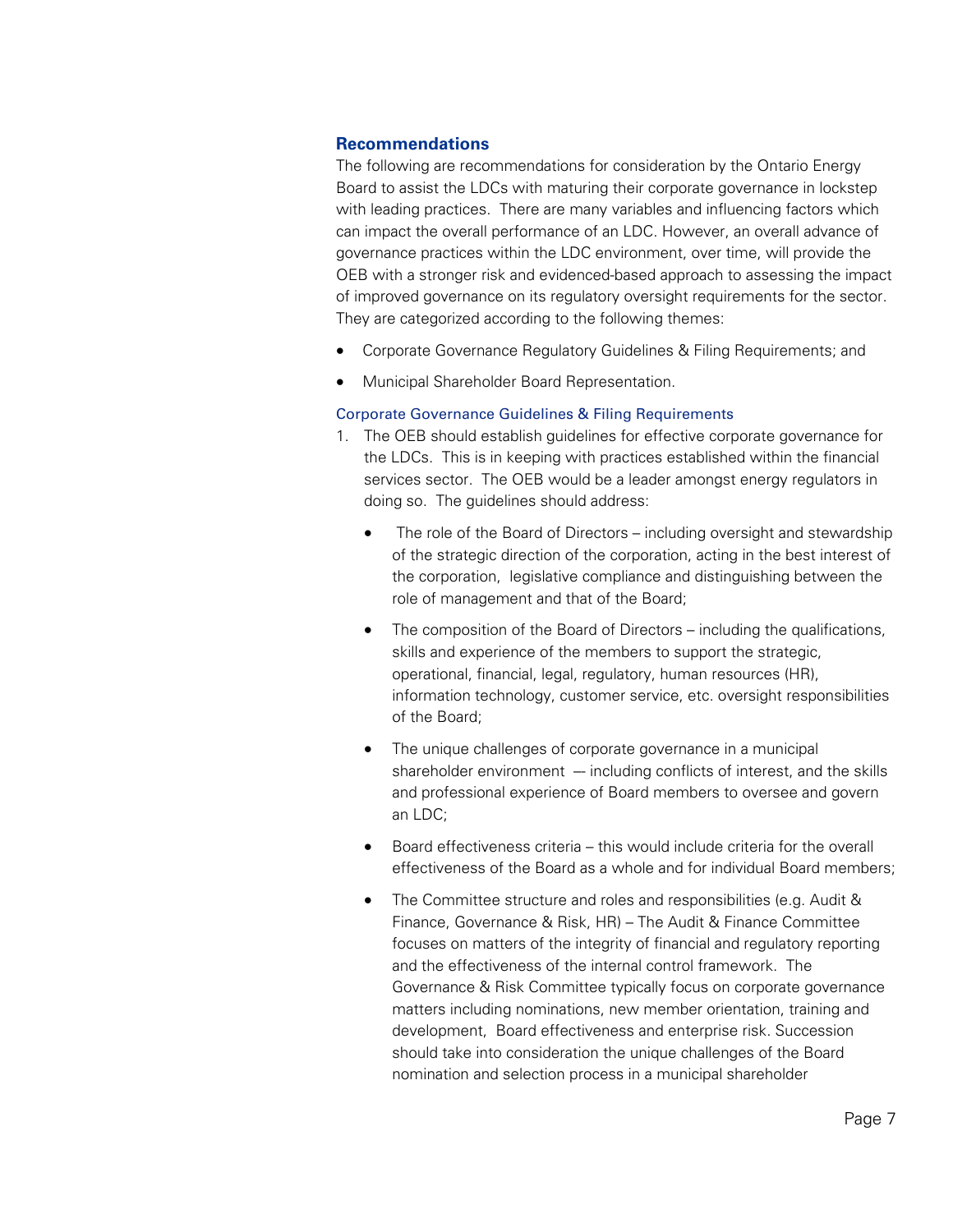## Recommendations

The following are recommendations for consideration by the Ontario Energy Board to assist the LDCs with maturing their corporate governance in lockstep with leading practices. There are many variables and influencing factors which can impact the overall performance of an LDC. However, an overall advance of governance practices within the LDC environment, over time, will provide the OEB with a stronger risk and evidenced-based approach to assessing the impact of improved governance on its regulatory oversight requirements for the sector. They are categorized according to the following themes:

- Corporate Governance Regulatory Guidelines & Filing Requirements; and
- Municipal Shareholder Board Representation.

### Corporate Governance Guidelines & Filing Requirements

1. The OEB should establish guidelines for effective corporate governance for the LDCs. This is in keeping with practices established within the financial services sector. The OEB would be a leader amongst energy regulators in doing so. The guidelines should address:

   - The role of the Board of Directors – including oversight and stewardship of the strategic direction of the corporation, acting in the best interest of the corporation, legislative compliance and distinguishing between the role of management and that of the Board;
   - The composition of the Board of Directors – including the qualifications, skills and experience of the members to support the strategic, operational, financial, legal, regulatory, human resources (HR), information technology, customer service, etc. oversight responsibilities of the Board;
   - The unique challenges of corporate governance in a municipal shareholder environment — including conflicts of interest, and the skills and professional experience of Board members to oversee and govern an LDC;
   - Board effectiveness criteria – this would include criteria for the overall effectiveness of the Board as a whole and for individual Board members;
   - The Committee structure and roles and responsibilities (e.g. Audit & Finance, Governance & Risk, HR) – The Audit & Finance Committee focuses on matters of the integrity of financial and regulatory reporting and the effectiveness of the internal control framework. The Governance & Risk Committee typically focus on corporate governance matters including nominations, new member orientation, training and development, Board effectiveness and enterprise risk. Succession should take into consideration the unique challenges of the Board nomination and selection process in a municipal shareholder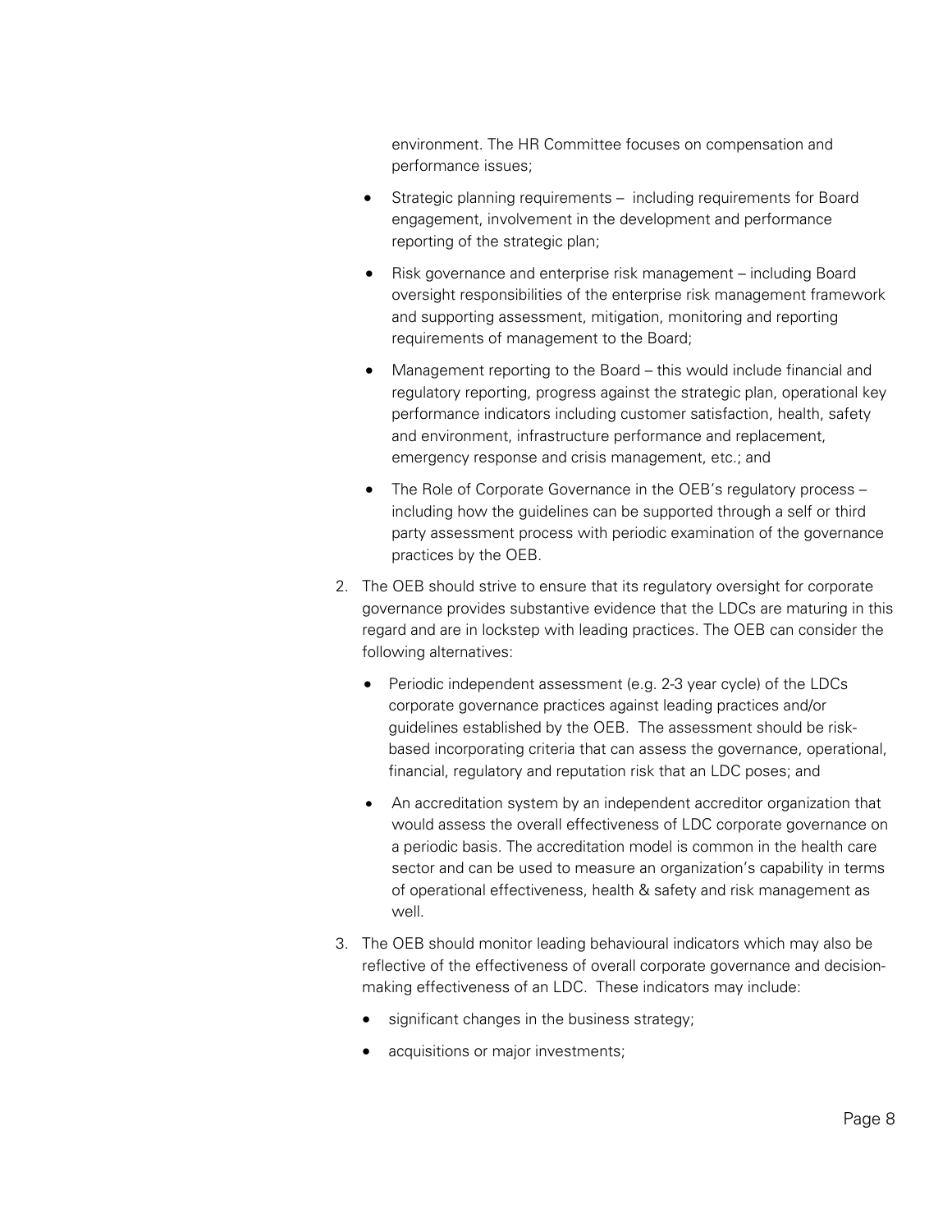environment. The HR Committee focuses on compensation and performance issues;

- Strategic planning requirements – including requirements for Board engagement, involvement in the development and performance reporting of the strategic plan;
- Risk governance and enterprise risk management – including Board oversight responsibilities of the enterprise risk management framework and supporting assessment, mitigation, monitoring and reporting requirements of management to the Board;
- Management reporting to the Board – this would include financial and regulatory reporting, progress against the strategic plan, operational key performance indicators including customer satisfaction, health, safety and environment, infrastructure performance and replacement, emergency response and crisis management, etc.; and
- The Role of Corporate Governance in the OEB's regulatory process – including how the guidelines can be supported through a self or third party assessment process with periodic examination of the governance practices by the OEB.

2. The OEB should strive to ensure that its regulatory oversight for corporate governance provides substantive evidence that the LDCs are maturing in this regard and are in lockstep with leading practices. The OEB can consider the following alternatives:
   - Periodic independent assessment (e.g. 2-3 year cycle) of the LDCs corporate governance practices against leading practices and/or guidelines established by the OEB. The assessment should be risk-based incorporating criteria that can assess the governance, operational, financial, regulatory and reputation risk that an LDC poses; and
   - An accreditation system by an independent accreditor organization that would assess the overall effectiveness of LDC corporate governance on a periodic basis. The accreditation model is common in the health care sector and can be used to measure an organization's capability in terms of operational effectiveness, health & safety and risk management as well.
3. The OEB should monitor leading behavioural indicators which may also be reflective of the effectiveness of overall corporate governance and decision-making effectiveness of an LDC. These indicators may include:
   - significant changes in the business strategy;
   - acquisitions or major investments;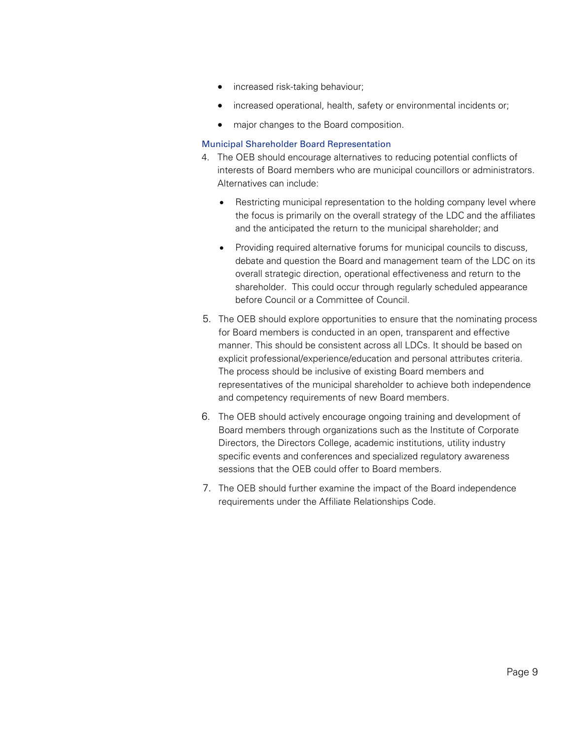- increased risk-taking behaviour;
- increased operational, health, safety or environmental incidents or;
- major changes to the Board composition.

### Municipal Shareholder Board Representation

4. The OEB should encourage alternatives to reducing potential conflicts of interests of Board members who are municipal councillors or administrators. Alternatives can include:
   - Restricting municipal representation to the holding company level where the focus is primarily on the overall strategy of the LDC and the affiliates and the anticipated the return to the municipal shareholder; and
   - Providing required alternative forums for municipal councils to discuss, debate and question the Board and management team of the LDC on its overall strategic direction, operational effectiveness and return to the shareholder. This could occur through regularly scheduled appearance before Council or a Committee of Council.
5. The OEB should explore opportunities to ensure that the nominating process for Board members is conducted in an open, transparent and effective manner. This should be consistent across all LDCs. It should be based on explicit professional/experience/education and personal attributes criteria. The process should be inclusive of existing Board members and representatives of the municipal shareholder to achieve both independence and competency requirements of new Board members.
6. The OEB should actively encourage ongoing training and development of Board members through organizations such as the Institute of Corporate Directors, the Directors College, academic institutions, utility industry specific events and conferences and specialized regulatory awareness sessions that the OEB could offer to Board members.
7. The OEB should further examine the impact of the Board independence requirements under the Affiliate Relationships Code.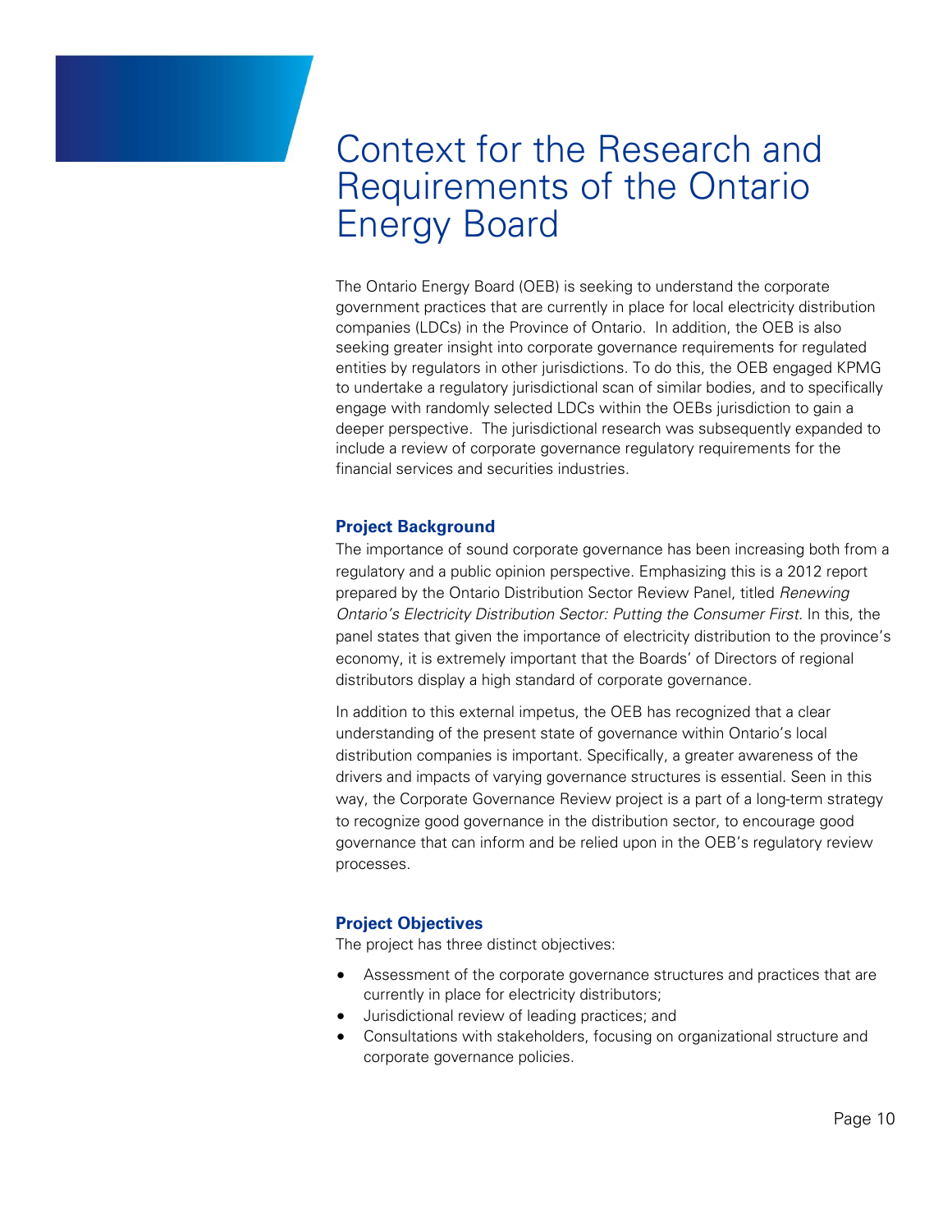# Context for the Research and Requirements of the Ontario Energy Board

The Ontario Energy Board (OEB) is seeking to understand the corporate government practices that are currently in place for local electricity distribution companies (LDCs) in the Province of Ontario. In addition, the OEB is also seeking greater insight into corporate governance requirements for regulated entities by regulators in other jurisdictions. To do this, the OEB engaged KPMG to undertake a regulatory jurisdictional scan of similar bodies, and to specifically engage with randomly selected LDCs within the OEBs jurisdiction to gain a deeper perspective. The jurisdictional research was subsequently expanded to include a review of corporate governance regulatory requirements for the financial services and securities industries.

## Project Background

The importance of sound corporate governance has been increasing both from a regulatory and a public opinion perspective. Emphasizing this is a 2012 report prepared by the Ontario Distribution Sector Review Panel, titled *Renewing Ontario's Electricity Distribution Sector: Putting the Consumer First*. In this, the panel states that given the importance of electricity distribution to the province's economy, it is extremely important that the Boards' of Directors of regional distributors display a high standard of corporate governance.

In addition to this external impetus, the OEB has recognized that a clear understanding of the present state of governance within Ontario's local distribution companies is important. Specifically, a greater awareness of the drivers and impacts of varying governance structures is essential. Seen in this way, the Corporate Governance Review project is a part of a long-term strategy to recognize good governance in the distribution sector, to encourage good governance that can inform and be relied upon in the OEB's regulatory review processes.

## Project Objectives

The project has three distinct objectives:

- Assessment of the corporate governance structures and practices that are currently in place for electricity distributors;
- Jurisdictional review of leading practices; and
- Consultations with stakeholders, focusing on organizational structure and corporate governance policies.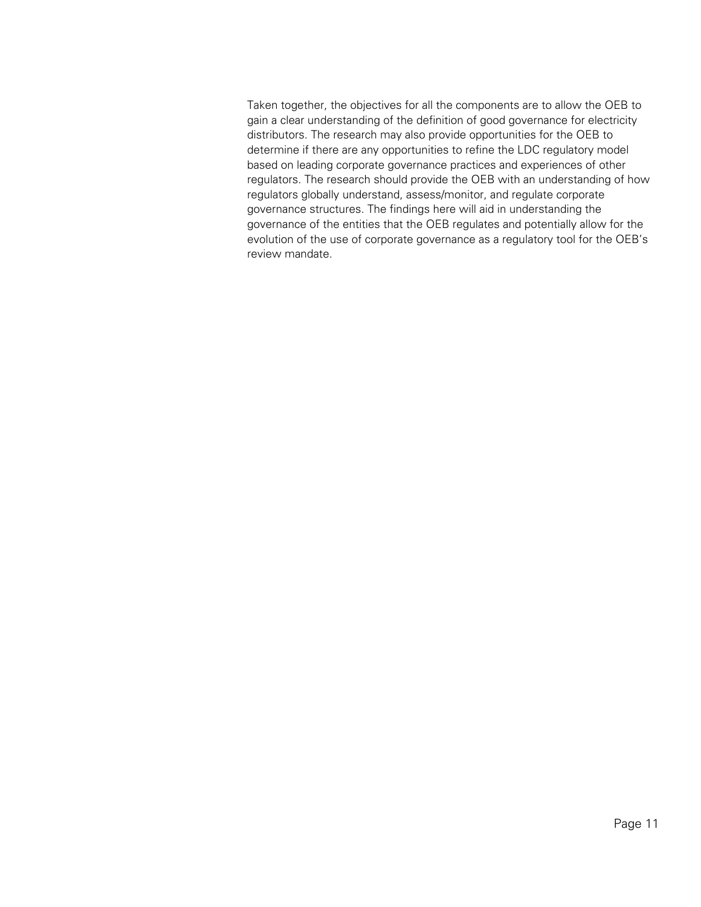Taken together, the objectives for all the components are to allow the OEB to gain a clear understanding of the definition of good governance for electricity distributors. The research may also provide opportunities for the OEB to determine if there are any opportunities to refine the LDC regulatory model based on leading corporate governance practices and experiences of other regulators. The research should provide the OEB with an understanding of how regulators globally understand, assess/monitor, and regulate corporate governance structures. The findings here will aid in understanding the governance of the entities that the OEB regulates and potentially allow for the evolution of the use of corporate governance as a regulatory tool for the OEB's review mandate.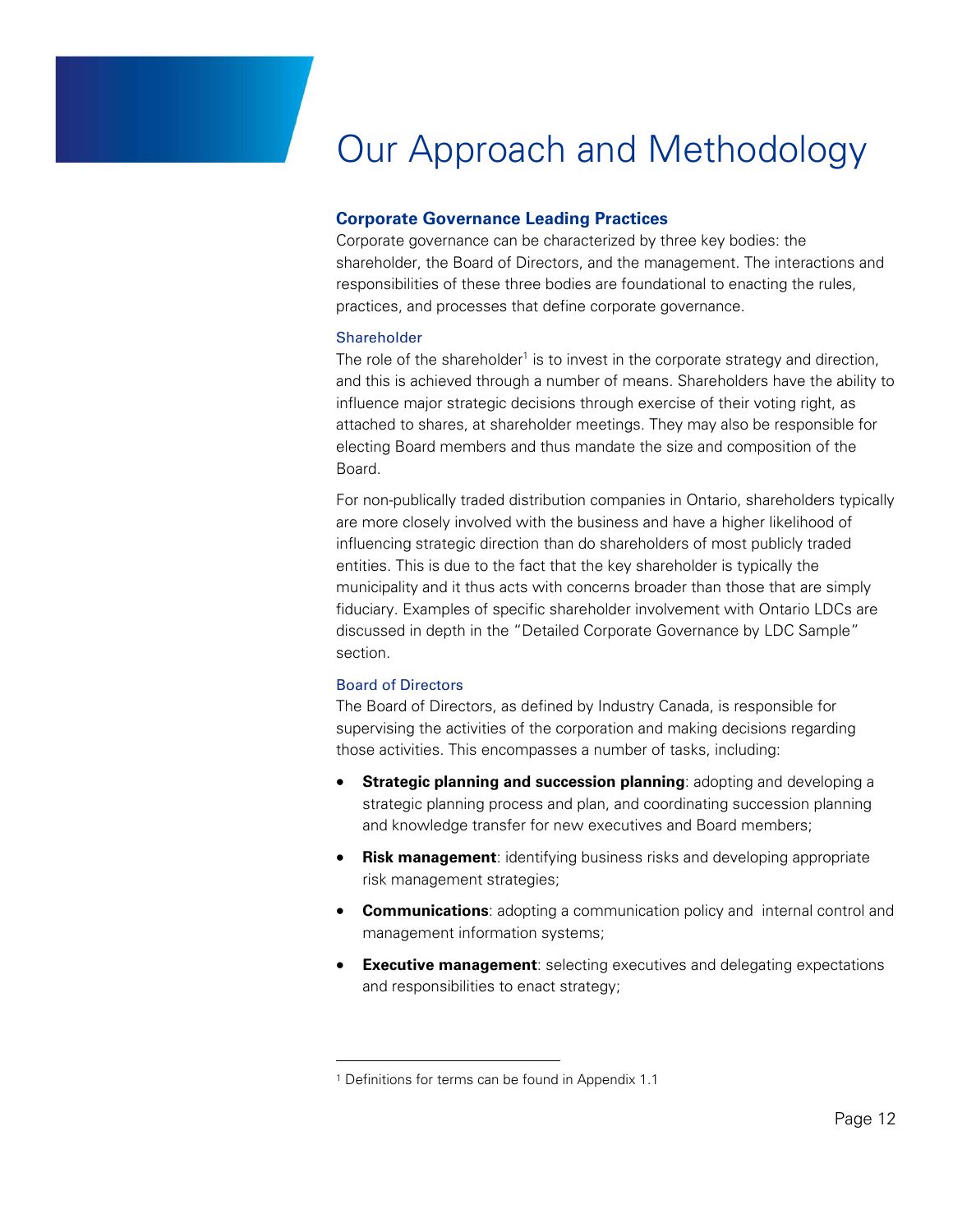# Our Approach and Methodology

## Corporate Governance Leading Practices

Corporate governance can be characterized by three key bodies: the shareholder, the Board of Directors, and the management. The interactions and responsibilities of these three bodies are foundational to enacting the rules, practices, and processes that define corporate governance.

### Shareholder

The role of the shareholder[1] is to invest in the corporate strategy and direction, and this is achieved through a number of means. Shareholders have the ability to influence major strategic decisions through exercise of their voting right, as attached to shares, at shareholder meetings. They may also be responsible for electing Board members and thus mandate the size and composition of the Board.

For non-publically traded distribution companies in Ontario, shareholders typically are more closely involved with the business and have a higher likelihood of influencing strategic direction than do shareholders of most publicly traded entities. This is due to the fact that the key shareholder is typically the municipality and it thus acts with concerns broader than those that are simply fiduciary. Examples of specific shareholder involvement with Ontario LDCs are discussed in depth in the "Detailed Corporate Governance by LDC Sample" section.

### Board of Directors

The Board of Directors, as defined by Industry Canada, is responsible for supervising the activities of the corporation and making decisions regarding those activities. This encompasses a number of tasks, including:

- **Strategic planning and succession planning**: adopting and developing a strategic planning process and plan, and coordinating succession planning and knowledge transfer for new executives and Board members;
- **Risk management**: identifying business risks and developing appropriate risk management strategies;
- **Communications**: adopting a communication policy and internal control and management information systems;
- **Executive management**: selecting executives and delegating expectations and responsibilities to enact strategy;

[1] Definitions for terms can be found in Appendix 1.1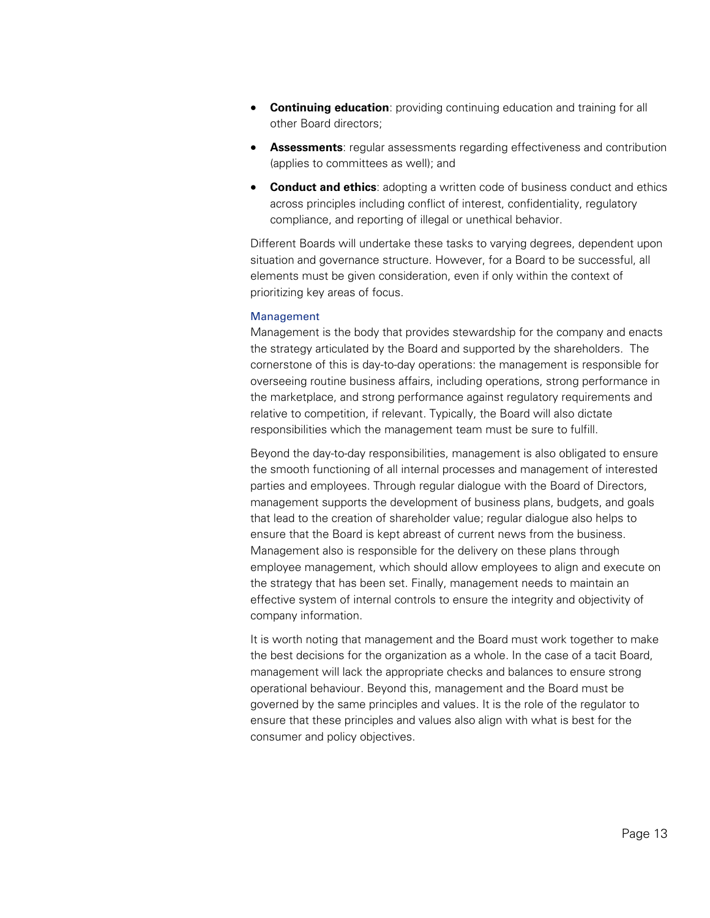- **Continuing education**: providing continuing education and training for all other Board directors;
- **Assessments**: regular assessments regarding effectiveness and contribution (applies to committees as well); and
- **Conduct and ethics**: adopting a written code of business conduct and ethics across principles including conflict of interest, confidentiality, regulatory compliance, and reporting of illegal or unethical behavior.

Different Boards will undertake these tasks to varying degrees, dependent upon situation and governance structure. However, for a Board to be successful, all elements must be given consideration, even if only within the context of prioritizing key areas of focus.

### Management

Management is the body that provides stewardship for the company and enacts the strategy articulated by the Board and supported by the shareholders. The cornerstone of this is day-to-day operations: the management is responsible for overseeing routine business affairs, including operations, strong performance in the marketplace, and strong performance against regulatory requirements and relative to competition, if relevant. Typically, the Board will also dictate responsibilities which the management team must be sure to fulfill.

Beyond the day-to-day responsibilities, management is also obligated to ensure the smooth functioning of all internal processes and management of interested parties and employees. Through regular dialogue with the Board of Directors, management supports the development of business plans, budgets, and goals that lead to the creation of shareholder value; regular dialogue also helps to ensure that the Board is kept abreast of current news from the business. Management also is responsible for the delivery on these plans through employee management, which should allow employees to align and execute on the strategy that has been set. Finally, management needs to maintain an effective system of internal controls to ensure the integrity and objectivity of company information.

It is worth noting that management and the Board must work together to make the best decisions for the organization as a whole. In the case of a tacit Board, management will lack the appropriate checks and balances to ensure strong operational behaviour. Beyond this, management and the Board must be governed by the same principles and values. It is the role of the regulator to ensure that these principles and values also align with what is best for the consumer and policy objectives.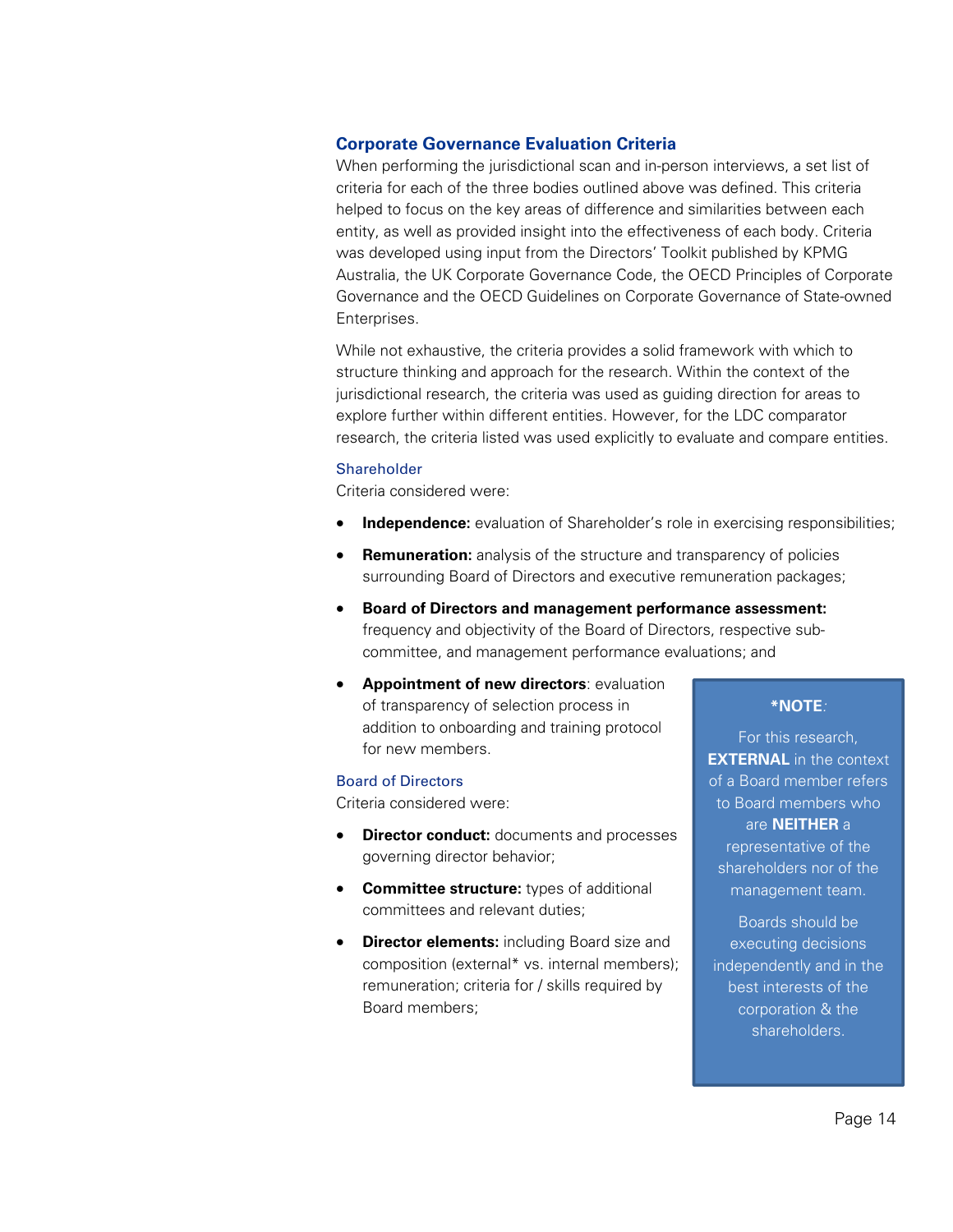## Corporate Governance Evaluation Criteria

When performing the jurisdictional scan and in-person interviews, a set list of criteria for each of the three bodies outlined above was defined. This criteria helped to focus on the key areas of difference and similarities between each entity, as well as provided insight into the effectiveness of each body. Criteria was developed using input from the Directors' Toolkit published by KPMG Australia, the UK Corporate Governance Code, the OECD Principles of Corporate Governance and the OECD Guidelines on Corporate Governance of State-owned Enterprises.

While not exhaustive, the criteria provides a solid framework with which to structure thinking and approach for the research. Within the context of the jurisdictional research, the criteria was used as guiding direction for areas to explore further within different entities. However, for the LDC comparator research, the criteria listed was used explicitly to evaluate and compare entities.

### Shareholder

Criteria considered were:

- **Independence:** evaluation of Shareholder's role in exercising responsibilities;
- **Remuneration:** analysis of the structure and transparency of policies surrounding Board of Directors and executive remuneration packages;
- **Board of Directors and management performance assessment:** frequency and objectivity of the Board of Directors, respective sub-committee, and management performance evaluations; and
- **Appointment of new directors**: evaluation of transparency of selection process in addition to onboarding and training protocol for new members.

### Board of Directors

Criteria considered were:

- **Director conduct:** documents and processes governing director behavior;
- **Committee structure:** types of additional committees and relevant duties;
- **Director elements:** including Board size and composition (external* vs. internal members); remuneration; criteria for / skills required by Board members;

> ***NOTE**:
>
> For this research, **EXTERNAL** in the context of a Board member refers to Board members who are **NEITHER** a representative of the shareholders nor of the management team.
>
> Boards should be executing decisions independently and in the best interests of the corporation & the shareholders.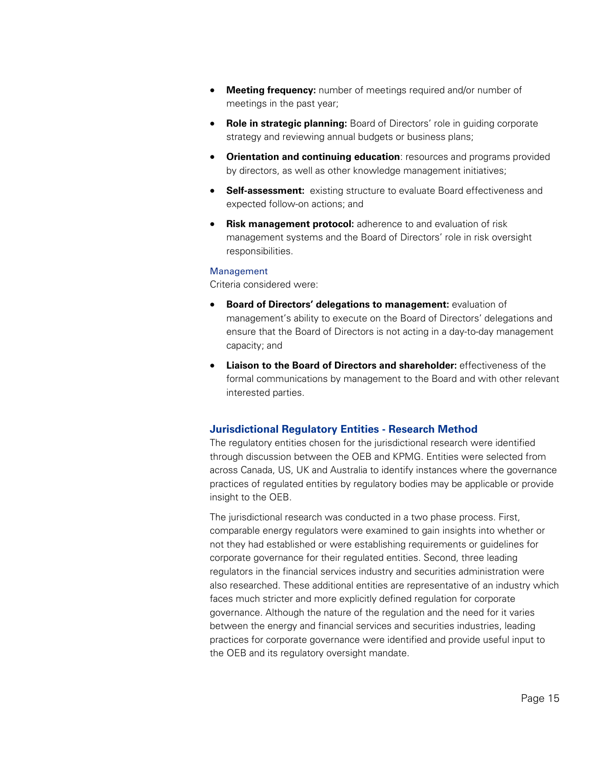- **Meeting frequency:** number of meetings required and/or number of meetings in the past year;
- **Role in strategic planning:** Board of Directors' role in guiding corporate strategy and reviewing annual budgets or business plans;
- **Orientation and continuing education**: resources and programs provided by directors, as well as other knowledge management initiatives;
- **Self-assessment:** existing structure to evaluate Board effectiveness and expected follow-on actions; and
- **Risk management protocol:** adherence to and evaluation of risk management systems and the Board of Directors' role in risk oversight responsibilities.

#### Management

Criteria considered were:

- **Board of Directors' delegations to management:** evaluation of management's ability to execute on the Board of Directors' delegations and ensure that the Board of Directors is not acting in a day-to-day management capacity; and
- **Liaison to the Board of Directors and shareholder:** effectiveness of the formal communications by management to the Board and with other relevant interested parties.

### Jurisdictional Regulatory Entities - Research Method

The regulatory entities chosen for the jurisdictional research were identified through discussion between the OEB and KPMG. Entities were selected from across Canada, US, UK and Australia to identify instances where the governance practices of regulated entities by regulatory bodies may be applicable or provide insight to the OEB.

The jurisdictional research was conducted in a two phase process. First, comparable energy regulators were examined to gain insights into whether or not they had established or were establishing requirements or guidelines for corporate governance for their regulated entities. Second, three leading regulators in the financial services industry and securities administration were also researched. These additional entities are representative of an industry which faces much stricter and more explicitly defined regulation for corporate governance. Although the nature of the regulation and the need for it varies between the energy and financial services and securities industries, leading practices for corporate governance were identified and provide useful input to the OEB and its regulatory oversight mandate.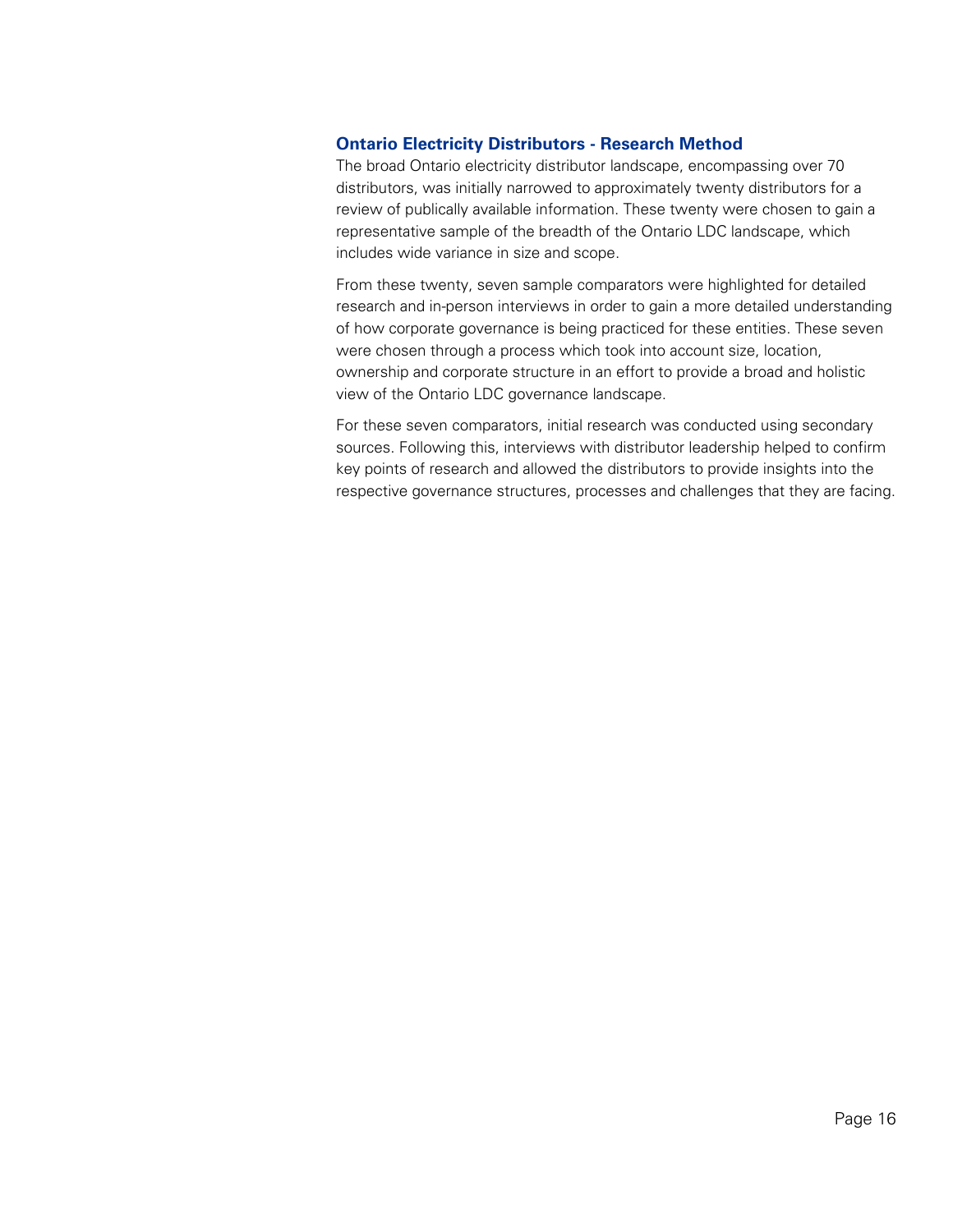## Ontario Electricity Distributors - Research Method

The broad Ontario electricity distributor landscape, encompassing over 70 distributors, was initially narrowed to approximately twenty distributors for a review of publically available information. These twenty were chosen to gain a representative sample of the breadth of the Ontario LDC landscape, which includes wide variance in size and scope.

From these twenty, seven sample comparators were highlighted for detailed research and in-person interviews in order to gain a more detailed understanding of how corporate governance is being practiced for these entities. These seven were chosen through a process which took into account size, location, ownership and corporate structure in an effort to provide a broad and holistic view of the Ontario LDC governance landscape.

For these seven comparators, initial research was conducted using secondary sources. Following this, interviews with distributor leadership helped to confirm key points of research and allowed the distributors to provide insights into the respective governance structures, processes and challenges that they are facing.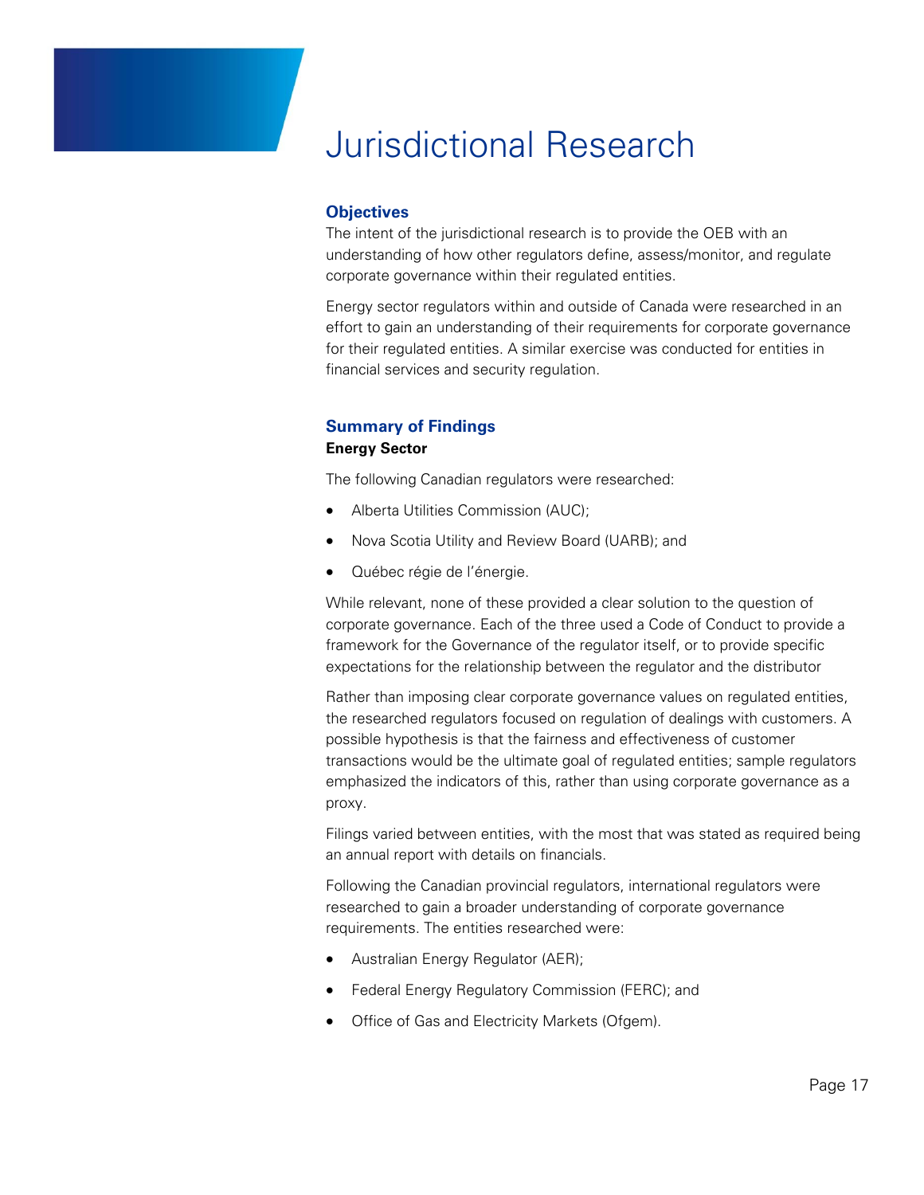# Jurisdictional Research

## Objectives

The intent of the jurisdictional research is to provide the OEB with an understanding of how other regulators define, assess/monitor, and regulate corporate governance within their regulated entities.

Energy sector regulators within and outside of Canada were researched in an effort to gain an understanding of their requirements for corporate governance for their regulated entities. A similar exercise was conducted for entities in financial services and security regulation.

## Summary of Findings

### Energy Sector

The following Canadian regulators were researched:

- Alberta Utilities Commission (AUC);
- Nova Scotia Utility and Review Board (UARB); and
- Québec régie de l'énergie.

While relevant, none of these provided a clear solution to the question of corporate governance. Each of the three used a Code of Conduct to provide a framework for the Governance of the regulator itself, or to provide specific expectations for the relationship between the regulator and the distributor

Rather than imposing clear corporate governance values on regulated entities, the researched regulators focused on regulation of dealings with customers. A possible hypothesis is that the fairness and effectiveness of customer transactions would be the ultimate goal of regulated entities; sample regulators emphasized the indicators of this, rather than using corporate governance as a proxy.

Filings varied between entities, with the most that was stated as required being an annual report with details on financials.

Following the Canadian provincial regulators, international regulators were researched to gain a broader understanding of corporate governance requirements. The entities researched were:

- Australian Energy Regulator (AER);
- Federal Energy Regulatory Commission (FERC); and
- Office of Gas and Electricity Markets (Ofgem).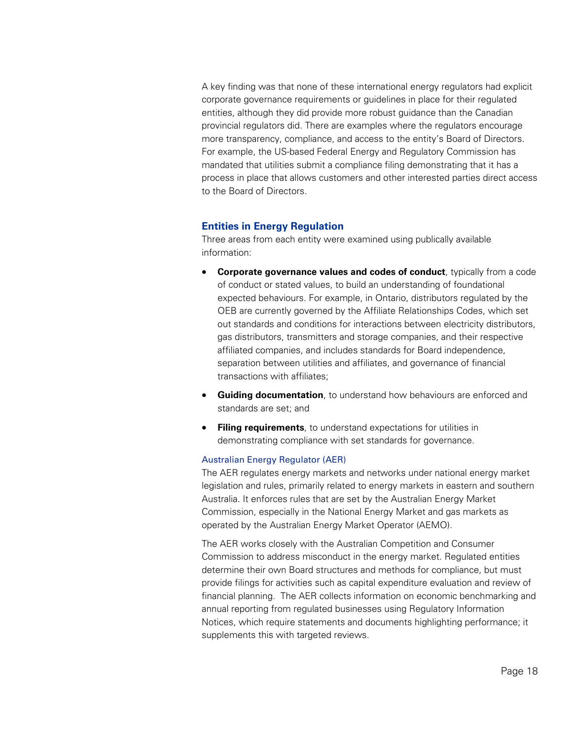A key finding was that none of these international energy regulators had explicit corporate governance requirements or guidelines in place for their regulated entities, although they did provide more robust guidance than the Canadian provincial regulators did. There are examples where the regulators encourage more transparency, compliance, and access to the entity's Board of Directors. For example, the US-based Federal Energy and Regulatory Commission has mandated that utilities submit a compliance filing demonstrating that it has a process in place that allows customers and other interested parties direct access to the Board of Directors.

## Entities in Energy Regulation

Three areas from each entity were examined using publically available information:

- **Corporate governance values and codes of conduct**, typically from a code of conduct or stated values, to build an understanding of foundational expected behaviours. For example, in Ontario, distributors regulated by the OEB are currently governed by the Affiliate Relationships Codes, which set out standards and conditions for interactions between electricity distributors, gas distributors, transmitters and storage companies, and their respective affiliated companies, and includes standards for Board independence, separation between utilities and affiliates, and governance of financial transactions with affiliates;
- **Guiding documentation**, to understand how behaviours are enforced and standards are set; and
- **Filing requirements**, to understand expectations for utilities in demonstrating compliance with set standards for governance.

### Australian Energy Regulator (AER)

The AER regulates energy markets and networks under national energy market legislation and rules, primarily related to energy markets in eastern and southern Australia. It enforces rules that are set by the Australian Energy Market Commission, especially in the National Energy Market and gas markets as operated by the Australian Energy Market Operator (AEMO).

The AER works closely with the Australian Competition and Consumer Commission to address misconduct in the energy market. Regulated entities determine their own Board structures and methods for compliance, but must provide filings for activities such as capital expenditure evaluation and review of financial planning. The AER collects information on economic benchmarking and annual reporting from regulated businesses using Regulatory Information Notices, which require statements and documents highlighting performance; it supplements this with targeted reviews.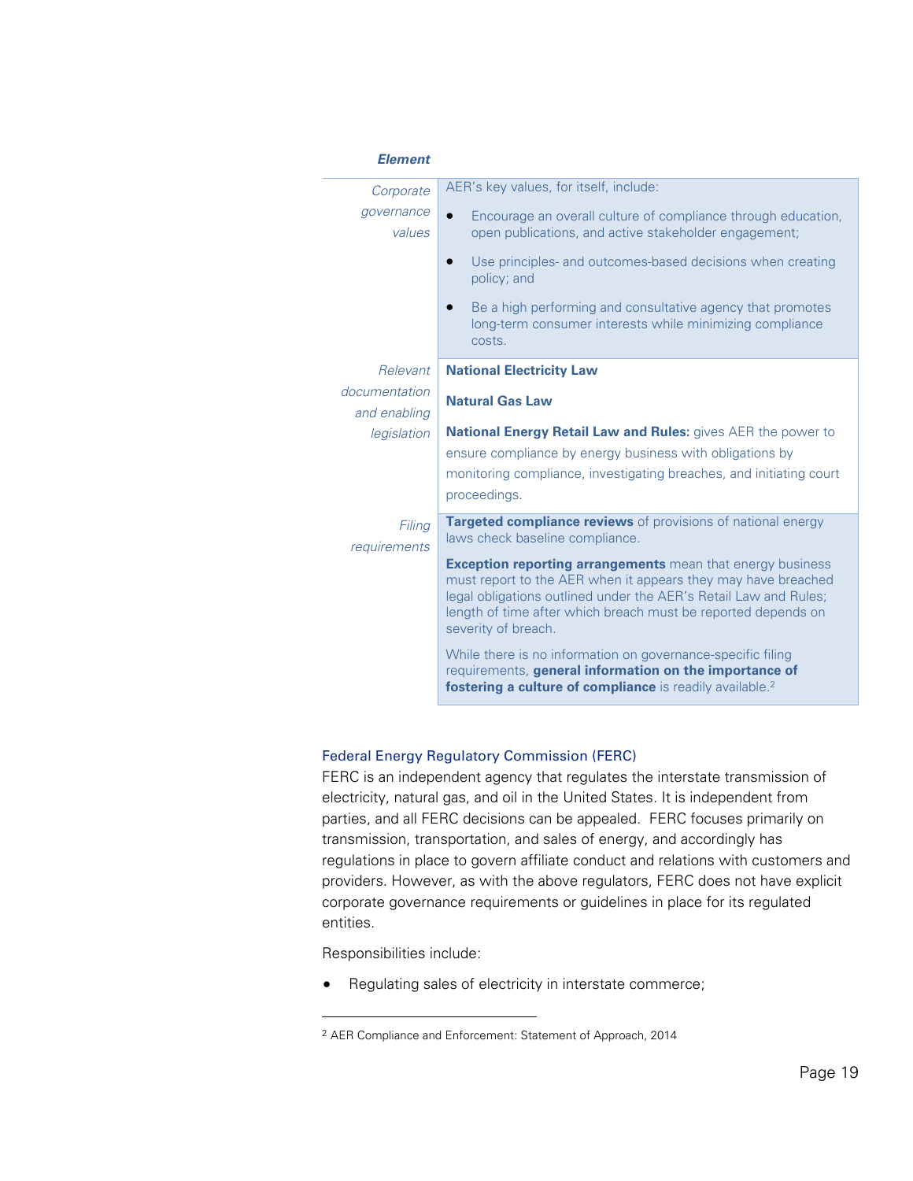| Element | |
|---|---|
| *Corporate governance values* | AER's key values, for itself, include:<br>• Encourage an overall culture of compliance through education, open publications, and active stakeholder engagement;<br>• Use principles- and outcomes-based decisions when creating policy; and<br>• Be a high performing and consultative agency that promotes long-term consumer interests while minimizing compliance costs. |
| *Relevant documentation and enabling legislation* | **National Electricity Law**<br>**Natural Gas Law**<br>**National Energy Retail Law and Rules:** gives AER the power to ensure compliance by energy business with obligations by monitoring compliance, investigating breaches, and initiating court proceedings. |
| *Filing requirements* | **Targeted compliance reviews** of provisions of national energy laws check baseline compliance.<br>**Exception reporting arrangements** mean that energy business must report to the AER when it appears they may have breached legal obligations outlined under the AER's Retail Law and Rules; length of time after which breach must be reported depends on severity of breach.<br>While there is no information on governance-specific filing requirements, **general information on the importance of fostering a culture of compliance** is readily available.[2] |

### Federal Energy Regulatory Commission (FERC)

FERC is an independent agency that regulates the interstate transmission of electricity, natural gas, and oil in the United States. It is independent from parties, and all FERC decisions can be appealed. FERC focuses primarily on transmission, transportation, and sales of energy, and accordingly has regulations in place to govern affiliate conduct and relations with customers and providers. However, as with the above regulators, FERC does not have explicit corporate governance requirements or guidelines in place for its regulated entities.

Responsibilities include:

- Regulating sales of electricity in interstate commerce;

[2] AER Compliance and Enforcement: Statement of Approach, 2014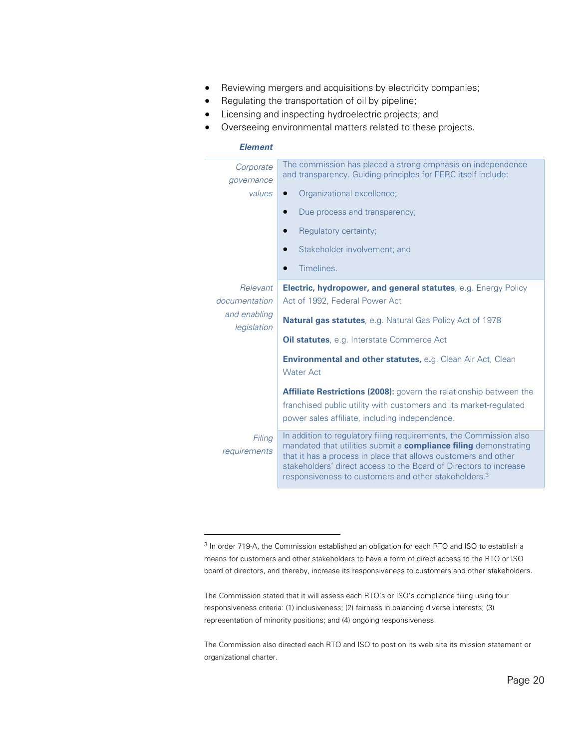- Reviewing mergers and acquisitions by electricity companies;
- Regulating the transportation of oil by pipeline;
- Licensing and inspecting hydroelectric projects; and
- Overseeing environmental matters related to these projects.

| ***Element*** | |
|---|---|
| *Corporate governance values* | The commission has placed a strong emphasis on independence and transparency. Guiding principles for FERC itself include:<br>• Organizational excellence;<br>• Due process and transparency;<br>• Regulatory certainty;<br>• Stakeholder involvement; and<br>• Timelines. |
| *Relevant documentation and enabling legislation* | **Electric, hydropower, and general statutes**, e.g. Energy Policy Act of 1992, Federal Power Act<br>**Natural gas statutes**, e.g. Natural Gas Policy Act of 1978<br>**Oil statutes**, e.g. Interstate Commerce Act<br>**Environmental and other statutes,** e.g. Clean Air Act, Clean Water Act<br>**Affiliate Restrictions (2008):** govern the relationship between the franchised public utility with customers and its market-regulated power sales affiliate, including independence. |
| *Filing requirements* | In addition to regulatory filing requirements, the Commission also mandated that utilities submit a **compliance filing** demonstrating that it has a process in place that allows customers and other stakeholders' direct access to the Board of Directors to increase responsiveness to customers and other stakeholders.[3] |

[3] In order 719-A, the Commission established an obligation for each RTO and ISO to establish a means for customers and other stakeholders to have a form of direct access to the RTO or ISO board of directors, and thereby, increase its responsiveness to customers and other stakeholders.

The Commission stated that it will assess each RTO's or ISO's compliance filing using four responsiveness criteria: (1) inclusiveness; (2) fairness in balancing diverse interests; (3) representation of minority positions; and (4) ongoing responsiveness.

The Commission also directed each RTO and ISO to post on its web site its mission statement or organizational charter.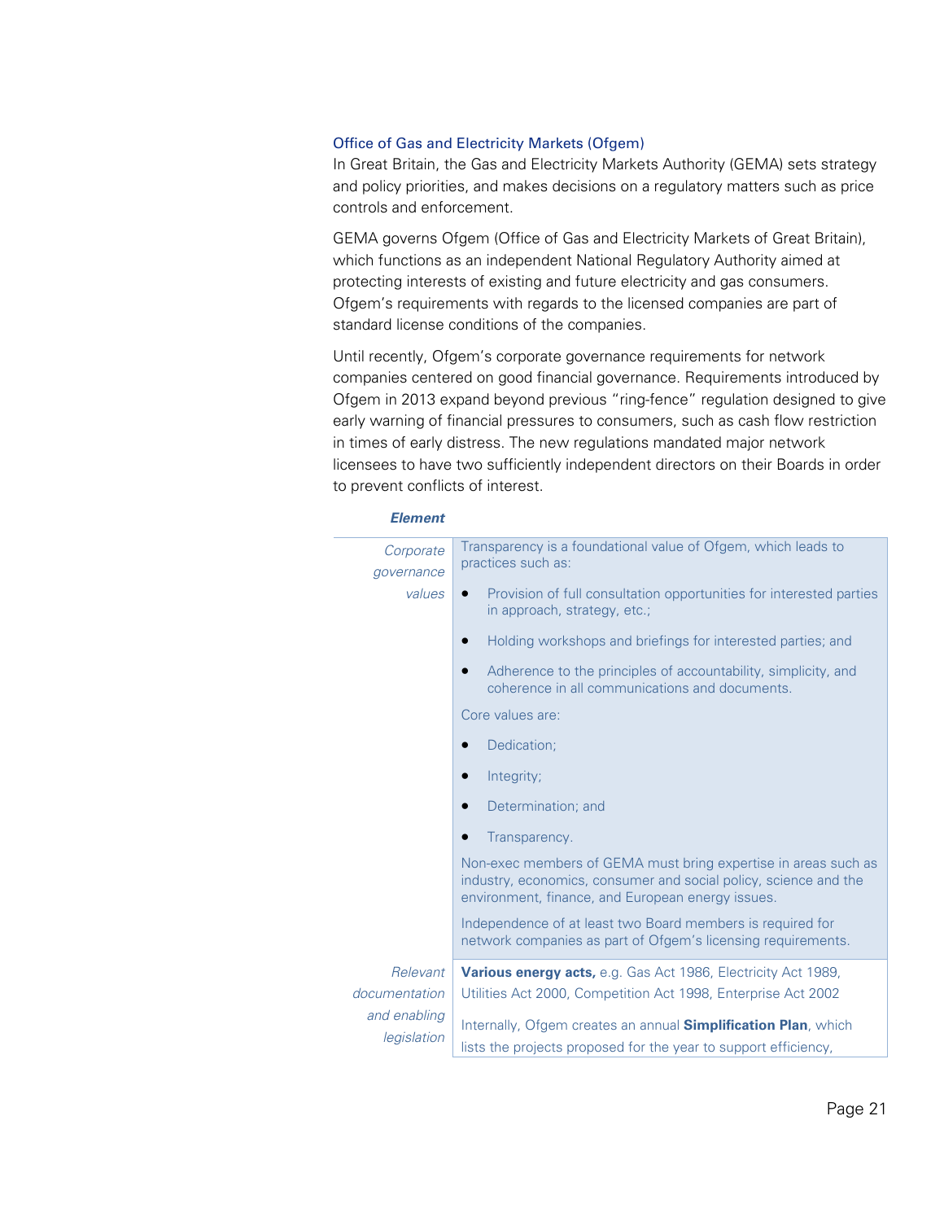### Office of Gas and Electricity Markets (Ofgem)

In Great Britain, the Gas and Electricity Markets Authority (GEMA) sets strategy and policy priorities, and makes decisions on a regulatory matters such as price controls and enforcement.

GEMA governs Ofgem (Office of Gas and Electricity Markets of Great Britain), which functions as an independent National Regulatory Authority aimed at protecting interests of existing and future electricity and gas consumers. Ofgem's requirements with regards to the licensed companies are part of standard license conditions of the companies.

Until recently, Ofgem's corporate governance requirements for network companies centered on good financial governance. Requirements introduced by Ofgem in 2013 expand beyond previous "ring-fence" regulation designed to give early warning of financial pressures to consumers, such as cash flow restriction in times of early distress. The new regulations mandated major network licensees to have two sufficiently independent directors on their Boards in order to prevent conflicts of interest.

| ***Element*** | |
|---|---|
| *Corporate governance values* | Transparency is a foundational value of Ofgem, which leads to practices such as:<br>• Provision of full consultation opportunities for interested parties in approach, strategy, etc.;<br>• Holding workshops and briefings for interested parties; and<br>• Adherence to the principles of accountability, simplicity, and coherence in all communications and documents.<br>Core values are:<br>• Dedication;<br>• Integrity;<br>• Determination; and<br>• Transparency.<br>Non-exec members of GEMA must bring expertise in areas such as industry, economics, consumer and social policy, science and the environment, finance, and European energy issues.<br>Independence of at least two Board members is required for network companies as part of Ofgem's licensing requirements. |
| *Relevant documentation and enabling legislation* | **Various energy acts,** e.g. Gas Act 1986, Electricity Act 1989, Utilities Act 2000, Competition Act 1998, Enterprise Act 2002<br>Internally, Ofgem creates an annual **Simplification Plan**, which lists the projects proposed for the year to support efficiency, |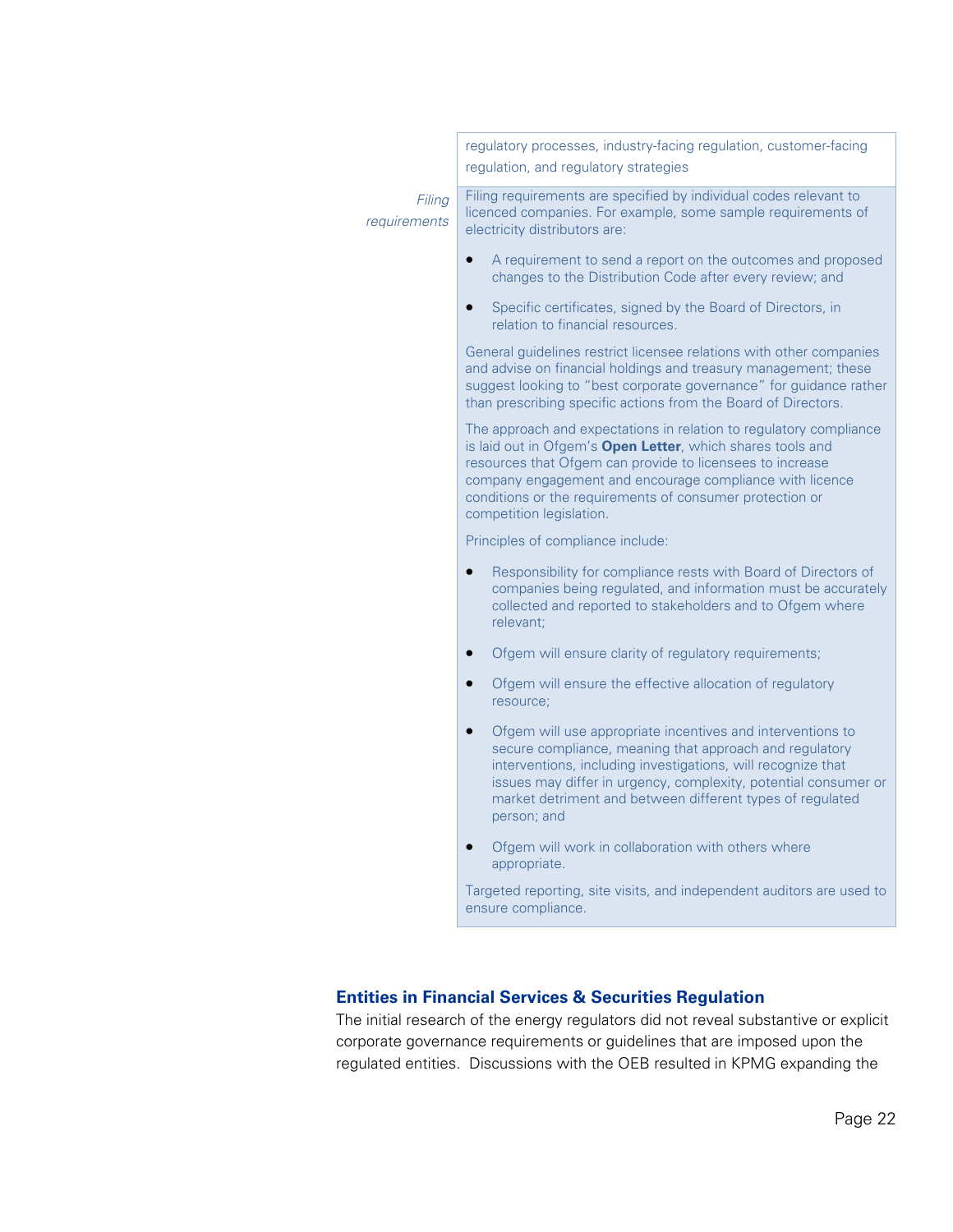| | |
|---|---|
| | regulatory processes, industry-facing regulation, customer-facing regulation, and regulatory strategies |
| *Filing requirements* | Filing requirements are specified by individual codes relevant to licenced companies. For example, some sample requirements of electricity distributors are:<br><br>• A requirement to send a report on the outcomes and proposed changes to the Distribution Code after every review; and<br><br>• Specific certificates, signed by the Board of Directors, in relation to financial resources.<br><br>General guidelines restrict licensee relations with other companies and advise on financial holdings and treasury management; these suggest looking to "best corporate governance" for guidance rather than prescribing specific actions from the Board of Directors.<br><br>The approach and expectations in relation to regulatory compliance is laid out in Ofgem's **Open Letter**, which shares tools and resources that Ofgem can provide to licensees to increase company engagement and encourage compliance with licence conditions or the requirements of consumer protection or competition legislation.<br><br>Principles of compliance include:<br><br>• Responsibility for compliance rests with Board of Directors of companies being regulated, and information must be accurately collected and reported to stakeholders and to Ofgem where relevant;<br><br>• Ofgem will ensure clarity of regulatory requirements;<br><br>• Ofgem will ensure the effective allocation of regulatory resource;<br><br>• Ofgem will use appropriate incentives and interventions to secure compliance, meaning that approach and regulatory interventions, including investigations, will recognize that issues may differ in urgency, complexity, potential consumer or market detriment and between different types of regulated person; and<br><br>• Ofgem will work in collaboration with others where appropriate.<br><br>Targeted reporting, site visits, and independent auditors are used to ensure compliance. |

## Entities in Financial Services & Securities Regulation

The initial research of the energy regulators did not reveal substantive or explicit corporate governance requirements or guidelines that are imposed upon the regulated entities. Discussions with the OEB resulted in KPMG expanding the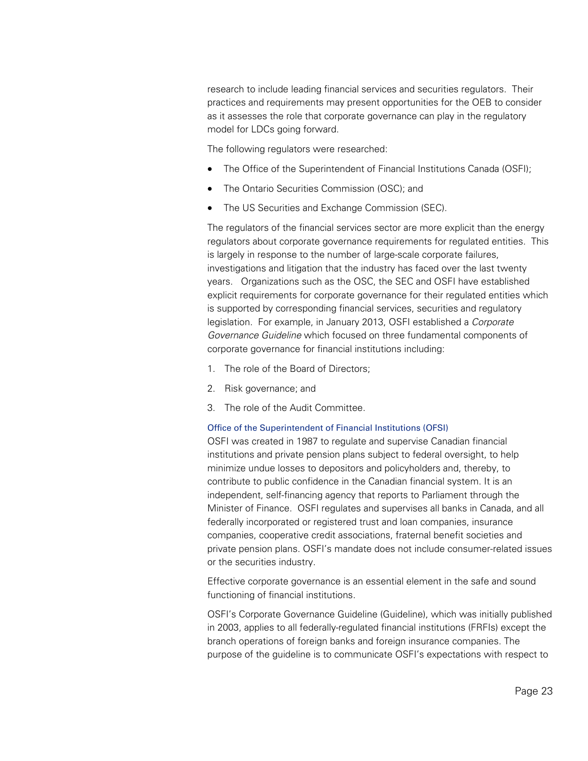research to include leading financial services and securities regulators. Their practices and requirements may present opportunities for the OEB to consider as it assesses the role that corporate governance can play in the regulatory model for LDCs going forward.

The following regulators were researched:

- The Office of the Superintendent of Financial Institutions Canada (OSFI);
- The Ontario Securities Commission (OSC); and
- The US Securities and Exchange Commission (SEC).

The regulators of the financial services sector are more explicit than the energy regulators about corporate governance requirements for regulated entities. This is largely in response to the number of large-scale corporate failures, investigations and litigation that the industry has faced over the last twenty years. Organizations such as the OSC, the SEC and OSFI have established explicit requirements for corporate governance for their regulated entities which is supported by corresponding financial services, securities and regulatory legislation. For example, in January 2013, OSFI established a *Corporate Governance Guideline* which focused on three fundamental components of corporate governance for financial institutions including:

1. The role of the Board of Directors;
2. Risk governance; and
3. The role of the Audit Committee.

#### Office of the Superintendent of Financial Institutions (OFSI)

OSFI was created in 1987 to regulate and supervise Canadian financial institutions and private pension plans subject to federal oversight, to help minimize undue losses to depositors and policyholders and, thereby, to contribute to public confidence in the Canadian financial system. It is an independent, self-financing agency that reports to Parliament through the Minister of Finance. OSFI regulates and supervises all banks in Canada, and all federally incorporated or registered trust and loan companies, insurance companies, cooperative credit associations, fraternal benefit societies and private pension plans. OSFI's mandate does not include consumer-related issues or the securities industry.

Effective corporate governance is an essential element in the safe and sound functioning of financial institutions.

OSFI's Corporate Governance Guideline (Guideline), which was initially published in 2003, applies to all federally-regulated financial institutions (FRFIs) except the branch operations of foreign banks and foreign insurance companies. The purpose of the guideline is to communicate OSFI's expectations with respect to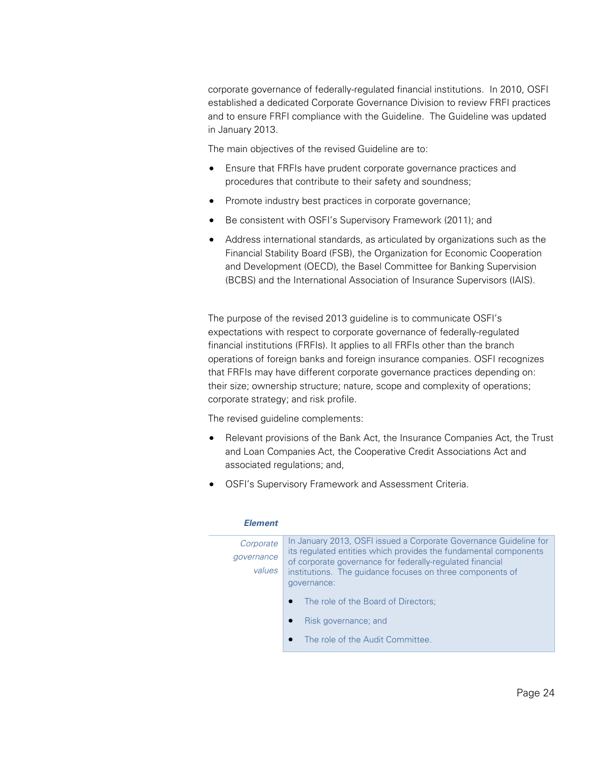corporate governance of federally-regulated financial institutions. In 2010, OSFI established a dedicated Corporate Governance Division to review FRFI practices and to ensure FRFI compliance with the Guideline. The Guideline was updated in January 2013.

The main objectives of the revised Guideline are to:

- Ensure that FRFIs have prudent corporate governance practices and procedures that contribute to their safety and soundness;
- Promote industry best practices in corporate governance;
- Be consistent with OSFI's Supervisory Framework (2011); and
- Address international standards, as articulated by organizations such as the Financial Stability Board (FSB), the Organization for Economic Cooperation and Development (OECD), the Basel Committee for Banking Supervision (BCBS) and the International Association of Insurance Supervisors (IAIS).

The purpose of the revised 2013 guideline is to communicate OSFI's expectations with respect to corporate governance of federally-regulated financial institutions (FRFIs). It applies to all FRFIs other than the branch operations of foreign banks and foreign insurance companies. OSFI recognizes that FRFIs may have different corporate governance practices depending on: their size; ownership structure; nature, scope and complexity of operations; corporate strategy; and risk profile.

The revised guideline complements:

- Relevant provisions of the Bank Act, the Insurance Companies Act, the Trust and Loan Companies Act, the Cooperative Credit Associations Act and associated regulations; and,
- OSFI's Supervisory Framework and Assessment Criteria.

| ***Element*** | |
|---|---|
| *Corporate governance values* | In January 2013, OSFI issued a Corporate Governance Guideline for its regulated entities which provides the fundamental components of corporate governance for federally-regulated financial institutions. The guidance focuses on three components of governance:<br>• The role of the Board of Directors;<br>• Risk governance; and<br>• The role of the Audit Committee. |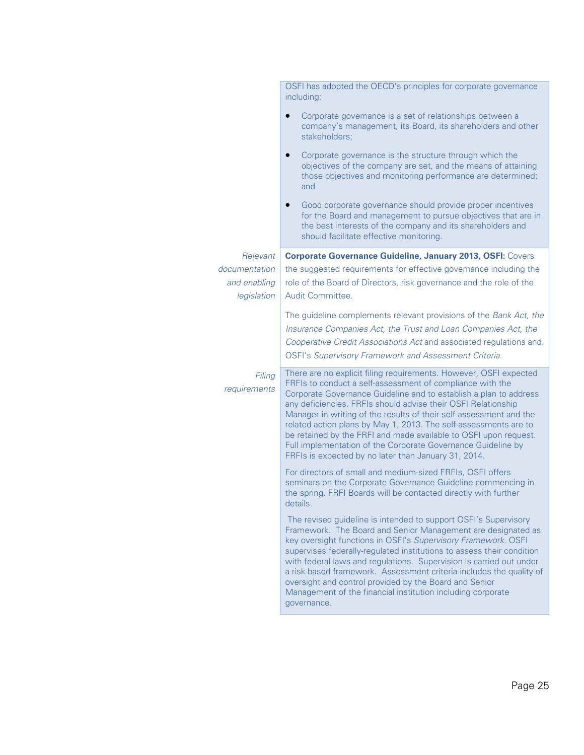| | |
|---|---|
| | OSFI has adopted the OECD's principles for corporate governance including:<br><br>• Corporate governance is a set of relationships between a company's management, its Board, its shareholders and other stakeholders;<br><br>• Corporate governance is the structure through which the objectives of the company are set, and the means of attaining those objectives and monitoring performance are determined; and<br><br>• Good corporate governance should provide proper incentives for the Board and management to pursue objectives that are in the best interests of the company and its shareholders and should facilitate effective monitoring. |
| *Relevant documentation and enabling legislation* | **Corporate Governance Guideline, January 2013, OSFI:** Covers the suggested requirements for effective governance including the role of the Board of Directors, risk governance and the role of the Audit Committee.<br><br>The guideline complements relevant provisions of the *Bank Act, the Insurance Companies Act, the Trust and Loan Companies Act, the Cooperative Credit Associations Act* and associated regulations and OSFI's *Supervisory Framework and Assessment Criteria.* |
| *Filing requirements* | There are no explicit filing requirements. However, OSFI expected FRFIs to conduct a self-assessment of compliance with the Corporate Governance Guideline and to establish a plan to address any deficiencies. FRFIs should advise their OSFI Relationship Manager in writing of the results of their self-assessment and the related action plans by May 1, 2013. The self-assessments are to be retained by the FRFI and made available to OSFI upon request. Full implementation of the Corporate Governance Guideline by FRFIs is expected by no later than January 31, 2014.<br><br>For directors of small and medium-sized FRFIs, OSFI offers seminars on the Corporate Governance Guideline commencing in the spring. FRFI Boards will be contacted directly with further details.<br><br>The revised guideline is intended to support OSFI's Supervisory Framework. The Board and Senior Management are designated as key oversight functions in OSFI's *Supervisory Framework.* OSFI supervises federally-regulated institutions to assess their condition with federal laws and regulations. Supervision is carried out under a risk-based framework. Assessment criteria includes the quality of oversight and control provided by the Board and Senior Management of the financial institution including corporate governance. |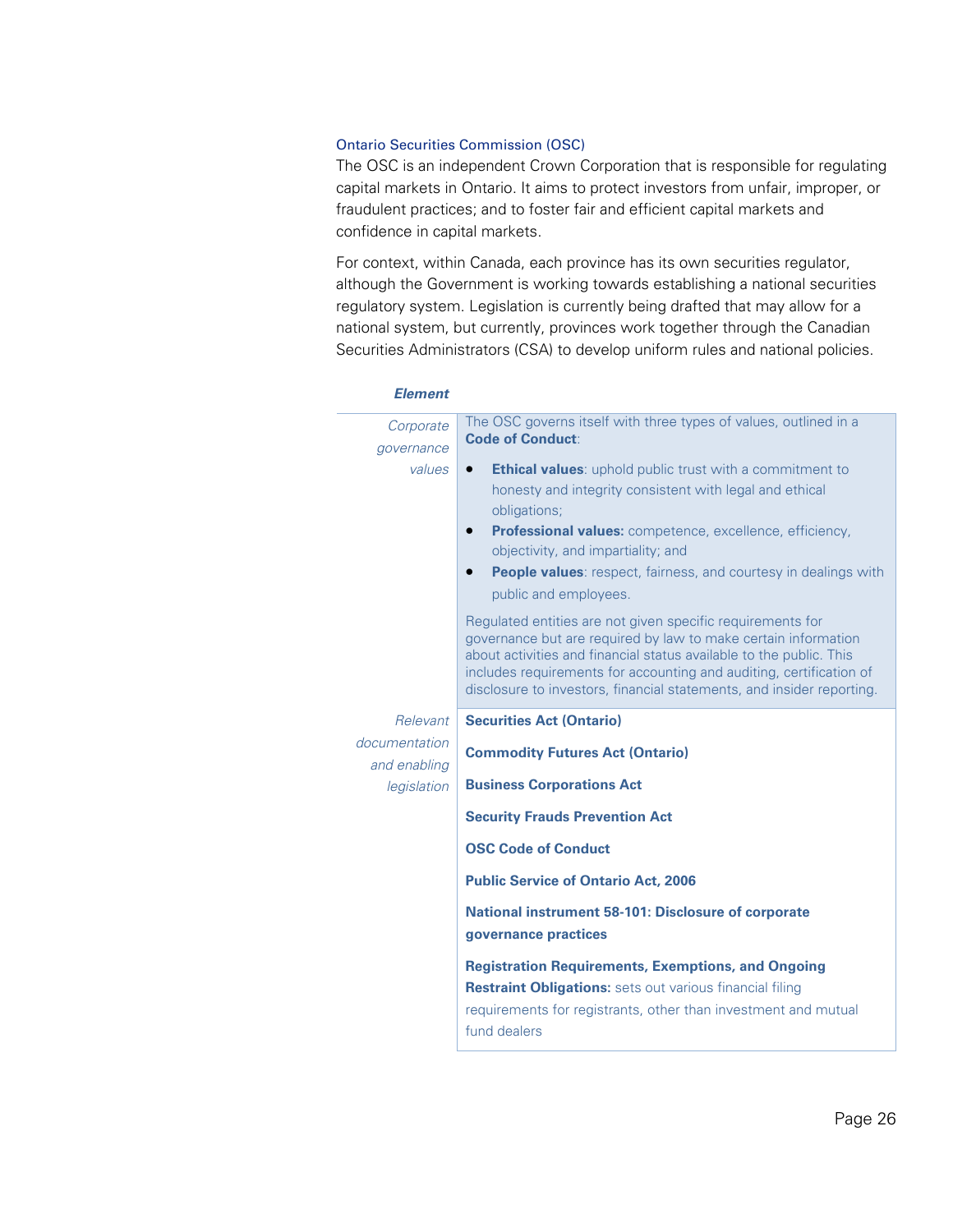### Ontario Securities Commission (OSC)

The OSC is an independent Crown Corporation that is responsible for regulating capital markets in Ontario. It aims to protect investors from unfair, improper, or fraudulent practices; and to foster fair and efficient capital markets and confidence in capital markets.

For context, within Canada, each province has its own securities regulator, although the Government is working towards establishing a national securities regulatory system. Legislation is currently being drafted that may allow for a national system, but currently, provinces work together through the Canadian Securities Administrators (CSA) to develop uniform rules and national policies.

| ***Element*** | |
|---|---|
| *Corporate governance values* | The OSC governs itself with three types of values, outlined in a **Code of Conduct**:<br>• **Ethical values**: uphold public trust with a commitment to honesty and integrity consistent with legal and ethical obligations;<br>• **Professional values:** competence, excellence, efficiency, objectivity, and impartiality; and<br>• **People values**: respect, fairness, and courtesy in dealings with public and employees.<br><br>Regulated entities are not given specific requirements for governance but are required by law to make certain information about activities and financial status available to the public. This includes requirements for accounting and auditing, certification of disclosure to investors, financial statements, and insider reporting. |
| *Relevant documentation and enabling legislation* | **Securities Act (Ontario)**<br><br>**Commodity Futures Act (Ontario)**<br><br>**Business Corporations Act**<br><br>**Security Frauds Prevention Act**<br><br>**OSC Code of Conduct**<br><br>**Public Service of Ontario Act, 2006**<br><br>**National instrument 58-101: Disclosure of corporate governance practices**<br><br>**Registration Requirements, Exemptions, and Ongoing Restraint Obligations:** sets out various financial filing requirements for registrants, other than investment and mutual fund dealers |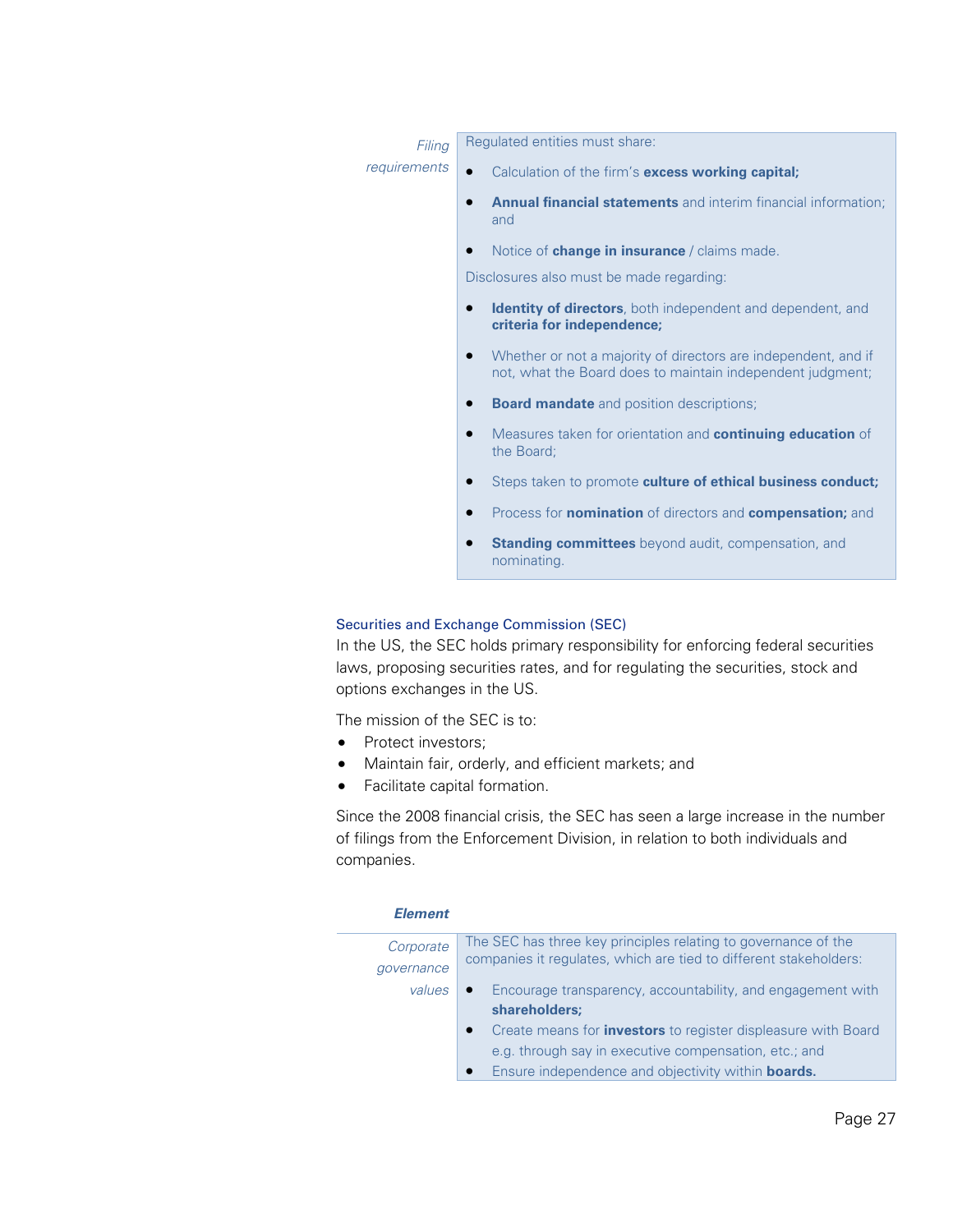| | |
|---|---|
| *Filing requirements* | Regulated entities must share:<br>• Calculation of the firm's **excess working capital;**<br>• **Annual financial statements** and interim financial information; and<br>• Notice of **change in insurance** / claims made.<br>Disclosures also must be made regarding:<br>• **Identity of directors**, both independent and dependent, and **criteria for independence;**<br>• Whether or not a majority of directors are independent, and if not, what the Board does to maintain independent judgment;<br>• **Board mandate** and position descriptions;<br>• Measures taken for orientation and **continuing education** of the Board;<br>• Steps taken to promote **culture of ethical business conduct;**<br>• Process for **nomination** of directors and **compensation;** and<br>• **Standing committees** beyond audit, compensation, and nominating. |

### Securities and Exchange Commission (SEC)

In the US, the SEC holds primary responsibility for enforcing federal securities laws, proposing securities rates, and for regulating the securities, stock and options exchanges in the US.

The mission of the SEC is to:

- Protect investors;
- Maintain fair, orderly, and efficient markets; and
- Facilitate capital formation.

Since the 2008 financial crisis, the SEC has seen a large increase in the number of filings from the Enforcement Division, in relation to both individuals and companies.

| ***Element*** | |
|---|---|
| *Corporate governance values* | The SEC has three key principles relating to governance of the companies it regulates, which are tied to different stakeholders:<br>• Encourage transparency, accountability, and engagement with **shareholders;**<br>• Create means for **investors** to register displeasure with Board e.g. through say in executive compensation, etc.; and<br>• Ensure independence and objectivity within **boards.** |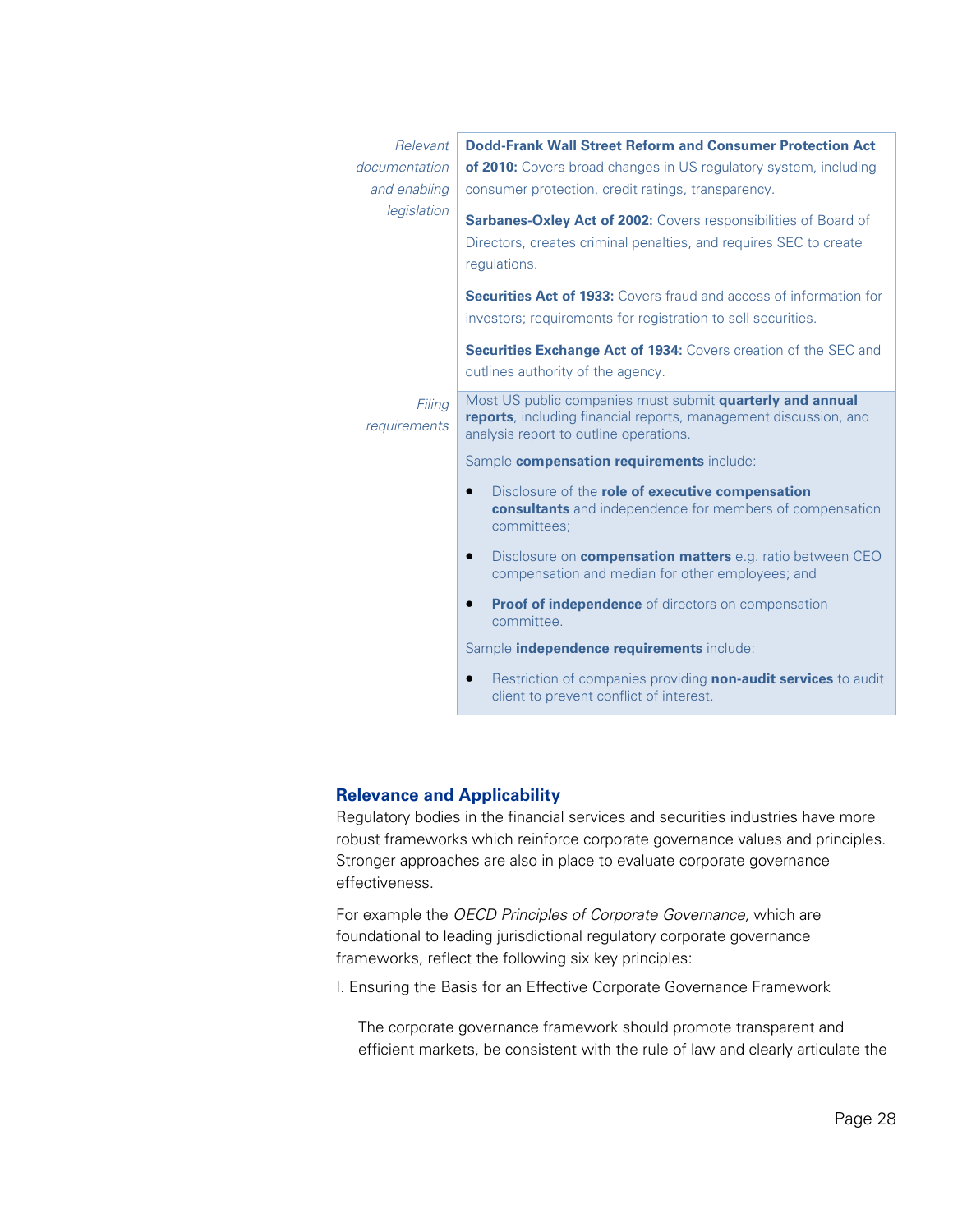| | |
|---|---|
| *Relevant documentation and enabling legislation* | **Dodd-Frank Wall Street Reform and Consumer Protection Act of 2010:** Covers broad changes in US regulatory system, including consumer protection, credit ratings, transparency.<br><br>**Sarbanes-Oxley Act of 2002:** Covers responsibilities of Board of Directors, creates criminal penalties, and requires SEC to create regulations.<br><br>**Securities Act of 1933:** Covers fraud and access of information for investors; requirements for registration to sell securities.<br><br>**Securities Exchange Act of 1934:** Covers creation of the SEC and outlines authority of the agency. |
| *Filing requirements* | Most US public companies must submit **quarterly and annual reports**, including financial reports, management discussion, and analysis report to outline operations.<br><br>Sample **compensation requirements** include:<br>• Disclosure of the **role of executive compensation consultants** and independence for members of compensation committees;<br>• Disclosure on **compensation matters** e.g. ratio between CEO compensation and median for other employees; and<br>• **Proof of independence** of directors on compensation committee.<br><br>Sample **independence requirements** include:<br>• Restriction of companies providing **non-audit services** to audit client to prevent conflict of interest. |

## Relevance and Applicability

Regulatory bodies in the financial services and securities industries have more robust frameworks which reinforce corporate governance values and principles. Stronger approaches are also in place to evaluate corporate governance effectiveness.

For example the *OECD Principles of Corporate Governance,* which are foundational to leading jurisdictional regulatory corporate governance frameworks, reflect the following six key principles:

I. Ensuring the Basis for an Effective Corporate Governance Framework

The corporate governance framework should promote transparent and efficient markets, be consistent with the rule of law and clearly articulate the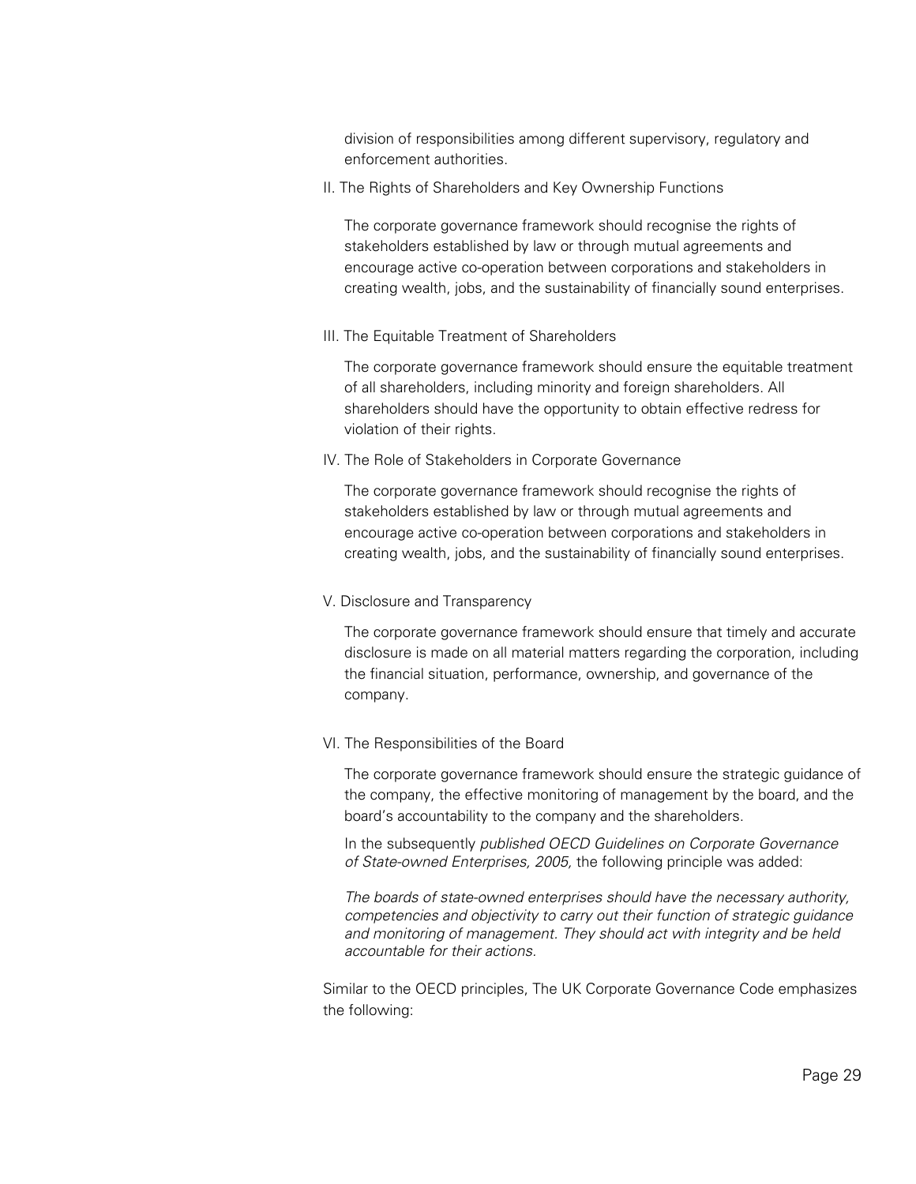division of responsibilities among different supervisory, regulatory and enforcement authorities.

II. The Rights of Shareholders and Key Ownership Functions

The corporate governance framework should recognise the rights of stakeholders established by law or through mutual agreements and encourage active co-operation between corporations and stakeholders in creating wealth, jobs, and the sustainability of financially sound enterprises.

III. The Equitable Treatment of Shareholders

The corporate governance framework should ensure the equitable treatment of all shareholders, including minority and foreign shareholders. All shareholders should have the opportunity to obtain effective redress for violation of their rights.

IV. The Role of Stakeholders in Corporate Governance

The corporate governance framework should recognise the rights of stakeholders established by law or through mutual agreements and encourage active co-operation between corporations and stakeholders in creating wealth, jobs, and the sustainability of financially sound enterprises.

V. Disclosure and Transparency

The corporate governance framework should ensure that timely and accurate disclosure is made on all material matters regarding the corporation, including the financial situation, performance, ownership, and governance of the company.

VI. The Responsibilities of the Board

The corporate governance framework should ensure the strategic guidance of the company, the effective monitoring of management by the board, and the board's accountability to the company and the shareholders.

In the subsequently *published OECD Guidelines on Corporate Governance of State-owned Enterprises, 2005,* the following principle was added:

*The boards of state-owned enterprises should have the necessary authority, competencies and objectivity to carry out their function of strategic guidance and monitoring of management. They should act with integrity and be held accountable for their actions.*

Similar to the OECD principles, The UK Corporate Governance Code emphasizes the following: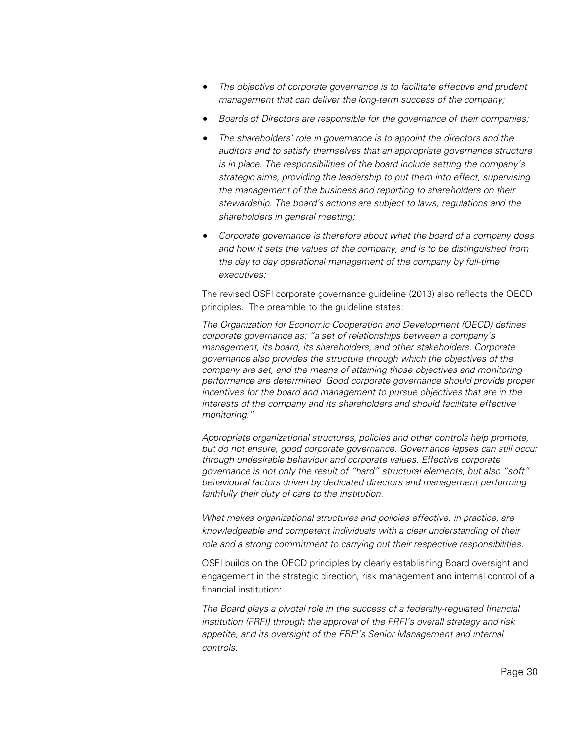- *The objective of corporate governance is to facilitate effective and prudent management that can deliver the long-term success of the company;*
- *Boards of Directors are responsible for the governance of their companies;*
- *The shareholders' role in governance is to appoint the directors and the auditors and to satisfy themselves that an appropriate governance structure is in place. The responsibilities of the board include setting the company's strategic aims, providing the leadership to put them into effect, supervising the management of the business and reporting to shareholders on their stewardship. The board's actions are subject to laws, regulations and the shareholders in general meeting;*
- *Corporate governance is therefore about what the board of a company does and how it sets the values of the company, and is to be distinguished from the day to day operational management of the company by full-time executives;*

The revised OSFI corporate governance guideline (2013) also reflects the OECD principles. The preamble to the guideline states:

*The Organization for Economic Cooperation and Development (OECD) defines corporate governance as: "a set of relationships between a company's management, its board, its shareholders, and other stakeholders. Corporate governance also provides the structure through which the objectives of the company are set, and the means of attaining those objectives and monitoring performance are determined. Good corporate governance should provide proper incentives for the board and management to pursue objectives that are in the interests of the company and its shareholders and should facilitate effective monitoring."*

*Appropriate organizational structures, policies and other controls help promote, but do not ensure, good corporate governance. Governance lapses can still occur through undesirable behaviour and corporate values. Effective corporate governance is not only the result of "hard" structural elements, but also "soft" behavioural factors driven by dedicated directors and management performing faithfully their duty of care to the institution.*

*What makes organizational structures and policies effective, in practice, are knowledgeable and competent individuals with a clear understanding of their role and a strong commitment to carrying out their respective responsibilities.*

OSFI builds on the OECD principles by clearly establishing Board oversight and engagement in the strategic direction, risk management and internal control of a financial institution:

*The Board plays a pivotal role in the success of a federally-regulated financial institution (FRFI) through the approval of the FRFI's overall strategy and risk appetite, and its oversight of the FRFI's Senior Management and internal controls.*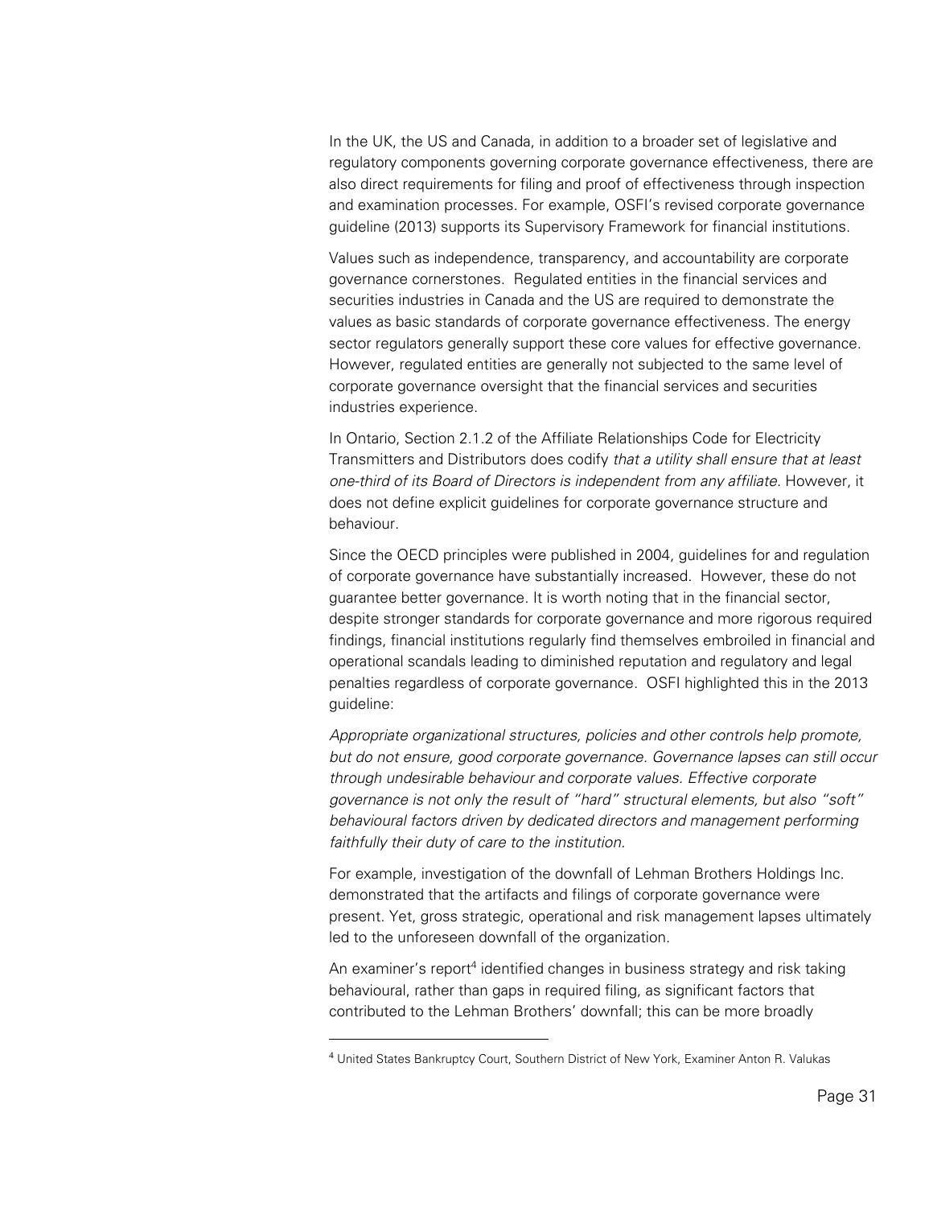In the UK, the US and Canada, in addition to a broader set of legislative and regulatory components governing corporate governance effectiveness, there are also direct requirements for filing and proof of effectiveness through inspection and examination processes. For example, OSFI's revised corporate governance guideline (2013) supports its Supervisory Framework for financial institutions.

Values such as independence, transparency, and accountability are corporate governance cornerstones. Regulated entities in the financial services and securities industries in Canada and the US are required to demonstrate the values as basic standards of corporate governance effectiveness. The energy sector regulators generally support these core values for effective governance. However, regulated entities are generally not subjected to the same level of corporate governance oversight that the financial services and securities industries experience.

In Ontario, Section 2.1.2 of the Affiliate Relationships Code for Electricity Transmitters and Distributors does codify *that a utility shall ensure that at least one-third of its Board of Directors is independent from any affiliate.* However, it does not define explicit guidelines for corporate governance structure and behaviour.

Since the OECD principles were published in 2004, guidelines for and regulation of corporate governance have substantially increased. However, these do not guarantee better governance. It is worth noting that in the financial sector, despite stronger standards for corporate governance and more rigorous required findings, financial institutions regularly find themselves embroiled in financial and operational scandals leading to diminished reputation and regulatory and legal penalties regardless of corporate governance. OSFI highlighted this in the 2013 guideline:

*Appropriate organizational structures, policies and other controls help promote, but do not ensure, good corporate governance. Governance lapses can still occur through undesirable behaviour and corporate values. Effective corporate governance is not only the result of "hard" structural elements, but also "soft" behavioural factors driven by dedicated directors and management performing faithfully their duty of care to the institution.*

For example, investigation of the downfall of Lehman Brothers Holdings Inc. demonstrated that the artifacts and filings of corporate governance were present. Yet, gross strategic, operational and risk management lapses ultimately led to the unforeseen downfall of the organization.

An examiner's report[4] identified changes in business strategy and risk taking behavioural, rather than gaps in required filing, as significant factors that contributed to the Lehman Brothers' downfall; this can be more broadly

---

[4] United States Bankruptcy Court, Southern District of New York, Examiner Anton R. Valukas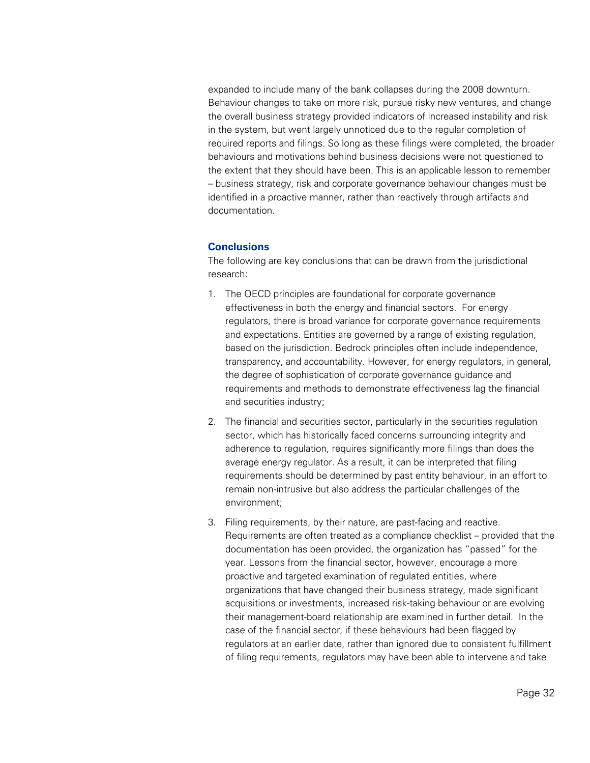expanded to include many of the bank collapses during the 2008 downturn. Behaviour changes to take on more risk, pursue risky new ventures, and change the overall business strategy provided indicators of increased instability and risk in the system, but went largely unnoticed due to the regular completion of required reports and filings. So long as these filings were completed, the broader behaviours and motivations behind business decisions were not questioned to the extent that they should have been. This is an applicable lesson to remember – business strategy, risk and corporate governance behaviour changes must be identified in a proactive manner, rather than reactively through artifacts and documentation.

## Conclusions

The following are key conclusions that can be drawn from the jurisdictional research:

1. The OECD principles are foundational for corporate governance effectiveness in both the energy and financial sectors. For energy regulators, there is broad variance for corporate governance requirements and expectations. Entities are governed by a range of existing regulation, based on the jurisdiction. Bedrock principles often include independence, transparency, and accountability. However, for energy regulators, in general, the degree of sophistication of corporate governance guidance and requirements and methods to demonstrate effectiveness lag the financial and securities industry;

2. The financial and securities sector, particularly in the securities regulation sector, which has historically faced concerns surrounding integrity and adherence to regulation, requires significantly more filings than does the average energy regulator. As a result, it can be interpreted that filing requirements should be determined by past entity behaviour, in an effort to remain non-intrusive but also address the particular challenges of the environment;

3. Filing requirements, by their nature, are past-facing and reactive. Requirements are often treated as a compliance checklist – provided that the documentation has been provided, the organization has "passed" for the year. Lessons from the financial sector, however, encourage a more proactive and targeted examination of regulated entities, where organizations that have changed their business strategy, made significant acquisitions or investments, increased risk-taking behaviour or are evolving their management-board relationship are examined in further detail. In the case of the financial sector, if these behaviours had been flagged by regulators at an earlier date, rather than ignored due to consistent fulfillment of filing requirements, regulators may have been able to intervene and take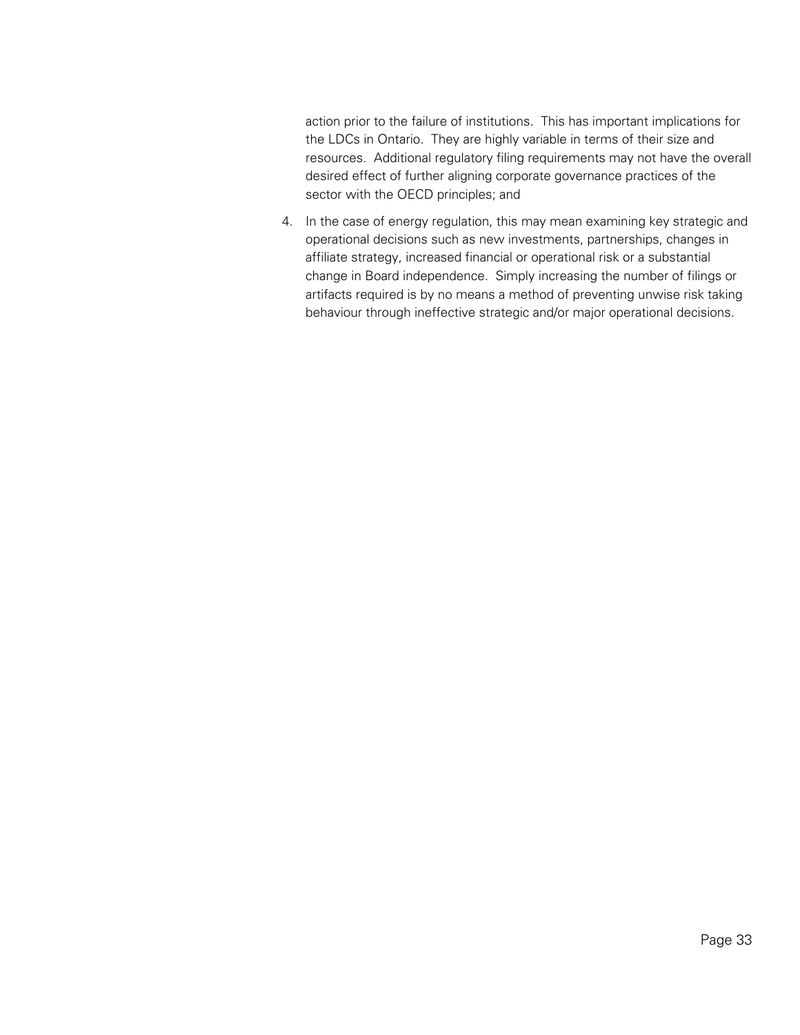action prior to the failure of institutions. This has important implications for the LDCs in Ontario. They are highly variable in terms of their size and resources. Additional regulatory filing requirements may not have the overall desired effect of further aligning corporate governance practices of the sector with the OECD principles; and

4. In the case of energy regulation, this may mean examining key strategic and operational decisions such as new investments, partnerships, changes in affiliate strategy, increased financial or operational risk or a substantial change in Board independence. Simply increasing the number of filings or artifacts required is by no means a method of preventing unwise risk taking behaviour through ineffective strategic and/or major operational decisions.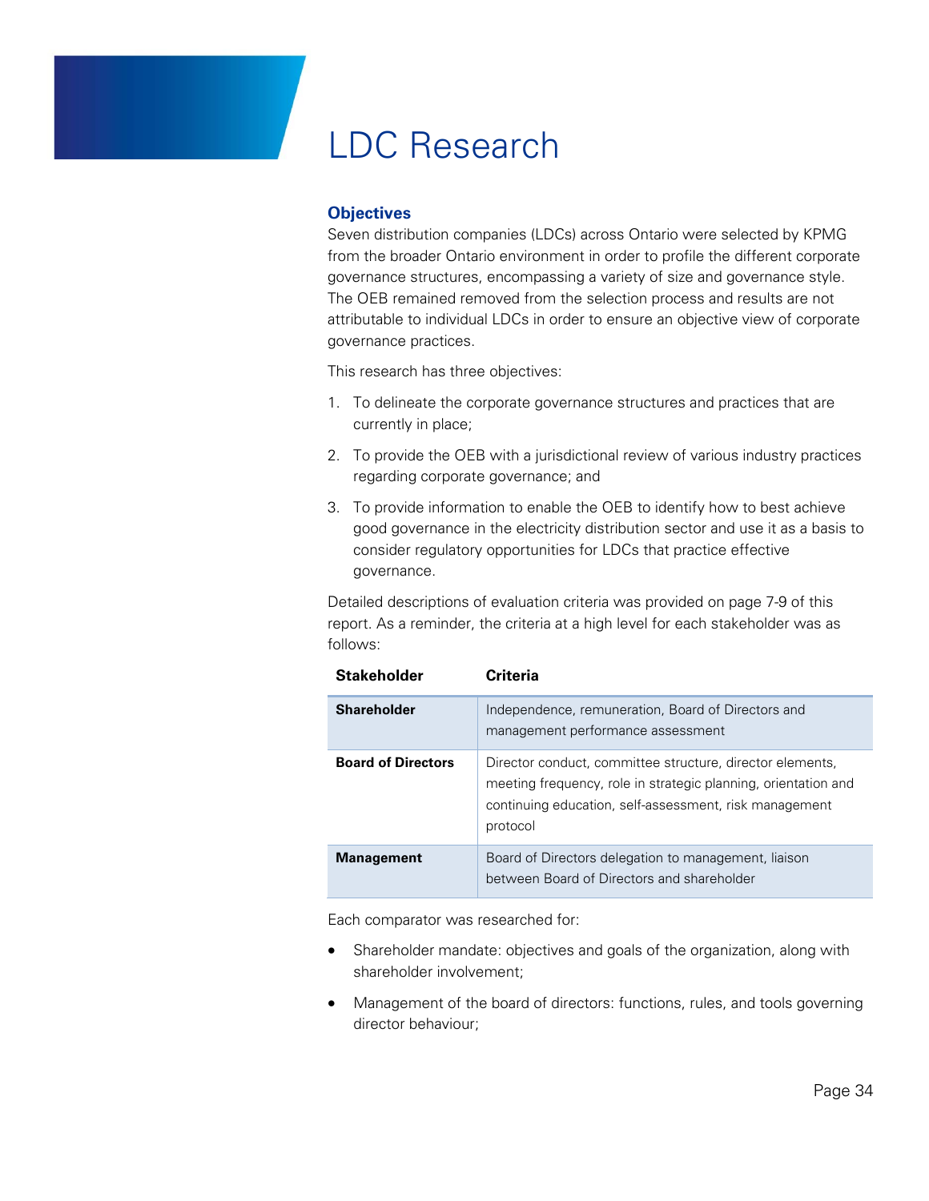# LDC Research

### Objectives

Seven distribution companies (LDCs) across Ontario were selected by KPMG from the broader Ontario environment in order to profile the different corporate governance structures, encompassing a variety of size and governance style. The OEB remained removed from the selection process and results are not attributable to individual LDCs in order to ensure an objective view of corporate governance practices.

This research has three objectives:

1. To delineate the corporate governance structures and practices that are currently in place;
2. To provide the OEB with a jurisdictional review of various industry practices regarding corporate governance; and
3. To provide information to enable the OEB to identify how to best achieve good governance in the electricity distribution sector and use it as a basis to consider regulatory opportunities for LDCs that practice effective governance.

Detailed descriptions of evaluation criteria was provided on page 7-9 of this report. As a reminder, the criteria at a high level for each stakeholder was as follows:

| Stakeholder | Criteria |
|---|---|
| **Shareholder** | Independence, remuneration, Board of Directors and management performance assessment |
| **Board of Directors** | Director conduct, committee structure, director elements, meeting frequency, role in strategic planning, orientation and continuing education, self-assessment, risk management protocol |
| **Management** | Board of Directors delegation to management, liaison between Board of Directors and shareholder |

Each comparator was researched for:

- Shareholder mandate: objectives and goals of the organization, along with shareholder involvement;
- Management of the board of directors: functions, rules, and tools governing director behaviour;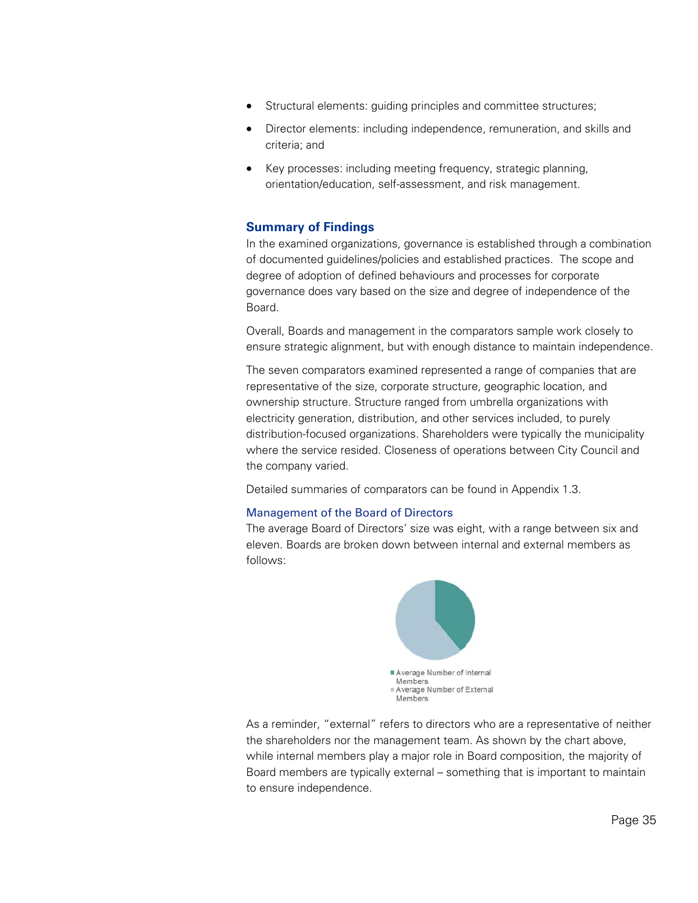- Structural elements: guiding principles and committee structures;
- Director elements: including independence, remuneration, and skills and criteria; and
- Key processes: including meeting frequency, strategic planning, orientation/education, self-assessment, and risk management.

## Summary of Findings

In the examined organizations, governance is established through a combination of documented guidelines/policies and established practices. The scope and degree of adoption of defined behaviours and processes for corporate governance does vary based on the size and degree of independence of the Board.

Overall, Boards and management in the comparators sample work closely to ensure strategic alignment, but with enough distance to maintain independence.

The seven comparators examined represented a range of companies that are representative of the size, corporate structure, geographic location, and ownership structure. Structure ranged from umbrella organizations with electricity generation, distribution, and other services included, to purely distribution-focused organizations. Shareholders were typically the municipality where the service resided. Closeness of operations between City Council and the company varied.

Detailed summaries of comparators can be found in Appendix 1.3.

### Management of the Board of Directors

The average Board of Directors' size was eight, with a range between six and eleven. Boards are broken down between internal and external members as follows:

Average Number of Internal Members
Average Number of External Members

As a reminder, "external" refers to directors who are a representative of neither the shareholders nor the management team. As shown by the chart above, while internal members play a major role in Board composition, the majority of Board members are typically external – something that is important to maintain to ensure independence.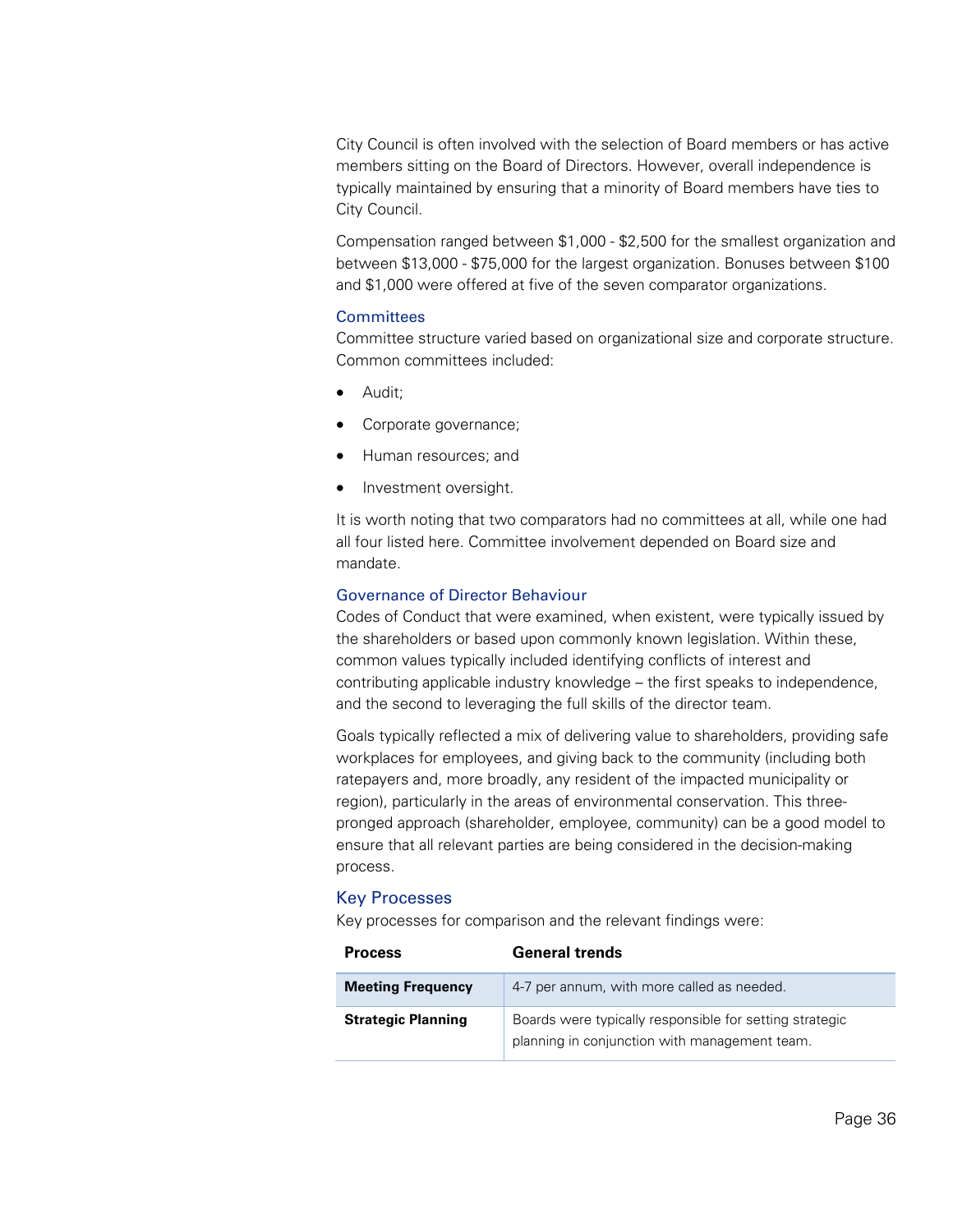City Council is often involved with the selection of Board members or has active members sitting on the Board of Directors. However, overall independence is typically maintained by ensuring that a minority of Board members have ties to City Council.

Compensation ranged between $1,000 - $2,500 for the smallest organization and between $13,000 - $75,000 for the largest organization. Bonuses between $100 and $1,000 were offered at five of the seven comparator organizations.

### Committees

Committee structure varied based on organizational size and corporate structure. Common committees included:

- Audit;
- Corporate governance;
- Human resources; and
- Investment oversight.

It is worth noting that two comparators had no committees at all, while one had all four listed here. Committee involvement depended on Board size and mandate.

### Governance of Director Behaviour

Codes of Conduct that were examined, when existent, were typically issued by the shareholders or based upon commonly known legislation. Within these, common values typically included identifying conflicts of interest and contributing applicable industry knowledge – the first speaks to independence, and the second to leveraging the full skills of the director team.

Goals typically reflected a mix of delivering value to shareholders, providing safe workplaces for employees, and giving back to the community (including both ratepayers and, more broadly, any resident of the impacted municipality or region), particularly in the areas of environmental conservation. This three-pronged approach (shareholder, employee, community) can be a good model to ensure that all relevant parties are being considered in the decision-making process.

## Key Processes

Key processes for comparison and the relevant findings were:

| Process | General trends |
|---|---|
| **Meeting Frequency** | 4-7 per annum, with more called as needed. |
| **Strategic Planning** | Boards were typically responsible for setting strategic planning in conjunction with management team. |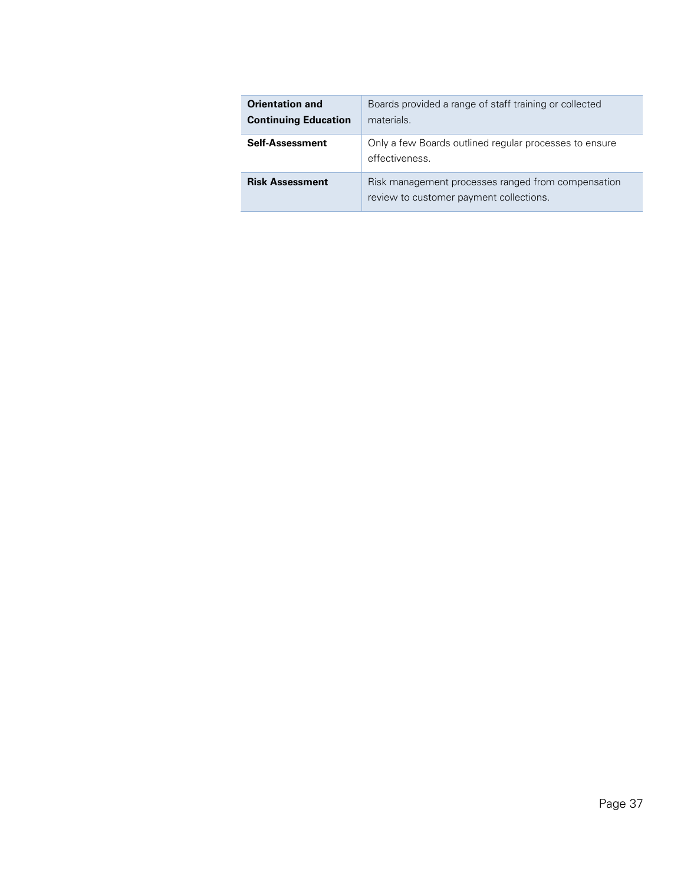| | |
|---|---|
| **Orientation and Continuing Education** | Boards provided a range of staff training or collected materials. |
| **Self-Assessment** | Only a few Boards outlined regular processes to ensure effectiveness. |
| **Risk Assessment** | Risk management processes ranged from compensation review to customer payment collections. |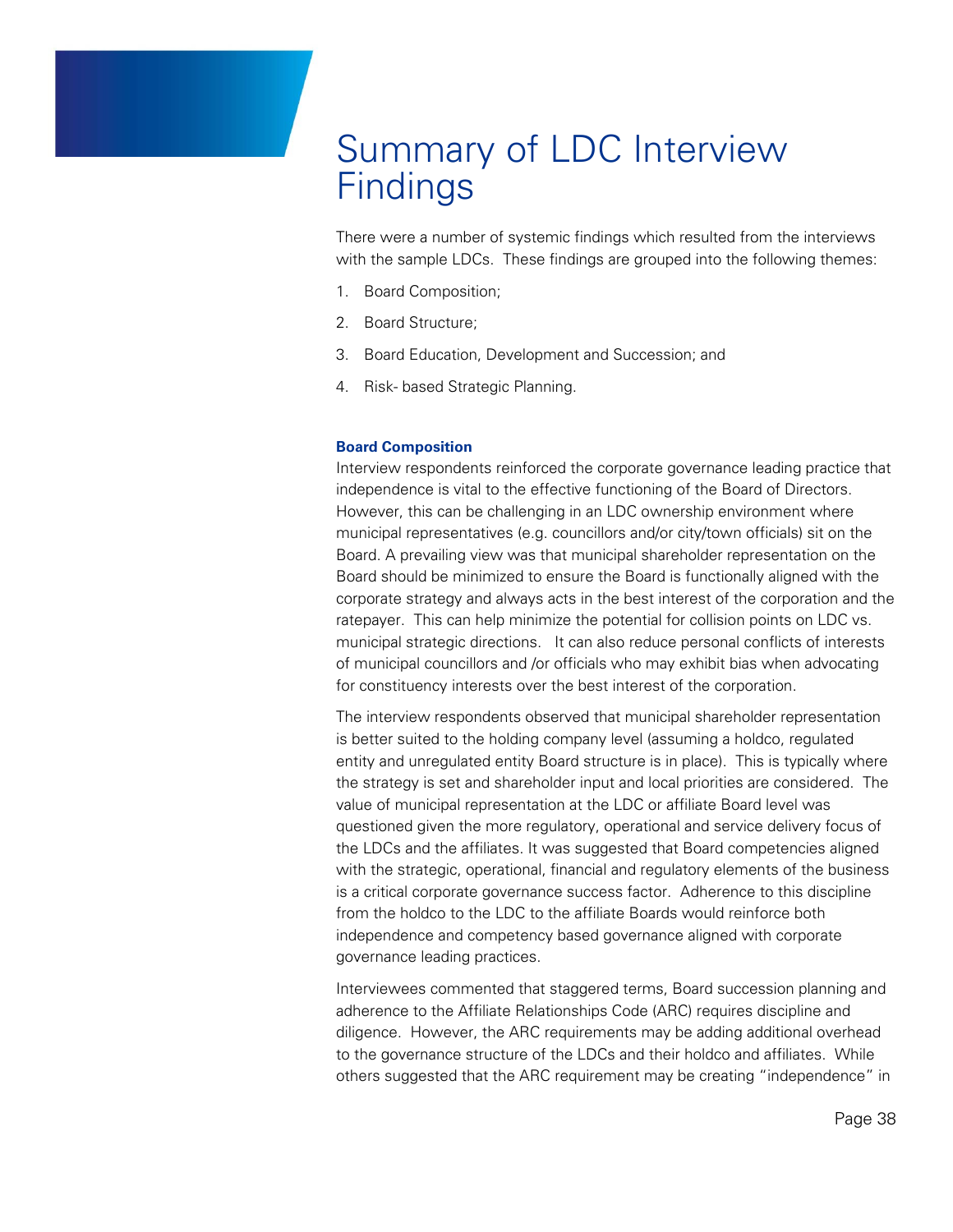# Summary of LDC Interview Findings

There were a number of systemic findings which resulted from the interviews with the sample LDCs. These findings are grouped into the following themes:

1. Board Composition;
2. Board Structure;
3. Board Education, Development and Succession; and
4. Risk- based Strategic Planning.

### Board Composition

Interview respondents reinforced the corporate governance leading practice that independence is vital to the effective functioning of the Board of Directors. However, this can be challenging in an LDC ownership environment where municipal representatives (e.g. councillors and/or city/town officials) sit on the Board. A prevailing view was that municipal shareholder representation on the Board should be minimized to ensure the Board is functionally aligned with the corporate strategy and always acts in the best interest of the corporation and the ratepayer. This can help minimize the potential for collision points on LDC vs. municipal strategic directions. It can also reduce personal conflicts of interests of municipal councillors and /or officials who may exhibit bias when advocating for constituency interests over the best interest of the corporation.

The interview respondents observed that municipal shareholder representation is better suited to the holding company level (assuming a holdco, regulated entity and unregulated entity Board structure is in place). This is typically where the strategy is set and shareholder input and local priorities are considered. The value of municipal representation at the LDC or affiliate Board level was questioned given the more regulatory, operational and service delivery focus of the LDCs and the affiliates. It was suggested that Board competencies aligned with the strategic, operational, financial and regulatory elements of the business is a critical corporate governance success factor. Adherence to this discipline from the holdco to the LDC to the affiliate Boards would reinforce both independence and competency based governance aligned with corporate governance leading practices.

Interviewees commented that staggered terms, Board succession planning and adherence to the Affiliate Relationships Code (ARC) requires discipline and diligence. However, the ARC requirements may be adding additional overhead to the governance structure of the LDCs and their holdco and affiliates. While others suggested that the ARC requirement may be creating "independence" in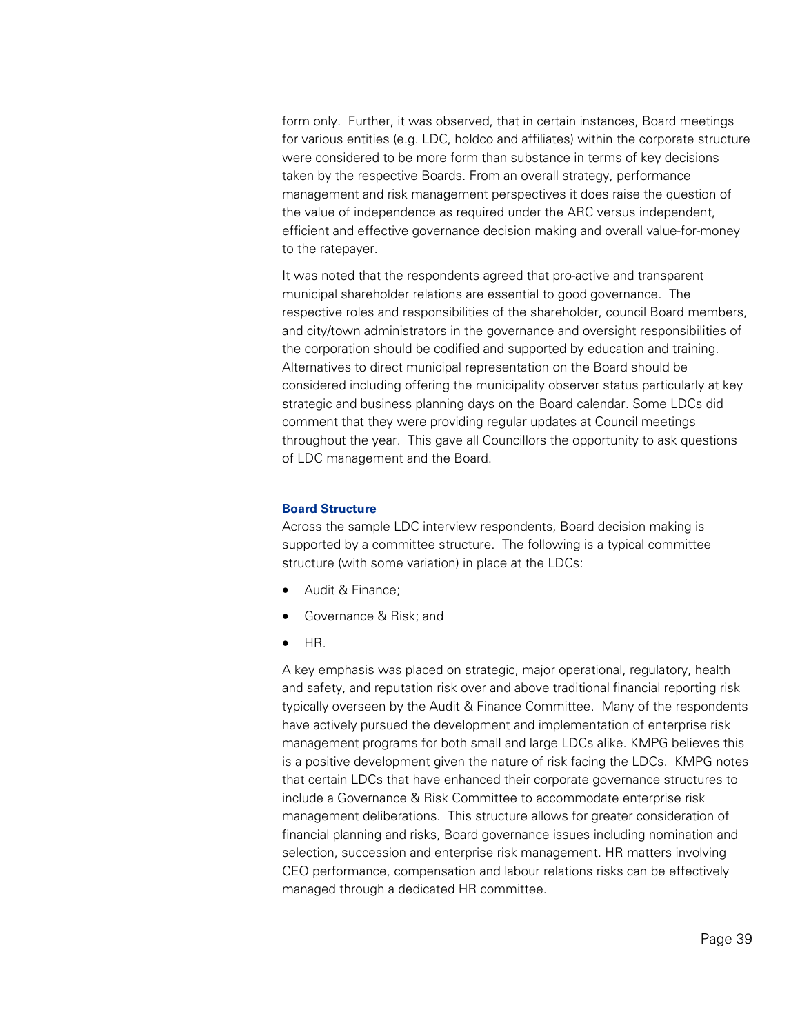form only.  Further, it was observed, that in certain instances, Board meetings for various entities (e.g. LDC, holdco and affiliates) within the corporate structure were considered to be more form than substance in terms of key decisions taken by the respective Boards. From an overall strategy, performance management and risk management perspectives it does raise the question of the value of independence as required under the ARC versus independent, efficient and effective governance decision making and overall value-for-money to the ratepayer.

It was noted that the respondents agreed that pro-active and transparent municipal shareholder relations are essential to good governance.  The respective roles and responsibilities of the shareholder, council Board members, and city/town administrators in the governance and oversight responsibilities of the corporation should be codified and supported by education and training. Alternatives to direct municipal representation on the Board should be considered including offering the municipality observer status particularly at key strategic and business planning days on the Board calendar. Some LDCs did comment that they were providing regular updates at Council meetings throughout the year.  This gave all Councillors the opportunity to ask questions of LDC management and the Board.

**Board Structure**

Across the sample LDC interview respondents, Board decision making is supported by a committee structure.  The following is a typical committee structure (with some variation) in place at the LDCs:

- Audit & Finance;
- Governance & Risk; and
- HR.

A key emphasis was placed on strategic, major operational, regulatory, health and safety, and reputation risk over and above traditional financial reporting risk typically overseen by the Audit & Finance Committee.  Many of the respondents have actively pursued the development and implementation of enterprise risk management programs for both small and large LDCs alike. KMPG believes this is a positive development given the nature of risk facing the LDCs.  KMPG notes that certain LDCs that have enhanced their corporate governance structures to include a Governance & Risk Committee to accommodate enterprise risk management deliberations.  This structure allows for greater consideration of financial planning and risks, Board governance issues including nomination and selection, succession and enterprise risk management. HR matters involving CEO performance, compensation and labour relations risks can be effectively managed through a dedicated HR committee.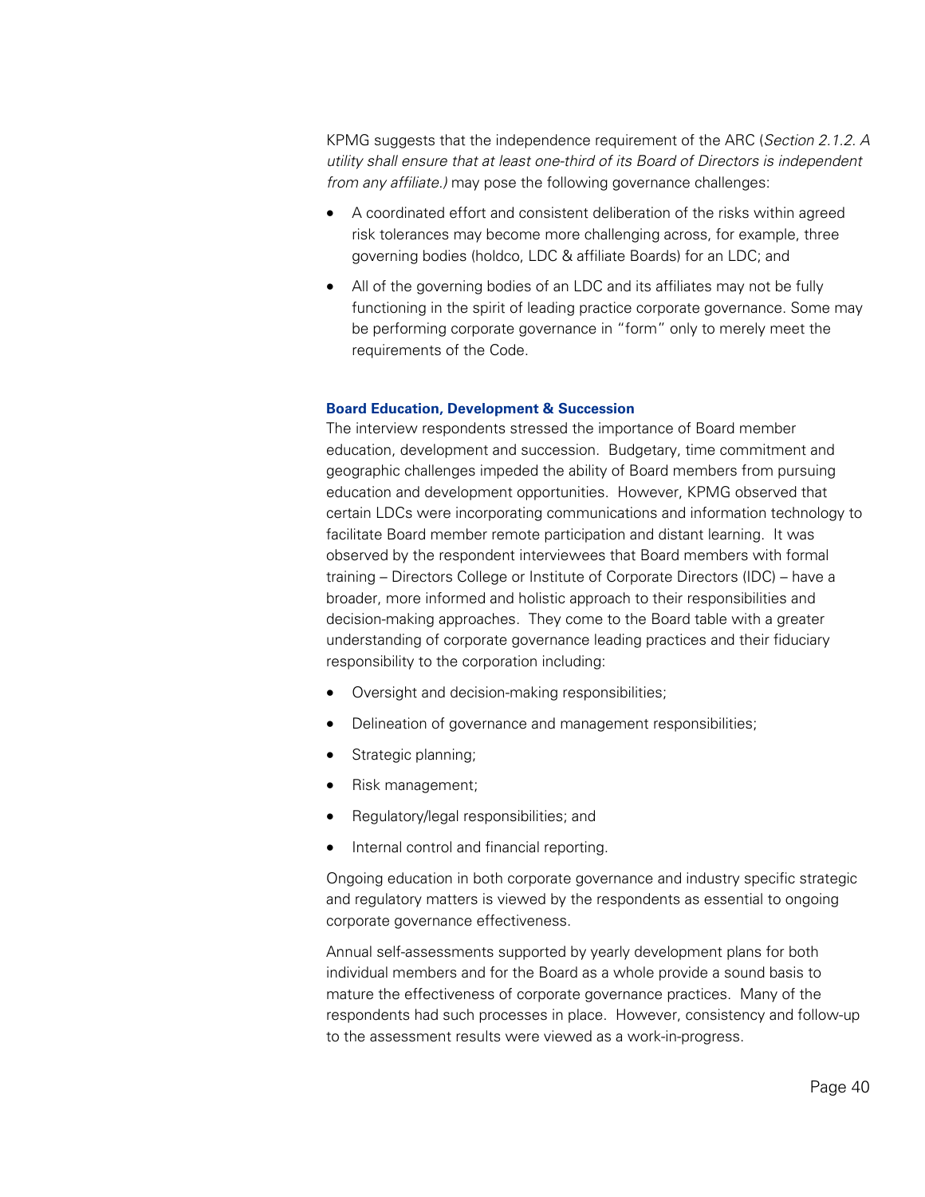KPMG suggests that the independence requirement of the ARC (*Section 2.1.2. A utility shall ensure that at least one-third of its Board of Directors is independent from any affiliate.)* may pose the following governance challenges:

- A coordinated effort and consistent deliberation of the risks within agreed risk tolerances may become more challenging across, for example, three governing bodies (holdco, LDC & affiliate Boards) for an LDC; and
- All of the governing bodies of an LDC and its affiliates may not be fully functioning in the spirit of leading practice corporate governance. Some may be performing corporate governance in "form" only to merely meet the requirements of the Code.

**Board Education, Development & Succession**

The interview respondents stressed the importance of Board member education, development and succession. Budgetary, time commitment and geographic challenges impeded the ability of Board members from pursuing education and development opportunities. However, KPMG observed that certain LDCs were incorporating communications and information technology to facilitate Board member remote participation and distant learning. It was observed by the respondent interviewees that Board members with formal training – Directors College or Institute of Corporate Directors (IDC) – have a broader, more informed and holistic approach to their responsibilities and decision-making approaches. They come to the Board table with a greater understanding of corporate governance leading practices and their fiduciary responsibility to the corporation including:

- Oversight and decision-making responsibilities;
- Delineation of governance and management responsibilities;
- Strategic planning;
- Risk management;
- Regulatory/legal responsibilities; and
- Internal control and financial reporting.

Ongoing education in both corporate governance and industry specific strategic and regulatory matters is viewed by the respondents as essential to ongoing corporate governance effectiveness.

Annual self-assessments supported by yearly development plans for both individual members and for the Board as a whole provide a sound basis to mature the effectiveness of corporate governance practices. Many of the respondents had such processes in place. However, consistency and follow-up to the assessment results were viewed as a work-in-progress.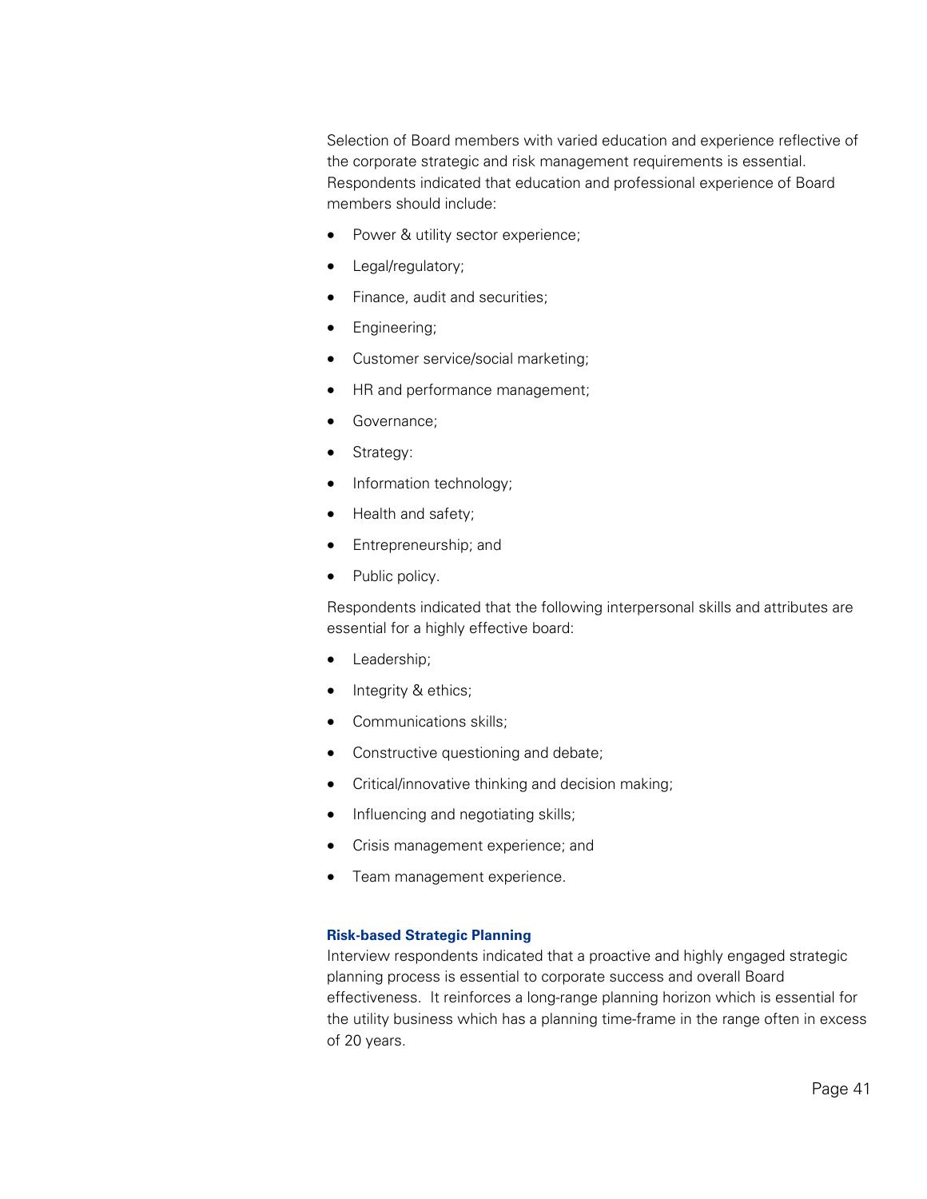Selection of Board members with varied education and experience reflective of the corporate strategic and risk management requirements is essential. Respondents indicated that education and professional experience of Board members should include:

- Power & utility sector experience;
- Legal/regulatory;
- Finance, audit and securities;
- Engineering;
- Customer service/social marketing;
- HR and performance management;
- Governance;
- Strategy:
- Information technology;
- Health and safety;
- Entrepreneurship; and
- Public policy.

Respondents indicated that the following interpersonal skills and attributes are essential for a highly effective board:

- Leadership;
- Integrity & ethics;
- Communications skills;
- Constructive questioning and debate;
- Critical/innovative thinking and decision making;
- Influencing and negotiating skills;
- Crisis management experience; and
- Team management experience.

### Risk-based Strategic Planning

Interview respondents indicated that a proactive and highly engaged strategic planning process is essential to corporate success and overall Board effectiveness. It reinforces a long-range planning horizon which is essential for the utility business which has a planning time-frame in the range often in excess of 20 years.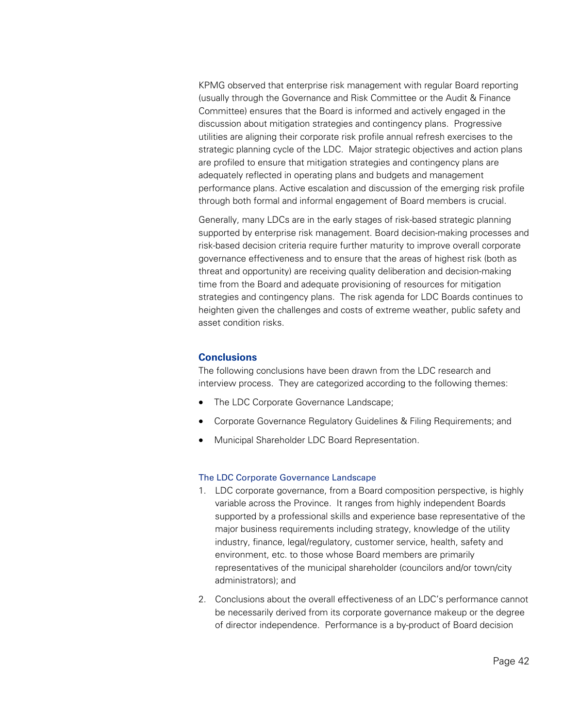KPMG observed that enterprise risk management with regular Board reporting (usually through the Governance and Risk Committee or the Audit & Finance Committee) ensures that the Board is informed and actively engaged in the discussion about mitigation strategies and contingency plans. Progressive utilities are aligning their corporate risk profile annual refresh exercises to the strategic planning cycle of the LDC. Major strategic objectives and action plans are profiled to ensure that mitigation strategies and contingency plans are adequately reflected in operating plans and budgets and management performance plans. Active escalation and discussion of the emerging risk profile through both formal and informal engagement of Board members is crucial.

Generally, many LDCs are in the early stages of risk-based strategic planning supported by enterprise risk management. Board decision-making processes and risk-based decision criteria require further maturity to improve overall corporate governance effectiveness and to ensure that the areas of highest risk (both as threat and opportunity) are receiving quality deliberation and decision-making time from the Board and adequate provisioning of resources for mitigation strategies and contingency plans. The risk agenda for LDC Boards continues to heighten given the challenges and costs of extreme weather, public safety and asset condition risks.

## Conclusions

The following conclusions have been drawn from the LDC research and interview process. They are categorized according to the following themes:

- The LDC Corporate Governance Landscape;
- Corporate Governance Regulatory Guidelines & Filing Requirements; and
- Municipal Shareholder LDC Board Representation.

### The LDC Corporate Governance Landscape

1. LDC corporate governance, from a Board composition perspective, is highly variable across the Province. It ranges from highly independent Boards supported by a professional skills and experience base representative of the major business requirements including strategy, knowledge of the utility industry, finance, legal/regulatory, customer service, health, safety and environment, etc. to those whose Board members are primarily representatives of the municipal shareholder (councilors and/or town/city administrators); and
2. Conclusions about the overall effectiveness of an LDC's performance cannot be necessarily derived from its corporate governance makeup or the degree of director independence. Performance is a by-product of Board decision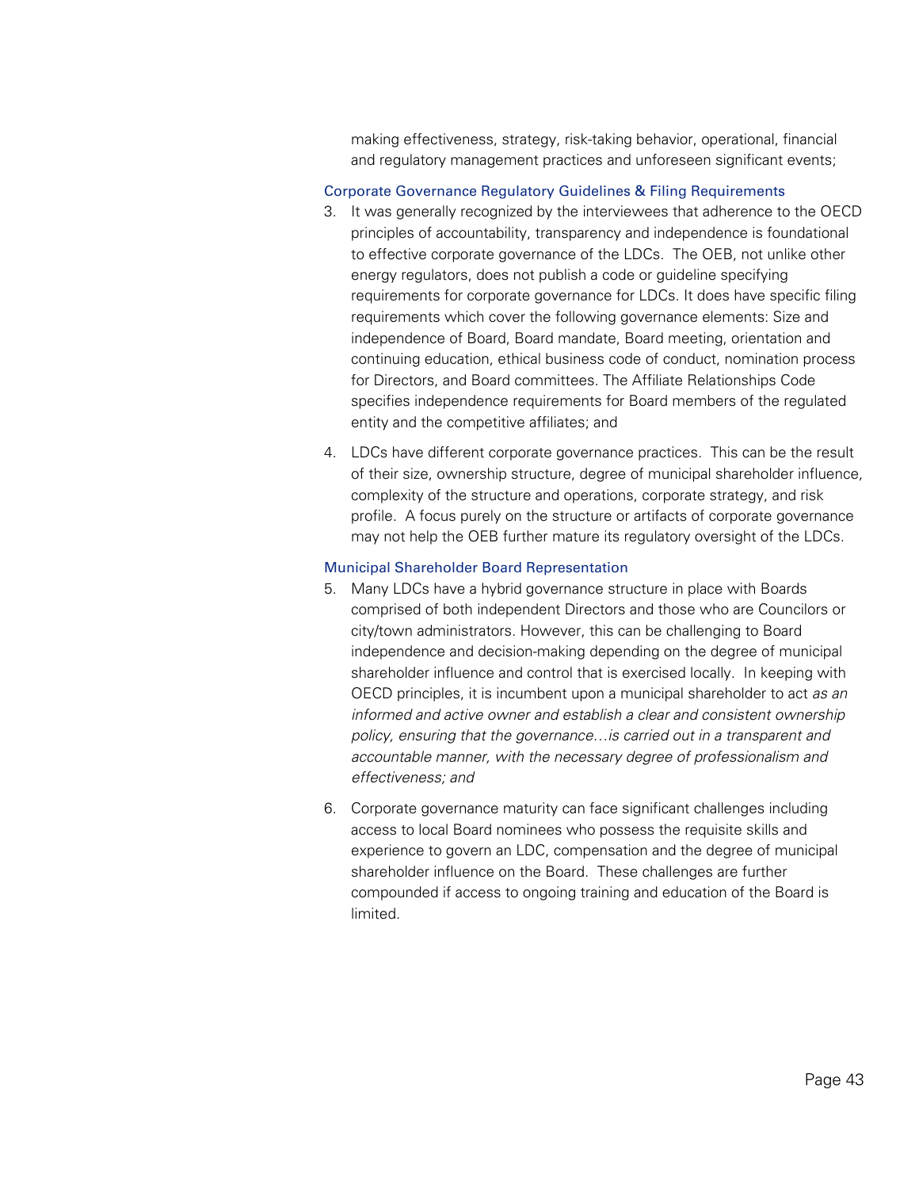making effectiveness, strategy, risk-taking behavior, operational, financial and regulatory management practices and unforeseen significant events;

### Corporate Governance Regulatory Guidelines & Filing Requirements

3. It was generally recognized by the interviewees that adherence to the OECD principles of accountability, transparency and independence is foundational to effective corporate governance of the LDCs. The OEB, not unlike other energy regulators, does not publish a code or guideline specifying requirements for corporate governance for LDCs. It does have specific filing requirements which cover the following governance elements: Size and independence of Board, Board mandate, Board meeting, orientation and continuing education, ethical business code of conduct, nomination process for Directors, and Board committees. The Affiliate Relationships Code specifies independence requirements for Board members of the regulated entity and the competitive affiliates; and

4. LDCs have different corporate governance practices. This can be the result of their size, ownership structure, degree of municipal shareholder influence, complexity of the structure and operations, corporate strategy, and risk profile. A focus purely on the structure or artifacts of corporate governance may not help the OEB further mature its regulatory oversight of the LDCs.

### Municipal Shareholder Board Representation

5. Many LDCs have a hybrid governance structure in place with Boards comprised of both independent Directors and those who are Councilors or city/town administrators. However, this can be challenging to Board independence and decision-making depending on the degree of municipal shareholder influence and control that is exercised locally. In keeping with OECD principles, it is incumbent upon a municipal shareholder to act *as an informed and active owner and establish a clear and consistent ownership policy, ensuring that the governance…is carried out in a transparent and accountable manner, with the necessary degree of professionalism and effectiveness; and*

6. Corporate governance maturity can face significant challenges including access to local Board nominees who possess the requisite skills and experience to govern an LDC, compensation and the degree of municipal shareholder influence on the Board. These challenges are further compounded if access to ongoing training and education of the Board is limited.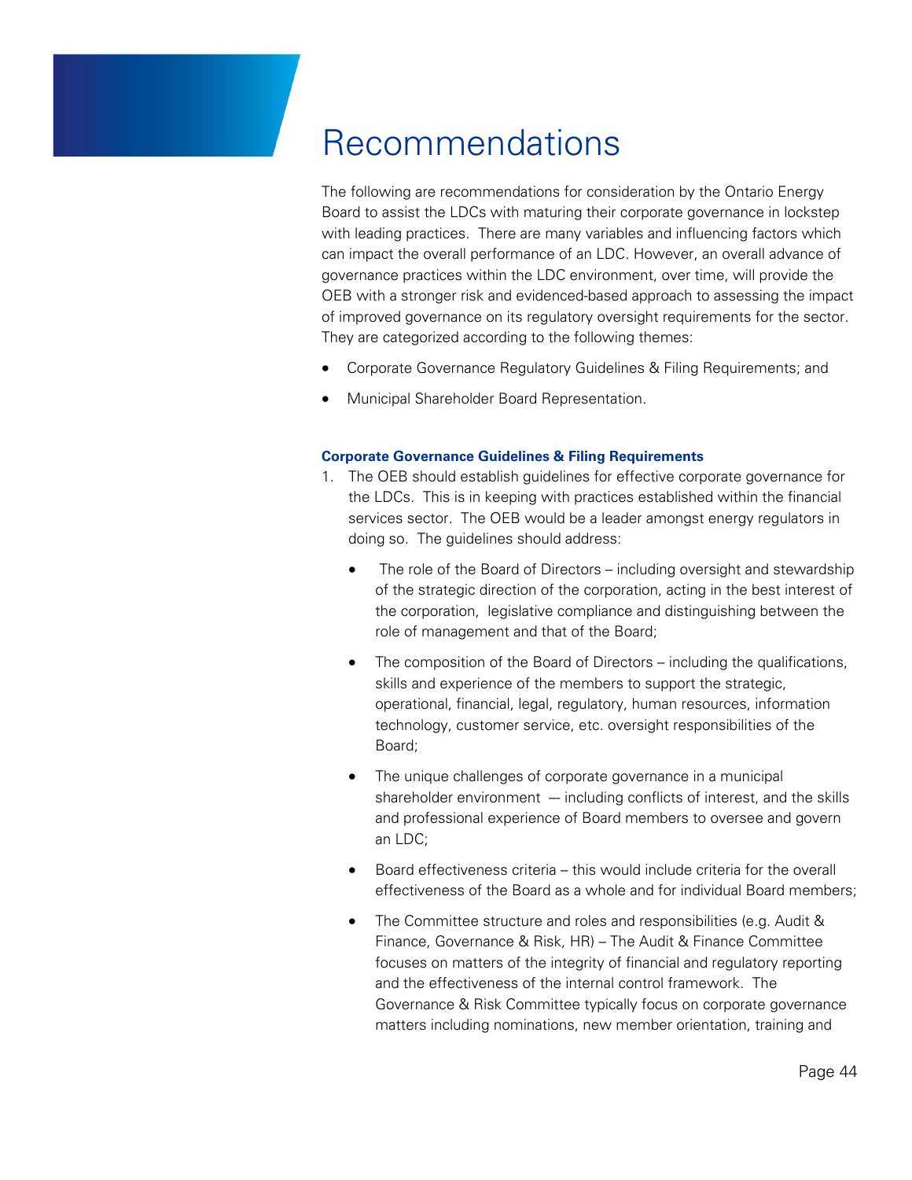# Recommendations

The following are recommendations for consideration by the Ontario Energy Board to assist the LDCs with maturing their corporate governance in lockstep with leading practices. There are many variables and influencing factors which can impact the overall performance of an LDC. However, an overall advance of governance practices within the LDC environment, over time, will provide the OEB with a stronger risk and evidenced-based approach to assessing the impact of improved governance on its regulatory oversight requirements for the sector. They are categorized according to the following themes:

- Corporate Governance Regulatory Guidelines & Filing Requirements; and
- Municipal Shareholder Board Representation.

**Corporate Governance Guidelines & Filing Requirements**

1. The OEB should establish guidelines for effective corporate governance for the LDCs. This is in keeping with practices established within the financial services sector. The OEB would be a leader amongst energy regulators in doing so. The guidelines should address:

   - The role of the Board of Directors – including oversight and stewardship of the strategic direction of the corporation, acting in the best interest of the corporation, legislative compliance and distinguishing between the role of management and that of the Board;
   - The composition of the Board of Directors – including the qualifications, skills and experience of the members to support the strategic, operational, financial, legal, regulatory, human resources, information technology, customer service, etc. oversight responsibilities of the Board;
   - The unique challenges of corporate governance in a municipal shareholder environment — including conflicts of interest, and the skills and professional experience of Board members to oversee and govern an LDC;
   - Board effectiveness criteria – this would include criteria for the overall effectiveness of the Board as a whole and for individual Board members;
   - The Committee structure and roles and responsibilities (e.g. Audit & Finance, Governance & Risk, HR) – The Audit & Finance Committee focuses on matters of the integrity of financial and regulatory reporting and the effectiveness of the internal control framework. The Governance & Risk Committee typically focus on corporate governance matters including nominations, new member orientation, training and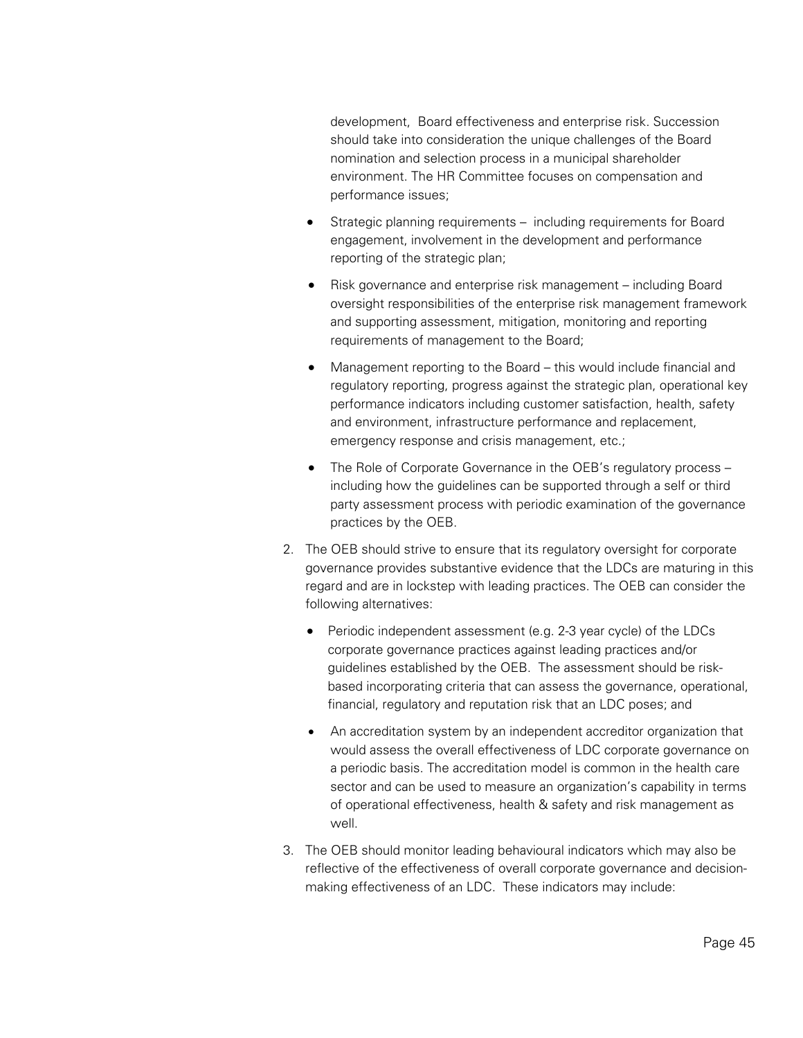development, Board effectiveness and enterprise risk. Succession should take into consideration the unique challenges of the Board nomination and selection process in a municipal shareholder environment. The HR Committee focuses on compensation and performance issues;

- Strategic planning requirements – including requirements for Board engagement, involvement in the development and performance reporting of the strategic plan;
- Risk governance and enterprise risk management – including Board oversight responsibilities of the enterprise risk management framework and supporting assessment, mitigation, monitoring and reporting requirements of management to the Board;
- Management reporting to the Board – this would include financial and regulatory reporting, progress against the strategic plan, operational key performance indicators including customer satisfaction, health, safety and environment, infrastructure performance and replacement, emergency response and crisis management, etc.;
- The Role of Corporate Governance in the OEB's regulatory process – including how the guidelines can be supported through a self or third party assessment process with periodic examination of the governance practices by the OEB.

2. The OEB should strive to ensure that its regulatory oversight for corporate governance provides substantive evidence that the LDCs are maturing in this regard and are in lockstep with leading practices. The OEB can consider the following alternatives:
   - Periodic independent assessment (e.g. 2-3 year cycle) of the LDCs corporate governance practices against leading practices and/or guidelines established by the OEB. The assessment should be risk-based incorporating criteria that can assess the governance, operational, financial, regulatory and reputation risk that an LDC poses; and
   - An accreditation system by an independent accreditor organization that would assess the overall effectiveness of LDC corporate governance on a periodic basis. The accreditation model is common in the health care sector and can be used to measure an organization's capability in terms of operational effectiveness, health & safety and risk management as well.
3. The OEB should monitor leading behavioural indicators which may also be reflective of the effectiveness of overall corporate governance and decision-making effectiveness of an LDC. These indicators may include: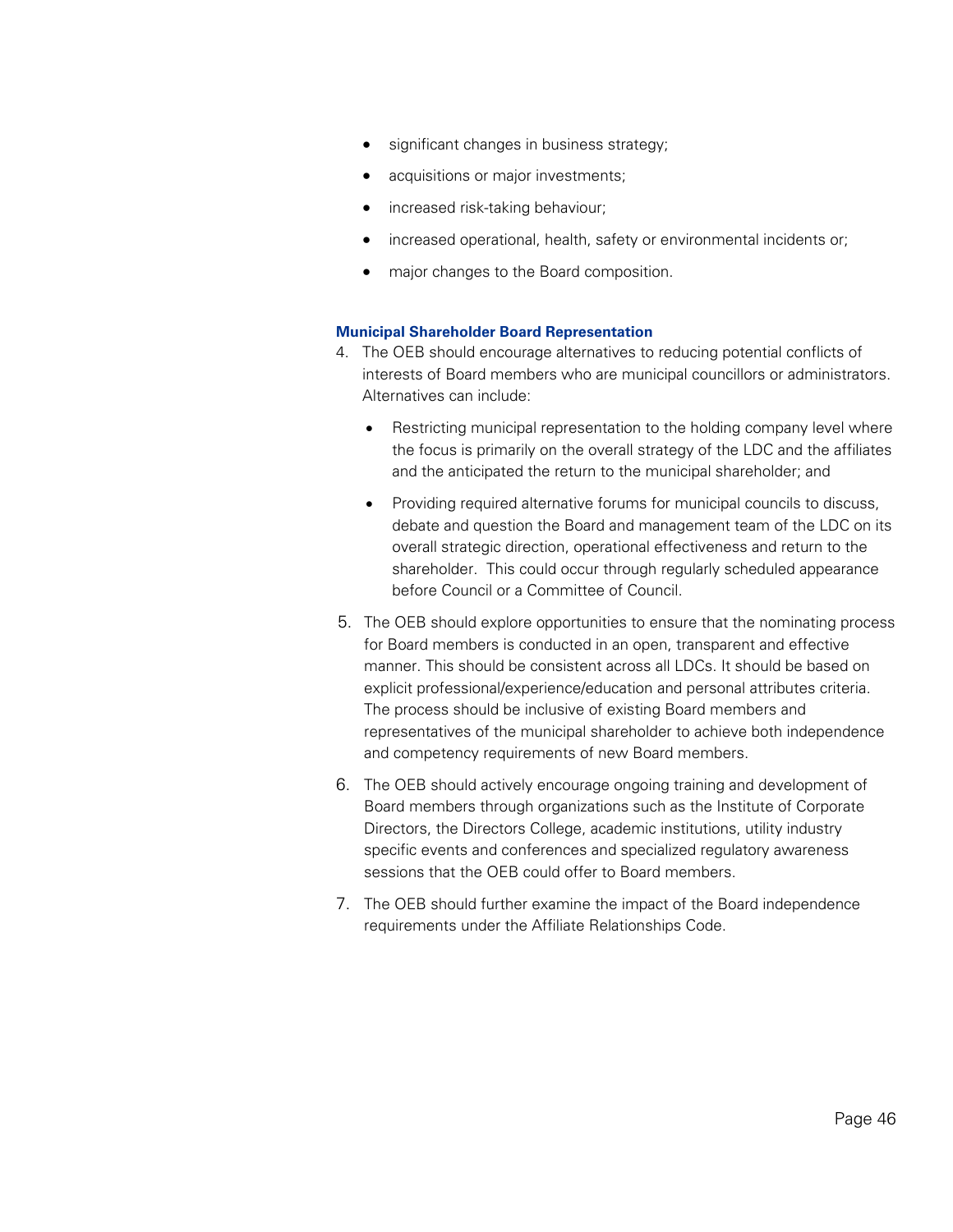- significant changes in business strategy;
- acquisitions or major investments;
- increased risk-taking behaviour;
- increased operational, health, safety or environmental incidents or;
- major changes to the Board composition.

**Municipal Shareholder Board Representation**

4. The OEB should encourage alternatives to reducing potential conflicts of interests of Board members who are municipal councillors or administrators. Alternatives can include:
   - Restricting municipal representation to the holding company level where the focus is primarily on the overall strategy of the LDC and the affiliates and the anticipated the return to the municipal shareholder; and
   - Providing required alternative forums for municipal councils to discuss, debate and question the Board and management team of the LDC on its overall strategic direction, operational effectiveness and return to the shareholder. This could occur through regularly scheduled appearance before Council or a Committee of Council.
5. The OEB should explore opportunities to ensure that the nominating process for Board members is conducted in an open, transparent and effective manner. This should be consistent across all LDCs. It should be based on explicit professional/experience/education and personal attributes criteria. The process should be inclusive of existing Board members and representatives of the municipal shareholder to achieve both independence and competency requirements of new Board members.
6. The OEB should actively encourage ongoing training and development of Board members through organizations such as the Institute of Corporate Directors, the Directors College, academic institutions, utility industry specific events and conferences and specialized regulatory awareness sessions that the OEB could offer to Board members.
7. The OEB should further examine the impact of the Board independence requirements under the Affiliate Relationships Code.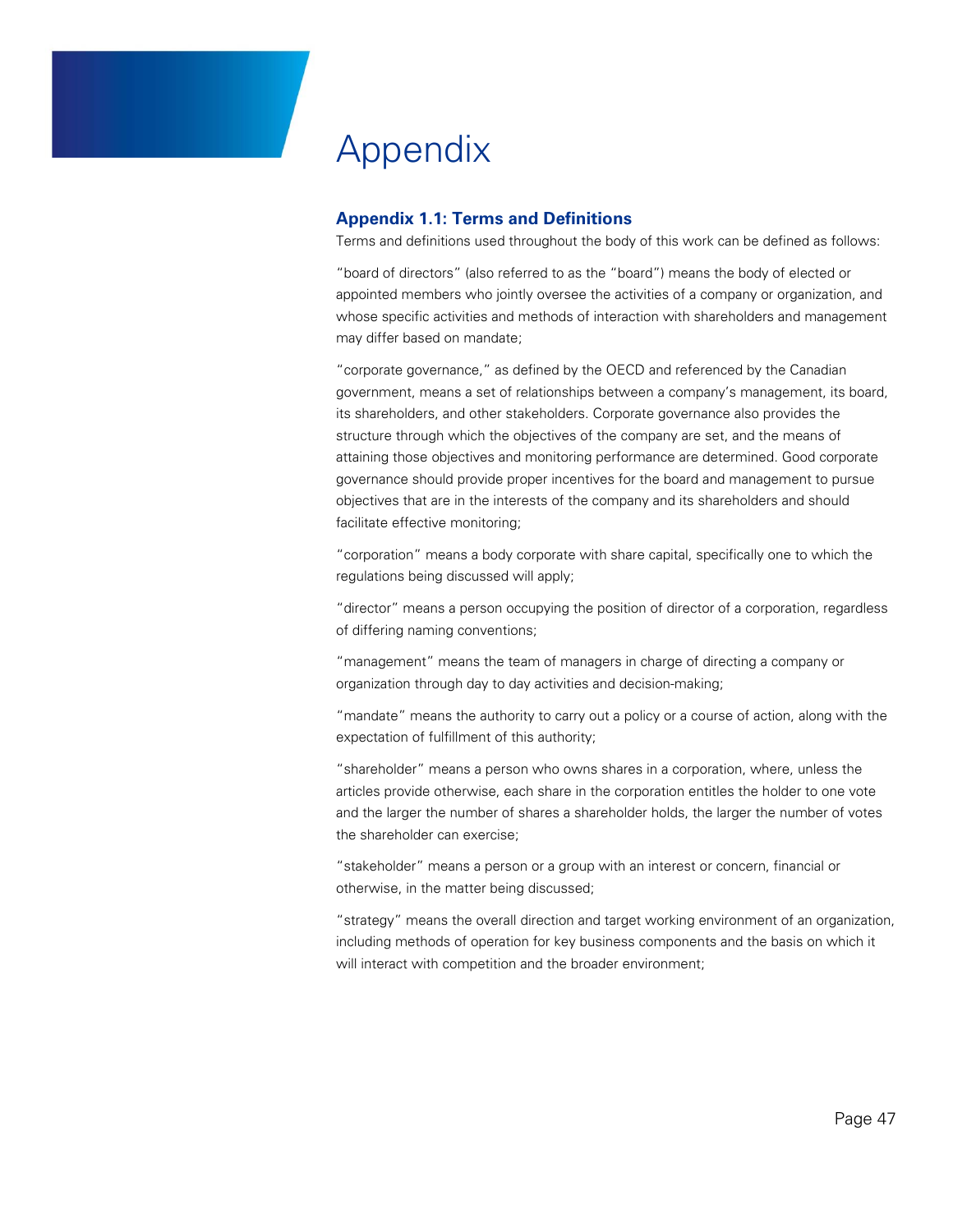# Appendix

## Appendix 1.1: Terms and Definitions

Terms and definitions used throughout the body of this work can be defined as follows:

"board of directors" (also referred to as the "board") means the body of elected or appointed members who jointly oversee the activities of a company or organization, and whose specific activities and methods of interaction with shareholders and management may differ based on mandate;

"corporate governance," as defined by the OECD and referenced by the Canadian government, means a set of relationships between a company's management, its board, its shareholders, and other stakeholders. Corporate governance also provides the structure through which the objectives of the company are set, and the means of attaining those objectives and monitoring performance are determined. Good corporate governance should provide proper incentives for the board and management to pursue objectives that are in the interests of the company and its shareholders and should facilitate effective monitoring;

"corporation" means a body corporate with share capital, specifically one to which the regulations being discussed will apply;

"director" means a person occupying the position of director of a corporation, regardless of differing naming conventions;

"management" means the team of managers in charge of directing a company or organization through day to day activities and decision-making;

"mandate" means the authority to carry out a policy or a course of action, along with the expectation of fulfillment of this authority;

"shareholder" means a person who owns shares in a corporation, where, unless the articles provide otherwise, each share in the corporation entitles the holder to one vote and the larger the number of shares a shareholder holds, the larger the number of votes the shareholder can exercise;

"stakeholder" means a person or a group with an interest or concern, financial or otherwise, in the matter being discussed;

"strategy" means the overall direction and target working environment of an organization, including methods of operation for key business components and the basis on which it will interact with competition and the broader environment;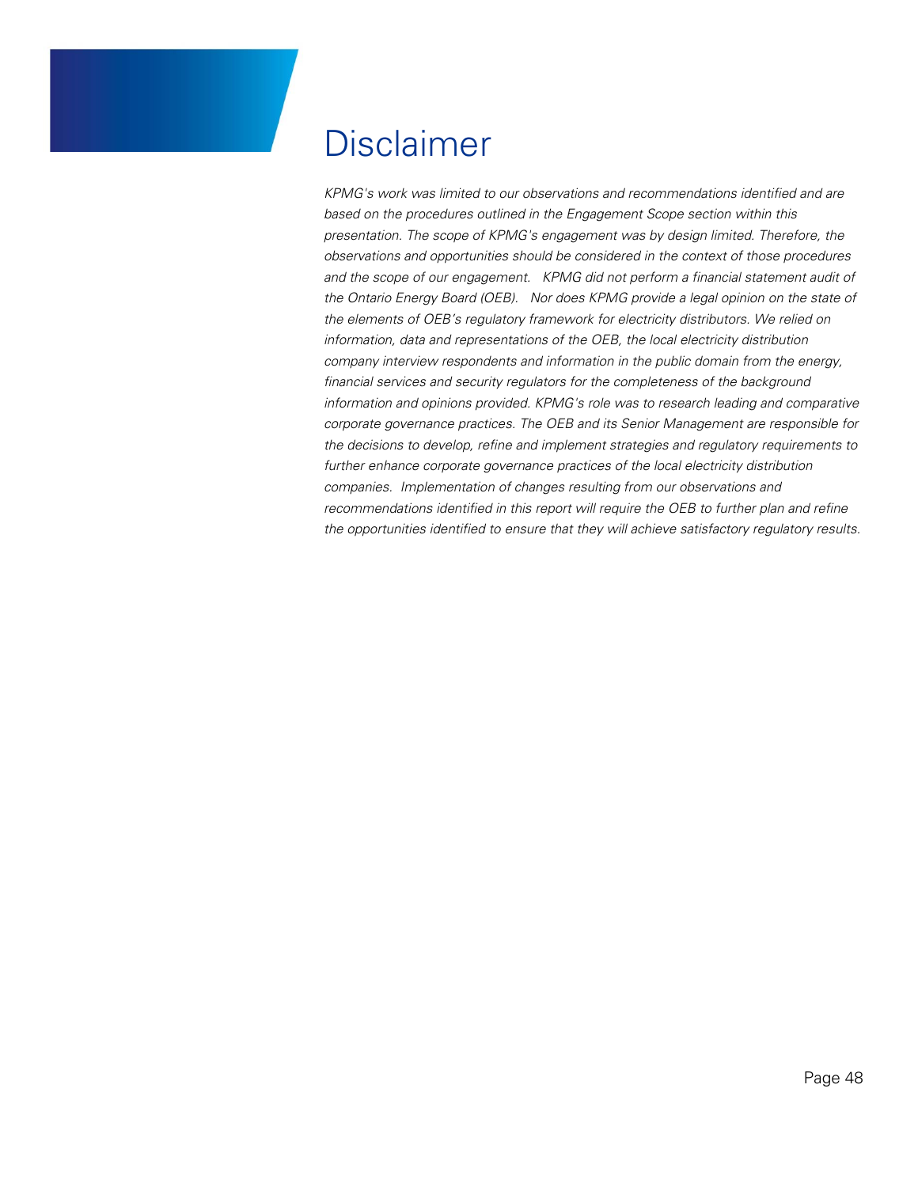# Disclaimer

*KPMG's work was limited to our observations and recommendations identified and are based on the procedures outlined in the Engagement Scope section within this presentation. The scope of KPMG's engagement was by design limited. Therefore, the observations and opportunities should be considered in the context of those procedures and the scope of our engagement. KPMG did not perform a financial statement audit of the Ontario Energy Board (OEB). Nor does KPMG provide a legal opinion on the state of the elements of OEB's regulatory framework for electricity distributors. We relied on information, data and representations of the OEB, the local electricity distribution company interview respondents and information in the public domain from the energy, financial services and security regulators for the completeness of the background information and opinions provided. KPMG's role was to research leading and comparative corporate governance practices. The OEB and its Senior Management are responsible for the decisions to develop, refine and implement strategies and regulatory requirements to further enhance corporate governance practices of the local electricity distribution companies. Implementation of changes resulting from our observations and recommendations identified in this report will require the OEB to further plan and refine the opportunities identified to ensure that they will achieve satisfactory regulatory results.*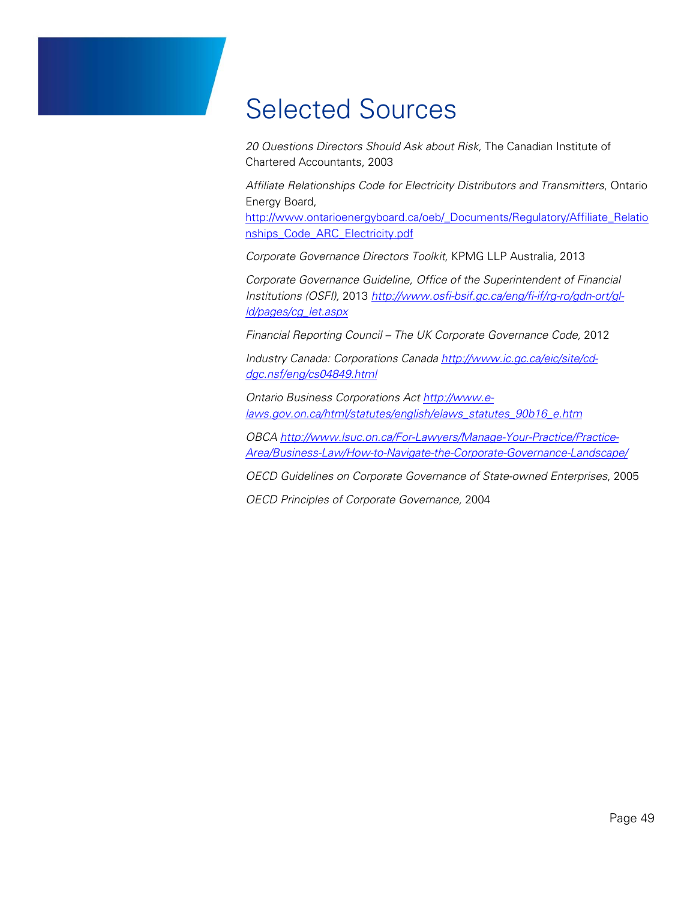# Selected Sources

*20 Questions Directors Should Ask about Risk,* The Canadian Institute of Chartered Accountants, 2003

*Affiliate Relationships Code for Electricity Distributors and Transmitters*, Ontario Energy Board, http://www.ontarioenergyboard.ca/oeb/_Documents/Regulatory/Affiliate_Relationships_Code_ARC_Electricity.pdf

*Corporate Governance Directors Toolkit,* KPMG LLP Australia, 2013

*Corporate Governance Guideline, Office of the Superintendent of Financial Institutions (OSFI),* 2013 *http://www.osfi-bsif.gc.ca/eng/fi-if/rg-ro/gdn-ort/gl-ld/pages/cg_let.aspx*

*Financial Reporting Council – The UK Corporate Governance Code,* 2012

*Industry Canada: Corporations Canada http://www.ic.gc.ca/eic/site/cd-dgc.nsf/eng/cs04849.html*

*Ontario Business Corporations Act http://www.e-laws.gov.on.ca/html/statutes/english/elaws_statutes_90b16_e.htm*

*OBCA http://www.lsuc.on.ca/For-Lawyers/Manage-Your-Practice/Practice-Area/Business-Law/How-to-Navigate-the-Corporate-Governance-Landscape/*

*OECD Guidelines on Corporate Governance of State-owned Enterprises*, 2005

*OECD Principles of Corporate Governance,* 2004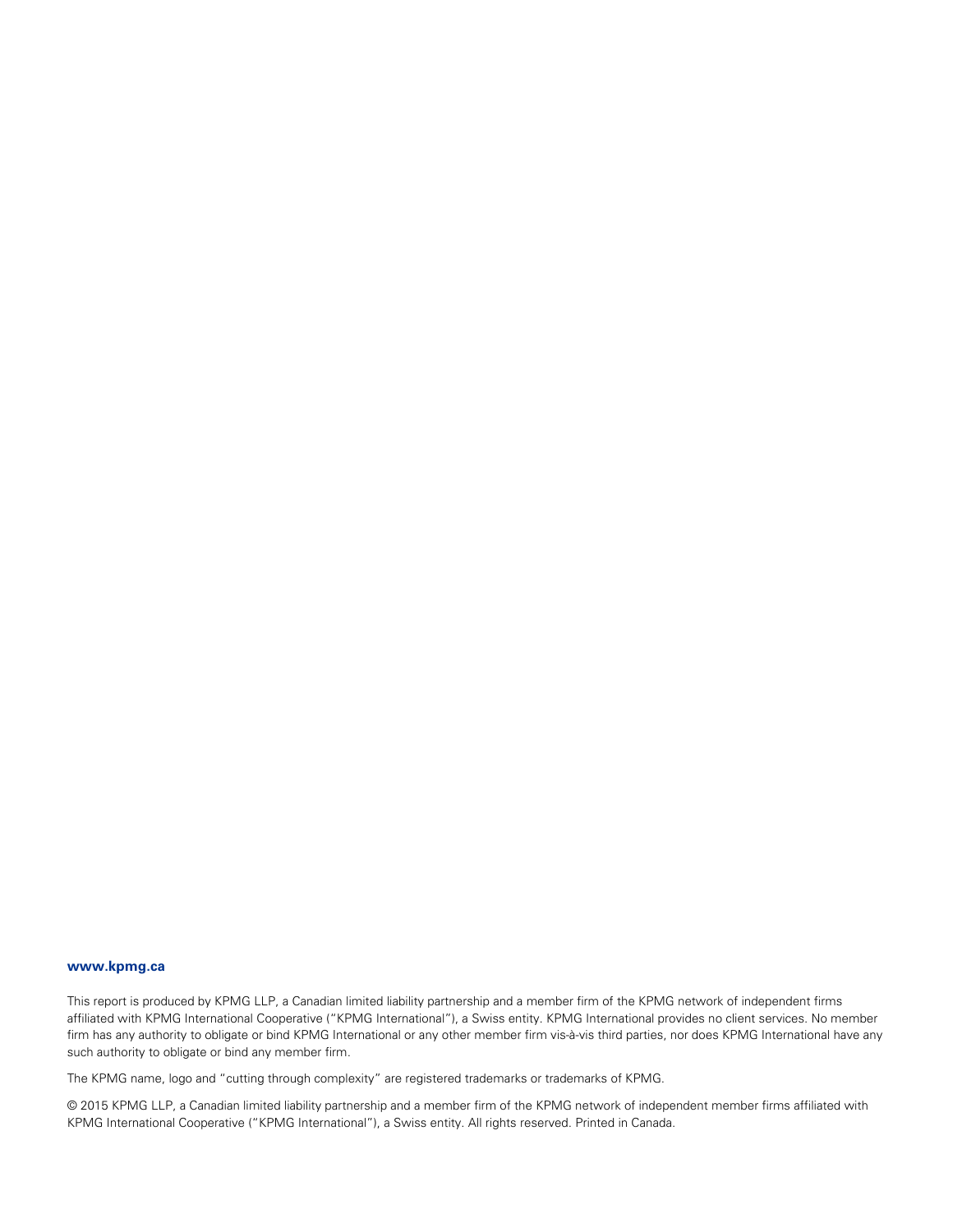**www.kpmg.ca**

This report is produced by KPMG LLP, a Canadian limited liability partnership and a member firm of the KPMG network of independent firms affiliated with KPMG International Cooperative ("KPMG International"), a Swiss entity. KPMG International provides no client services. No member firm has any authority to obligate or bind KPMG International or any other member firm vis-à-vis third parties, nor does KPMG International have any such authority to obligate or bind any member firm.

The KPMG name, logo and "cutting through complexity" are registered trademarks or trademarks of KPMG.

© 2015 KPMG LLP, a Canadian limited liability partnership and a member firm of the KPMG network of independent member firms affiliated with KPMG International Cooperative ("KPMG International"), a Swiss entity. All rights reserved. Printed in Canada.